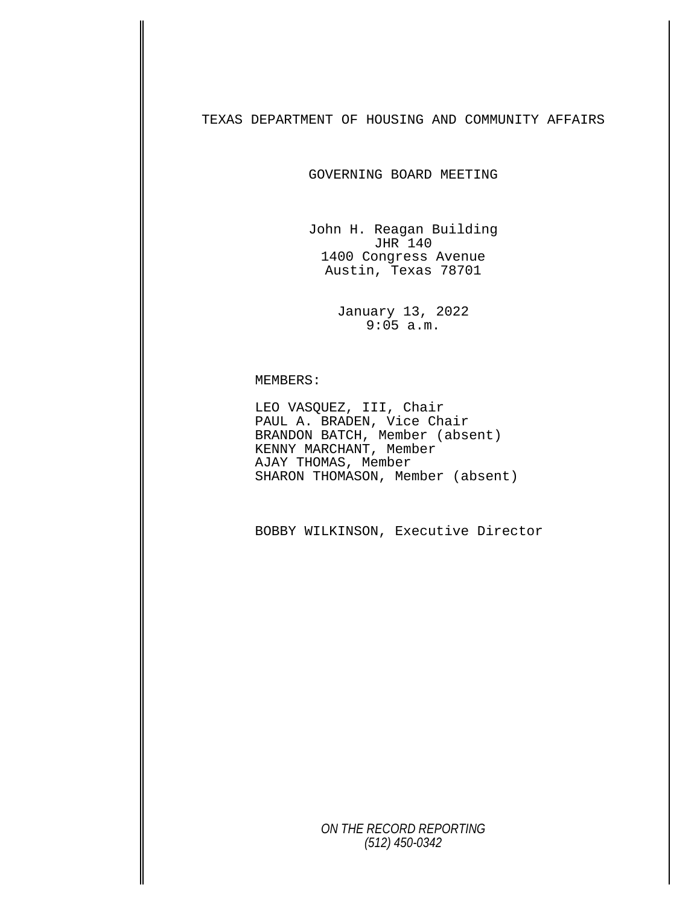# TEXAS DEPARTMENT OF HOUSING AND COMMUNITY AFFAIRS

## GOVERNING BOARD MEETING

John H. Reagan Building
JHR 140
1400 Congress Avenue
Austin, Texas 78701

January 13, 2022
9:05 a.m.

MEMBERS:

LEO VASQUEZ, III, Chair
PAUL A. BRADEN, Vice Chair
BRANDON BATCH, Member (absent)
KENNY MARCHANT, Member
AJAY THOMAS, Member
SHARON THOMASON, Member (absent)

BOBBY WILKINSON, Executive Director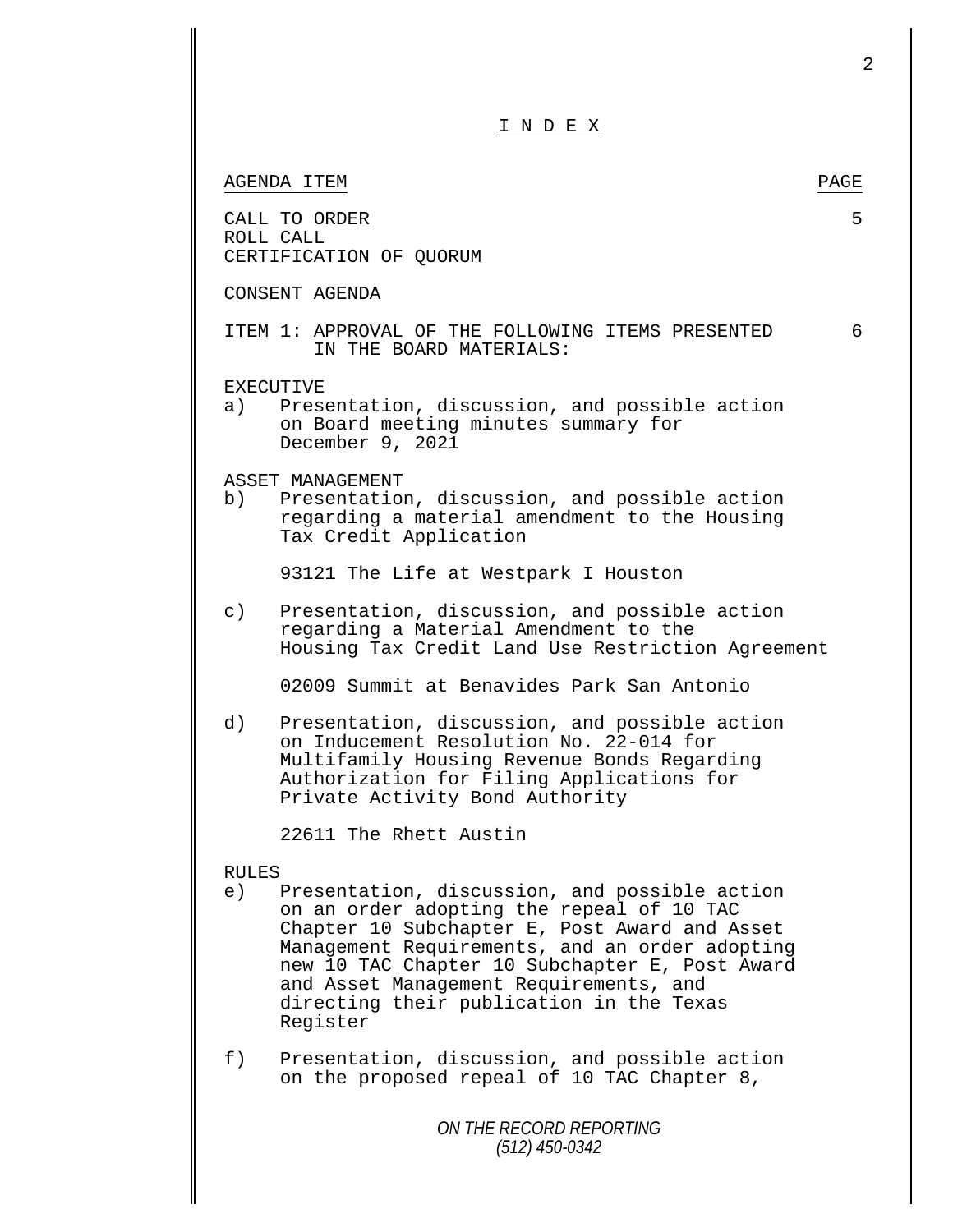# I N D E X

| AGENDA ITEM | PAGE |
|---|---|
| CALL TO ORDER<br>ROLL CALL<br>CERTIFICATION OF QUORUM | 5 |
| CONSENT AGENDA | |
| ITEM 1: APPROVAL OF THE FOLLOWING ITEMS PRESENTED IN THE BOARD MATERIALS: | 6 |

EXECUTIVE

a) Presentation, discussion, and possible action on Board meeting minutes summary for December 9, 2021

ASSET MANAGEMENT

b) Presentation, discussion, and possible action regarding a material amendment to the Housing Tax Credit Application

93121 The Life at Westpark I Houston

c) Presentation, discussion, and possible action regarding a Material Amendment to the Housing Tax Credit Land Use Restriction Agreement

02009 Summit at Benavides Park San Antonio

d) Presentation, discussion, and possible action on Inducement Resolution No. 22-014 for Multifamily Housing Revenue Bonds Regarding Authorization for Filing Applications for Private Activity Bond Authority

22611 The Rhett Austin

RULES

e) Presentation, discussion, and possible action on an order adopting the repeal of 10 TAC Chapter 10 Subchapter E, Post Award and Asset Management Requirements, and an order adopting new 10 TAC Chapter 10 Subchapter E, Post Award and Asset Management Requirements, and directing their publication in the Texas Register

f) Presentation, discussion, and possible action on the proposed repeal of 10 TAC Chapter 8,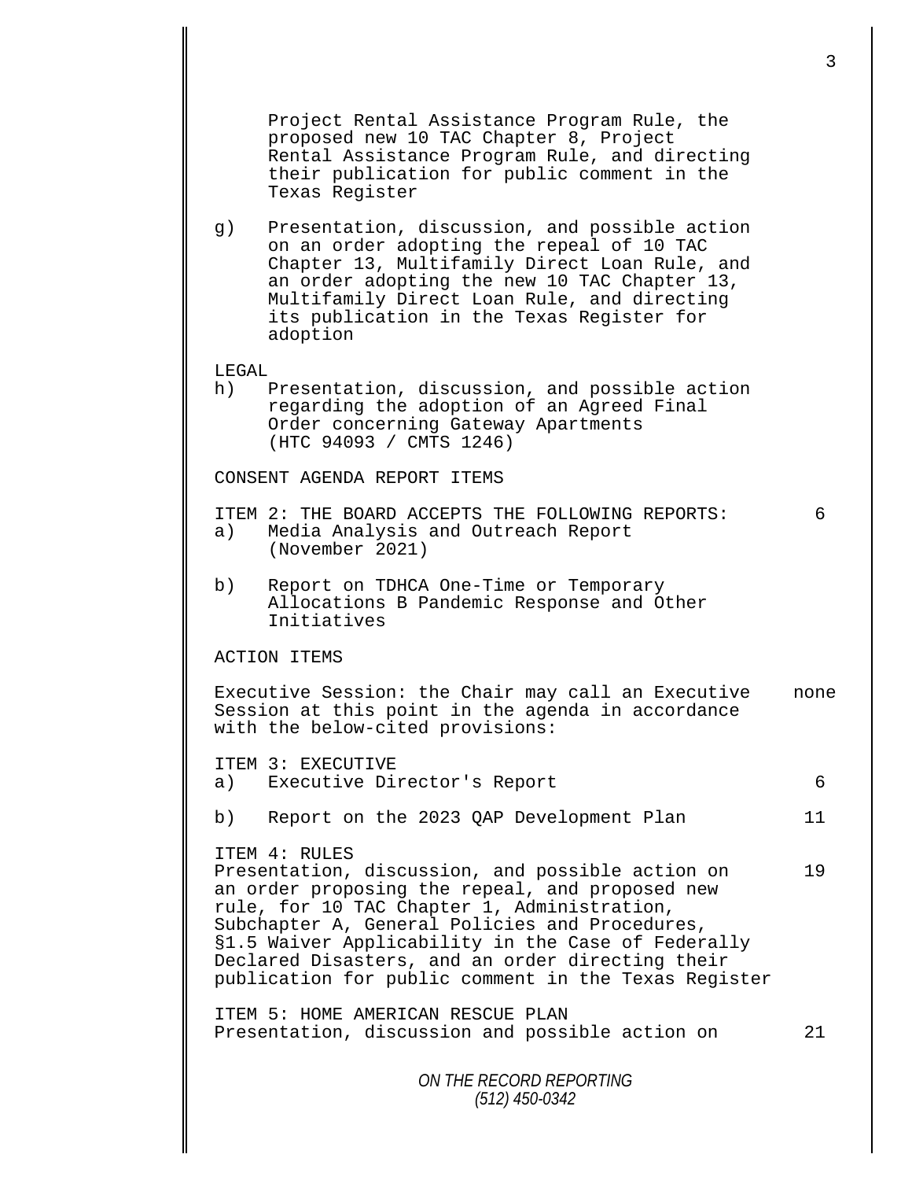Project Rental Assistance Program Rule, the proposed new 10 TAC Chapter 8, Project Rental Assistance Program Rule, and directing their publication for public comment in the Texas Register

g) Presentation, discussion, and possible action on an order adopting the repeal of 10 TAC Chapter 13, Multifamily Direct Loan Rule, and an order adopting the new 10 TAC Chapter 13, Multifamily Direct Loan Rule, and directing its publication in the Texas Register for adoption

LEGAL

h) Presentation, discussion, and possible action regarding the adoption of an Agreed Final Order concerning Gateway Apartments (HTC 94093 / CMTS 1246)

CONSENT AGENDA REPORT ITEMS

| | |
|---|---|
| ITEM 2: THE BOARD ACCEPTS THE FOLLOWING REPORTS: | 6 |
| a) Media Analysis and Outreach Report (November 2021) | |
| b) Report on TDHCA One-Time or Temporary Allocations B Pandemic Response and Other Initiatives | |

ACTION ITEMS

| | |
|---|---|
| Executive Session: the Chair may call an Executive Session at this point in the agenda in accordance with the below-cited provisions: | none |
| ITEM 3: EXECUTIVE | |
| a) Executive Director's Report | 6 |
| b) Report on the 2023 QAP Development Plan | 11 |
| ITEM 4: RULES<br>Presentation, discussion, and possible action on an order proposing the repeal, and proposed new rule, for 10 TAC Chapter 1, Administration, Subchapter A, General Policies and Procedures, §1.5 Waiver Applicability in the Case of Federally Declared Disasters, and an order directing their publication for public comment in the Texas Register | 19 |
| ITEM 5: HOME AMERICAN RESCUE PLAN<br>Presentation, discussion and possible action on | 21 |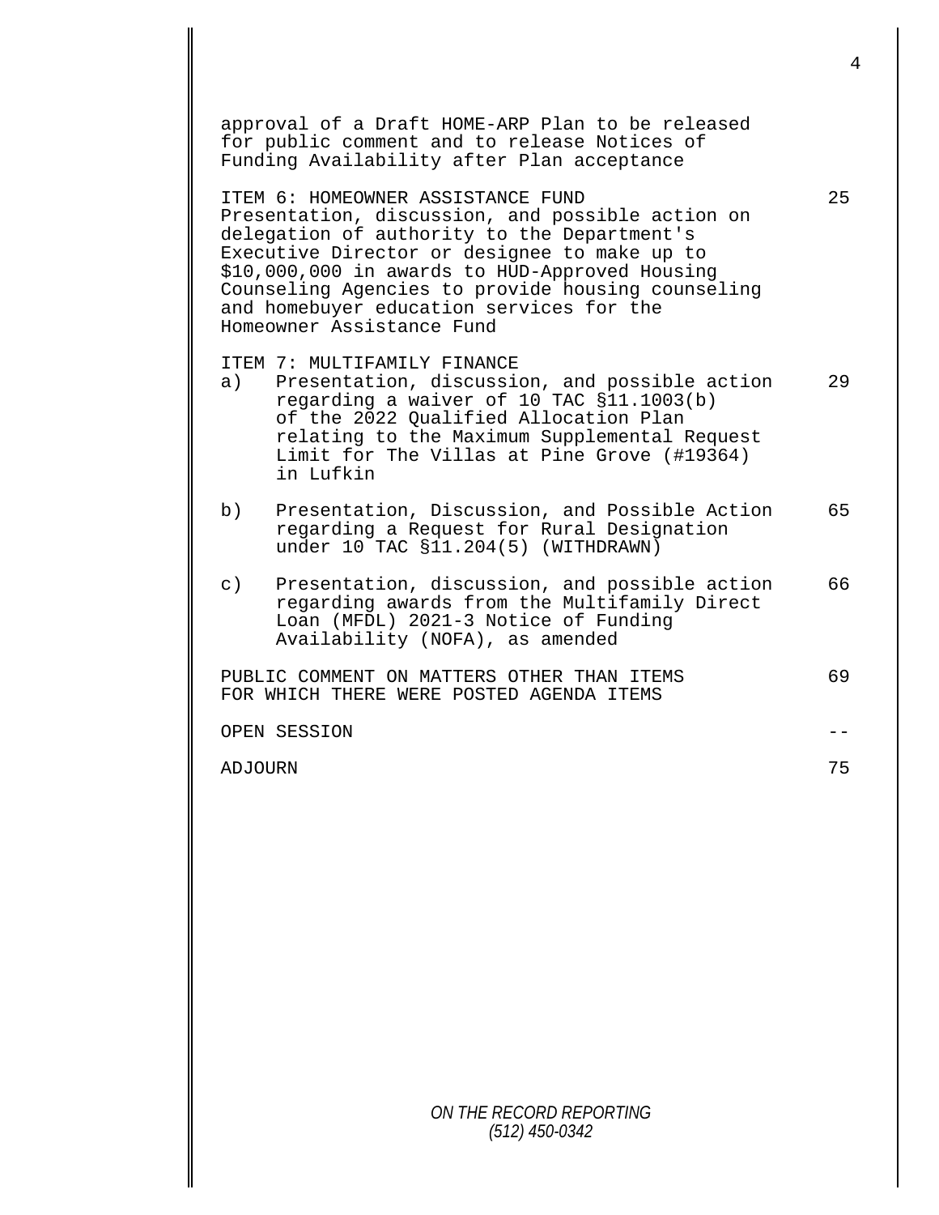approval of a Draft HOME-ARP Plan to be released for public comment and to release Notices of Funding Availability after Plan acceptance

ITEM 6: HOMEOWNER ASSISTANCE FUND — 25
Presentation, discussion, and possible action on delegation of authority to the Department's Executive Director or designee to make up to $10,000,000 in awards to HUD-Approved Housing Counseling Agencies to provide housing counseling and homebuyer education services for the Homeowner Assistance Fund

ITEM 7: MULTIFAMILY FINANCE

a) Presentation, discussion, and possible action regarding a waiver of 10 TAC §11.1003(b) of the 2022 Qualified Allocation Plan relating to the Maximum Supplemental Request Limit for The Villas at Pine Grove (#19364) in Lufkin — 29

b) Presentation, Discussion, and Possible Action regarding a Request for Rural Designation under 10 TAC §11.204(5) (WITHDRAWN) — 65

c) Presentation, discussion, and possible action regarding awards from the Multifamily Direct Loan (MFDL) 2021-3 Notice of Funding Availability (NOFA), as amended — 66

PUBLIC COMMENT ON MATTERS OTHER THAN ITEMS FOR WHICH THERE WERE POSTED AGENDA ITEMS — 69

OPEN SESSION — --

ADJOURN — 75

*ON THE RECORD REPORTING*
*(512) 450-0342*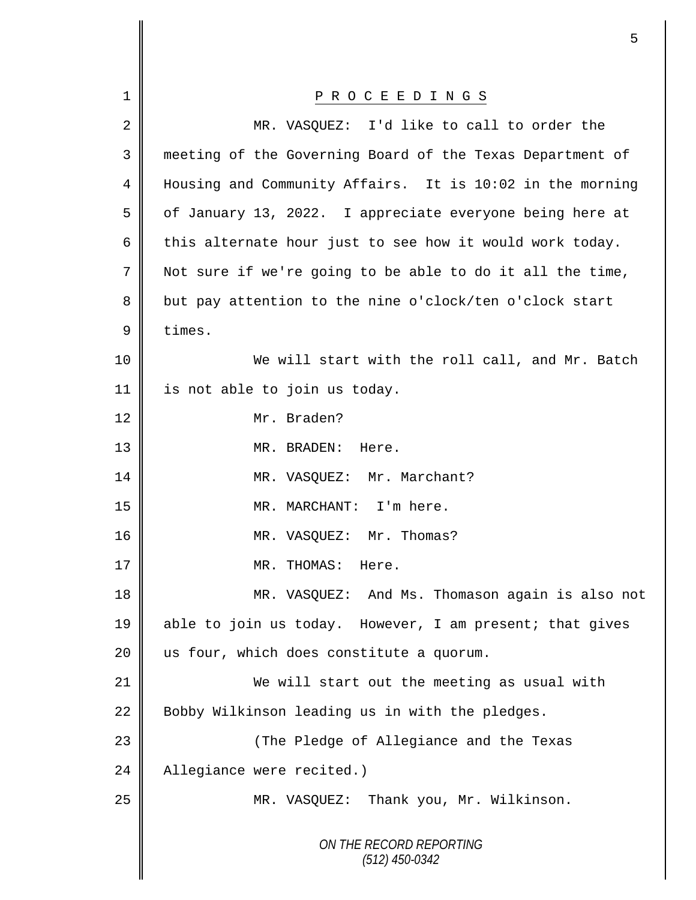# P R O C E E D I N G S

MR. VASQUEZ: I'd like to call to order the meeting of the Governing Board of the Texas Department of Housing and Community Affairs. It is 10:02 in the morning of January 13, 2022. I appreciate everyone being here at this alternate hour just to see how it would work today. Not sure if we're going to be able to do it all the time, but pay attention to the nine o'clock/ten o'clock start times.

We will start with the roll call, and Mr. Batch is not able to join us today.

Mr. Braden?

MR. BRADEN: Here.

MR. VASQUEZ: Mr. Marchant?

MR. MARCHANT: I'm here.

MR. VASQUEZ: Mr. Thomas?

MR. THOMAS: Here.

MR. VASQUEZ: And Ms. Thomason again is also not able to join us today. However, I am present; that gives us four, which does constitute a quorum.

We will start out the meeting as usual with Bobby Wilkinson leading us in with the pledges.

(The Pledge of Allegiance and the Texas Allegiance were recited.)

MR. VASQUEZ: Thank you, Mr. Wilkinson.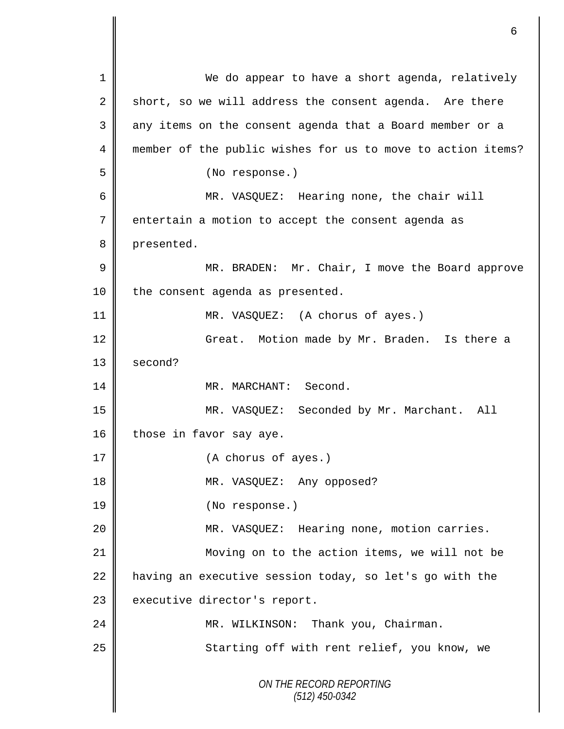We do appear to have a short agenda, relatively short, so we will address the consent agenda. Are there any items on the consent agenda that a Board member or a member of the public wishes for us to move to action items?

(No response.)

MR. VASQUEZ: Hearing none, the chair will entertain a motion to accept the consent agenda as presented.

MR. BRADEN: Mr. Chair, I move the Board approve the consent agenda as presented.

MR. VASQUEZ: (A chorus of ayes.)

Great. Motion made by Mr. Braden. Is there a second?

MR. MARCHANT: Second.

MR. VASQUEZ: Seconded by Mr. Marchant. All those in favor say aye.

(A chorus of ayes.)

MR. VASQUEZ: Any opposed?

(No response.)

MR. VASQUEZ: Hearing none, motion carries.

Moving on to the action items, we will not be having an executive session today, so let's go with the executive director's report.

MR. WILKINSON: Thank you, Chairman.

Starting off with rent relief, you know, we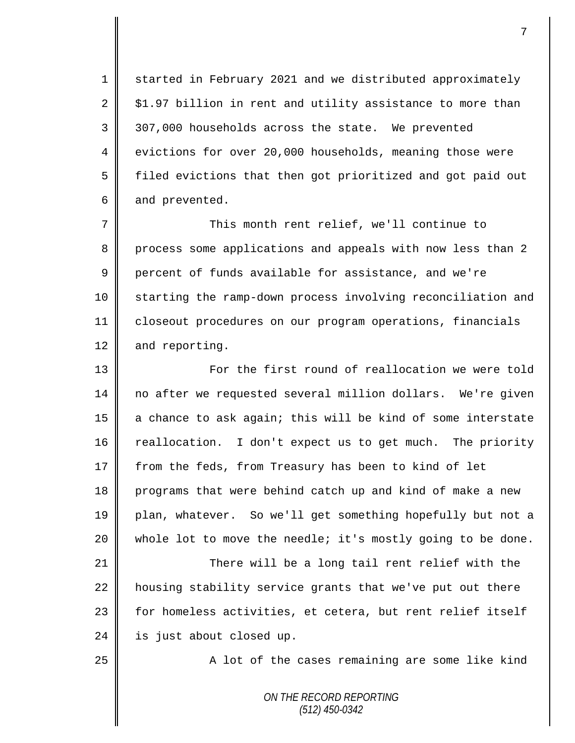started in February 2021 and we distributed approximately $1.97 billion in rent and utility assistance to more than 307,000 households across the state. We prevented evictions for over 20,000 households, meaning those were filed evictions that then got prioritized and got paid out and prevented.

This month rent relief, we'll continue to process some applications and appeals with now less than 2 percent of funds available for assistance, and we're starting the ramp-down process involving reconciliation and closeout procedures on our program operations, financials and reporting.

For the first round of reallocation we were told no after we requested several million dollars. We're given a chance to ask again; this will be kind of some interstate reallocation. I don't expect us to get much. The priority from the feds, from Treasury has been to kind of let programs that were behind catch up and kind of make a new plan, whatever. So we'll get something hopefully but not a whole lot to move the needle; it's mostly going to be done.

There will be a long tail rent relief with the housing stability service grants that we've put out there for homeless activities, et cetera, but rent relief itself is just about closed up.

A lot of the cases remaining are some like kind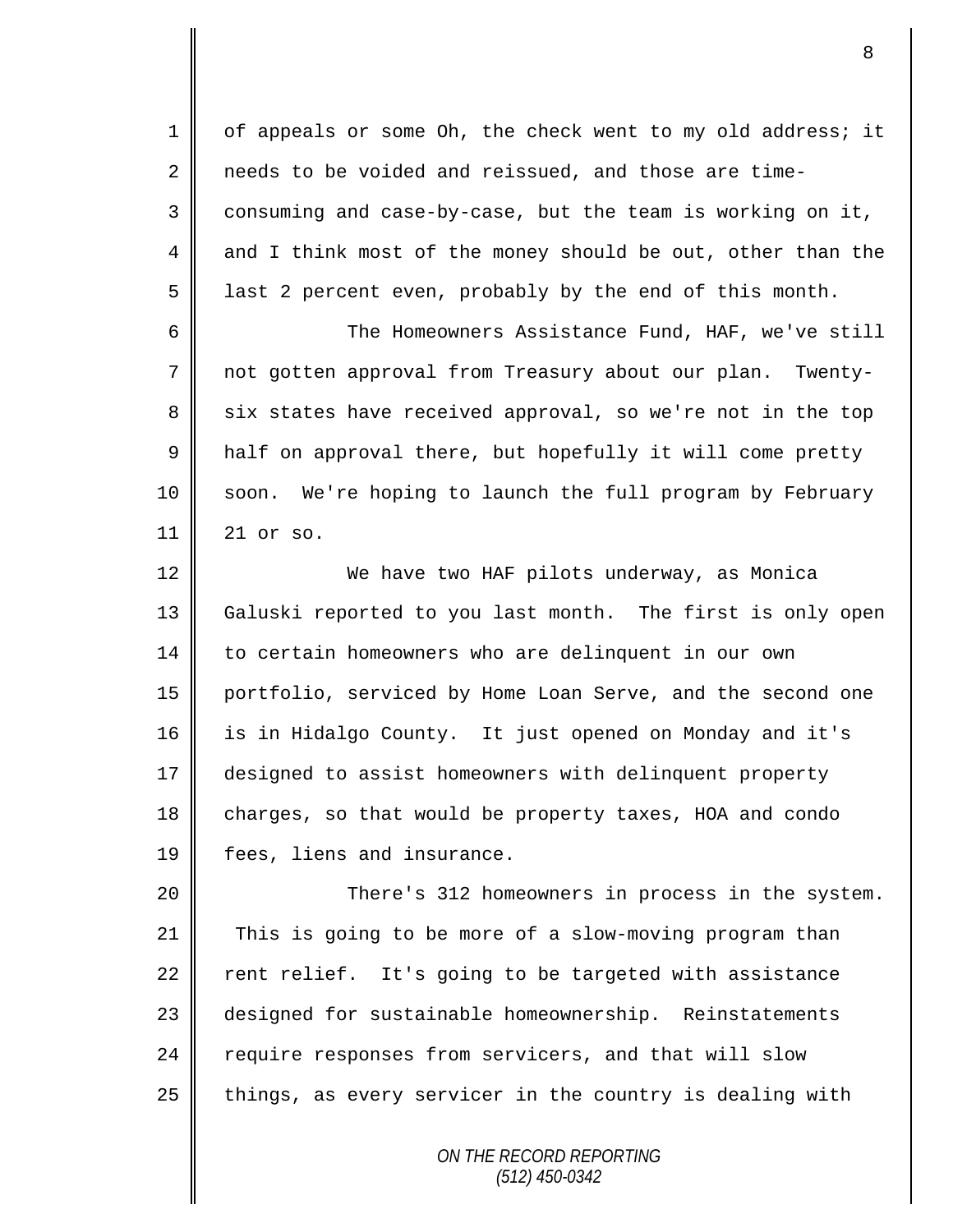of appeals or some Oh, the check went to my old address; it needs to be voided and reissued, and those are time-consuming and case-by-case, but the team is working on it, and I think most of the money should be out, other than the last 2 percent even, probably by the end of this month.

The Homeowners Assistance Fund, HAF, we've still not gotten approval from Treasury about our plan. Twenty-six states have received approval, so we're not in the top half on approval there, but hopefully it will come pretty soon. We're hoping to launch the full program by February 21 or so.

We have two HAF pilots underway, as Monica Galuski reported to you last month. The first is only open to certain homeowners who are delinquent in our own portfolio, serviced by Home Loan Serve, and the second one is in Hidalgo County. It just opened on Monday and it's designed to assist homeowners with delinquent property charges, so that would be property taxes, HOA and condo fees, liens and insurance.

There's 312 homeowners in process in the system. This is going to be more of a slow-moving program than rent relief. It's going to be targeted with assistance designed for sustainable homeownership. Reinstatements require responses from servicers, and that will slow things, as every servicer in the country is dealing with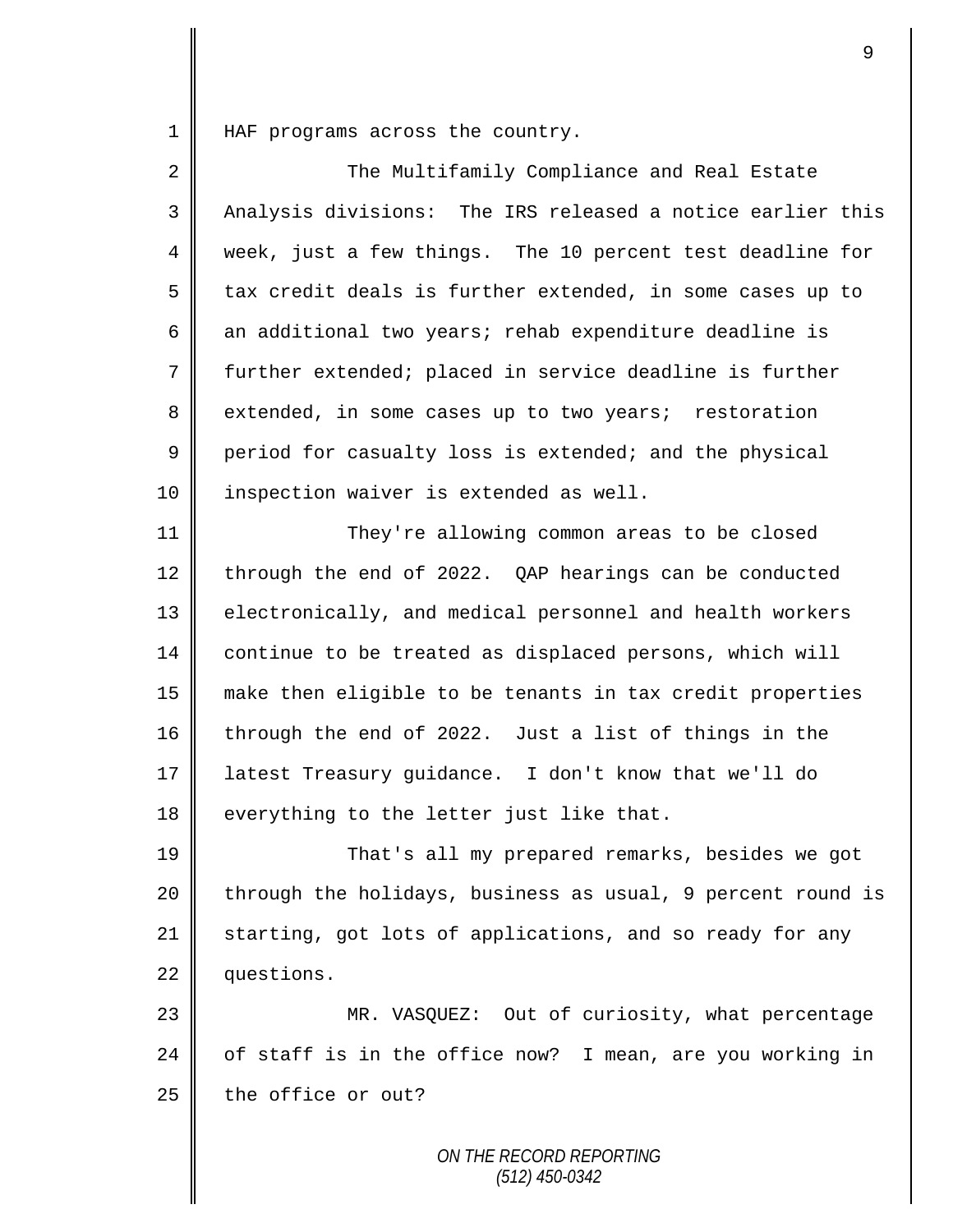HAF programs across the country.

The Multifamily Compliance and Real Estate Analysis divisions: The IRS released a notice earlier this week, just a few things. The 10 percent test deadline for tax credit deals is further extended, in some cases up to an additional two years; rehab expenditure deadline is further extended; placed in service deadline is further extended, in some cases up to two years; restoration period for casualty loss is extended; and the physical inspection waiver is extended as well.

They're allowing common areas to be closed through the end of 2022. QAP hearings can be conducted electronically, and medical personnel and health workers continue to be treated as displaced persons, which will make then eligible to be tenants in tax credit properties through the end of 2022. Just a list of things in the latest Treasury guidance. I don't know that we'll do everything to the letter just like that.

That's all my prepared remarks, besides we got through the holidays, business as usual, 9 percent round is starting, got lots of applications, and so ready for any questions.

MR. VASQUEZ: Out of curiosity, what percentage of staff is in the office now? I mean, are you working in the office or out?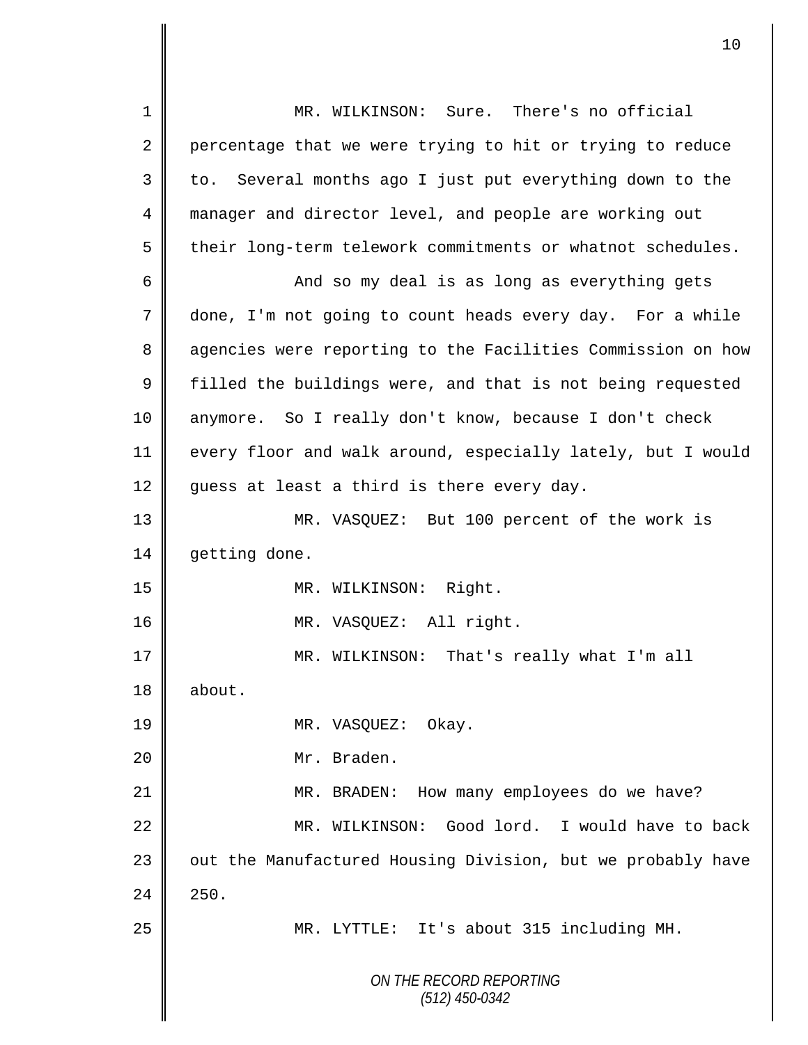MR. WILKINSON: Sure. There's no official percentage that we were trying to hit or trying to reduce to. Several months ago I just put everything down to the manager and director level, and people are working out their long-term telework commitments or whatnot schedules.

And so my deal is as long as everything gets done, I'm not going to count heads every day. For a while agencies were reporting to the Facilities Commission on how filled the buildings were, and that is not being requested anymore. So I really don't know, because I don't check every floor and walk around, especially lately, but I would guess at least a third is there every day.

MR. VASQUEZ: But 100 percent of the work is getting done.

MR. WILKINSON: Right.

MR. VASQUEZ: All right.

MR. WILKINSON: That's really what I'm all about.

MR. VASQUEZ: Okay.

Mr. Braden.

MR. BRADEN: How many employees do we have?

MR. WILKINSON: Good lord. I would have to back out the Manufactured Housing Division, but we probably have 250.

MR. LYTTLE: It's about 315 including MH.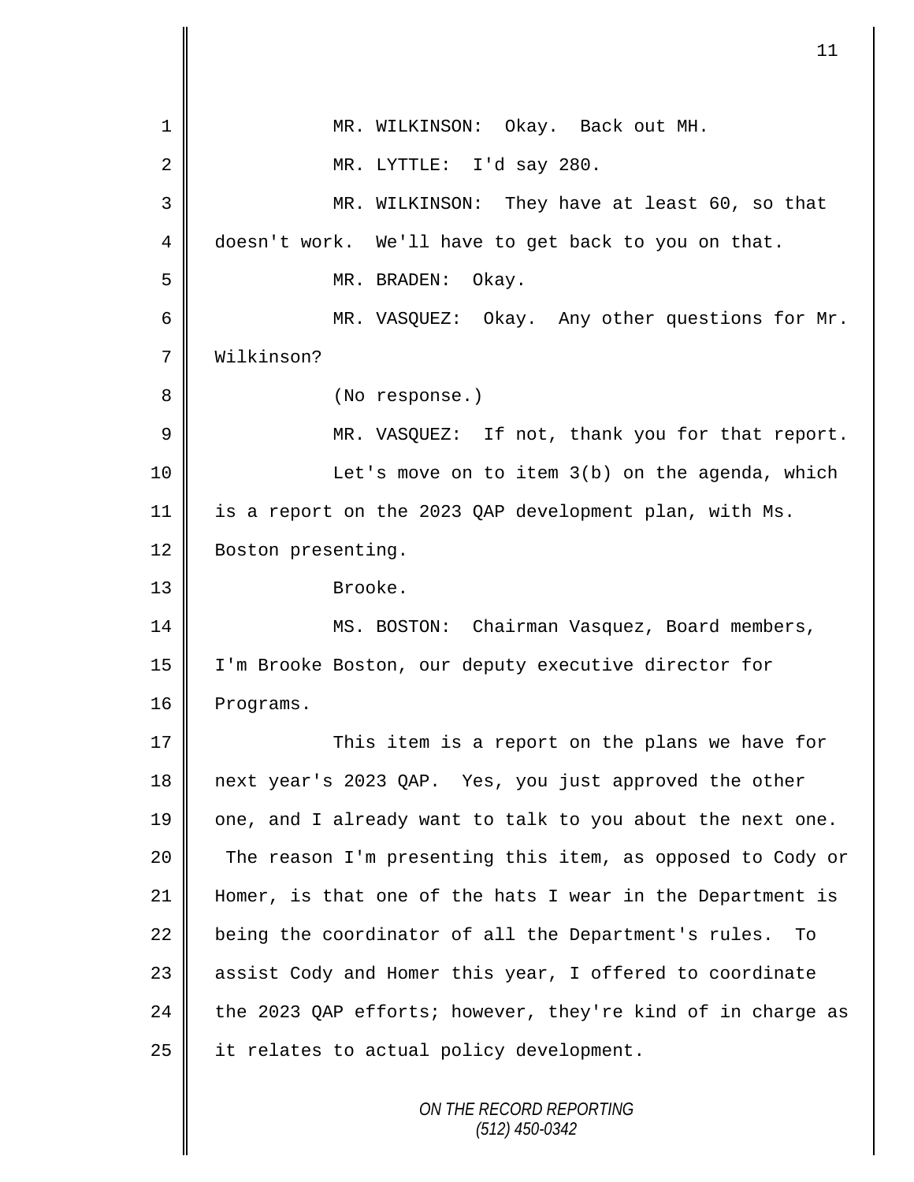MR. WILKINSON: Okay. Back out MH.

MR. LYTTLE: I'd say 280.

MR. WILKINSON: They have at least 60, so that doesn't work. We'll have to get back to you on that.

MR. BRADEN: Okay.

MR. VASQUEZ: Okay. Any other questions for Mr. Wilkinson?

(No response.)

MR. VASQUEZ: If not, thank you for that report.

Let's move on to item 3(b) on the agenda, which is a report on the 2023 QAP development plan, with Ms. Boston presenting.

Brooke.

MS. BOSTON: Chairman Vasquez, Board members, I'm Brooke Boston, our deputy executive director for Programs.

This item is a report on the plans we have for next year's 2023 QAP. Yes, you just approved the other one, and I already want to talk to you about the next one. The reason I'm presenting this item, as opposed to Cody or Homer, is that one of the hats I wear in the Department is being the coordinator of all the Department's rules. To assist Cody and Homer this year, I offered to coordinate the 2023 QAP efforts; however, they're kind of in charge as it relates to actual policy development.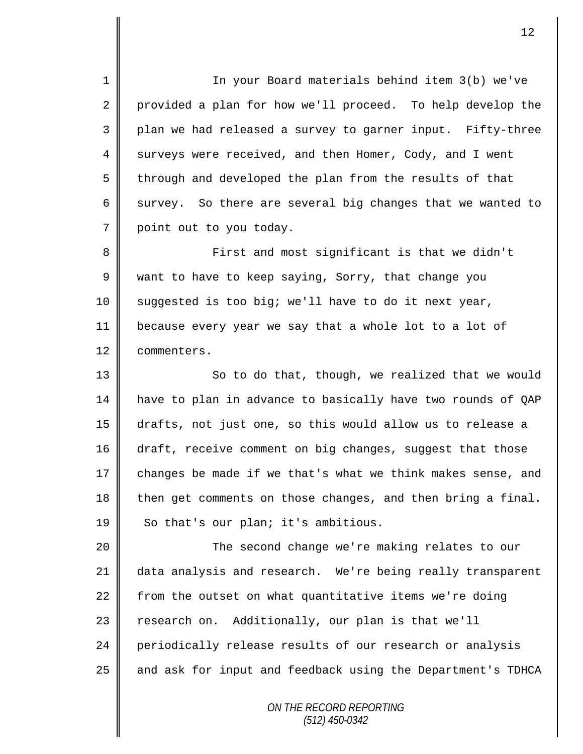In your Board materials behind item 3(b) we've provided a plan for how we'll proceed. To help develop the plan we had released a survey to garner input. Fifty-three surveys were received, and then Homer, Cody, and I went through and developed the plan from the results of that survey. So there are several big changes that we wanted to point out to you today.

First and most significant is that we didn't want to have to keep saying, Sorry, that change you suggested is too big; we'll have to do it next year, because every year we say that a whole lot to a lot of commenters.

So to do that, though, we realized that we would have to plan in advance to basically have two rounds of QAP drafts, not just one, so this would allow us to release a draft, receive comment on big changes, suggest that those changes be made if we that's what we think makes sense, and then get comments on those changes, and then bring a final. So that's our plan; it's ambitious.

The second change we're making relates to our data analysis and research. We're being really transparent from the outset on what quantitative items we're doing research on. Additionally, our plan is that we'll periodically release results of our research or analysis and ask for input and feedback using the Department's TDHCA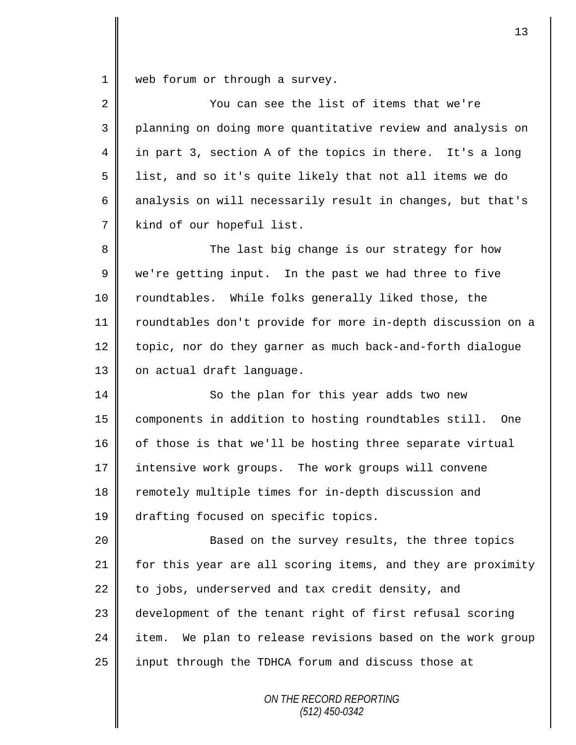web forum or through a survey.

You can see the list of items that we're planning on doing more quantitative review and analysis on in part 3, section A of the topics in there. It's a long list, and so it's quite likely that not all items we do analysis on will necessarily result in changes, but that's kind of our hopeful list.

The last big change is our strategy for how we're getting input. In the past we had three to five roundtables. While folks generally liked those, the roundtables don't provide for more in-depth discussion on a topic, nor do they garner as much back-and-forth dialogue on actual draft language.

So the plan for this year adds two new components in addition to hosting roundtables still. One of those is that we'll be hosting three separate virtual intensive work groups. The work groups will convene remotely multiple times for in-depth discussion and drafting focused on specific topics.

Based on the survey results, the three topics for this year are all scoring items, and they are proximity to jobs, underserved and tax credit density, and development of the tenant right of first refusal scoring item. We plan to release revisions based on the work group input through the TDHCA forum and discuss those at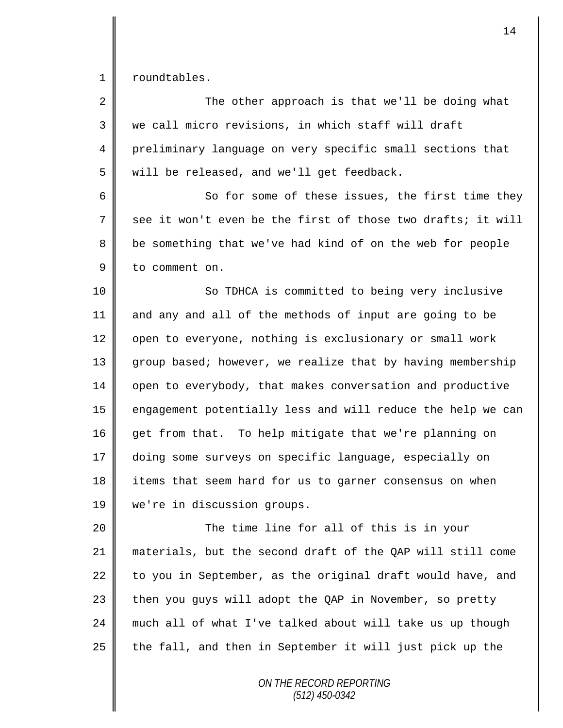roundtables.

The other approach is that we'll be doing what we call micro revisions, in which staff will draft preliminary language on very specific small sections that will be released, and we'll get feedback.

So for some of these issues, the first time they see it won't even be the first of those two drafts; it will be something that we've had kind of on the web for people to comment on.

So TDHCA is committed to being very inclusive and any and all of the methods of input are going to be open to everyone, nothing is exclusionary or small work group based; however, we realize that by having membership open to everybody, that makes conversation and productive engagement potentially less and will reduce the help we can get from that. To help mitigate that we're planning on doing some surveys on specific language, especially on items that seem hard for us to garner consensus on when we're in discussion groups.

The time line for all of this is in your materials, but the second draft of the QAP will still come to you in September, as the original draft would have, and then you guys will adopt the QAP in November, so pretty much all of what I've talked about will take us up though the fall, and then in September it will just pick up the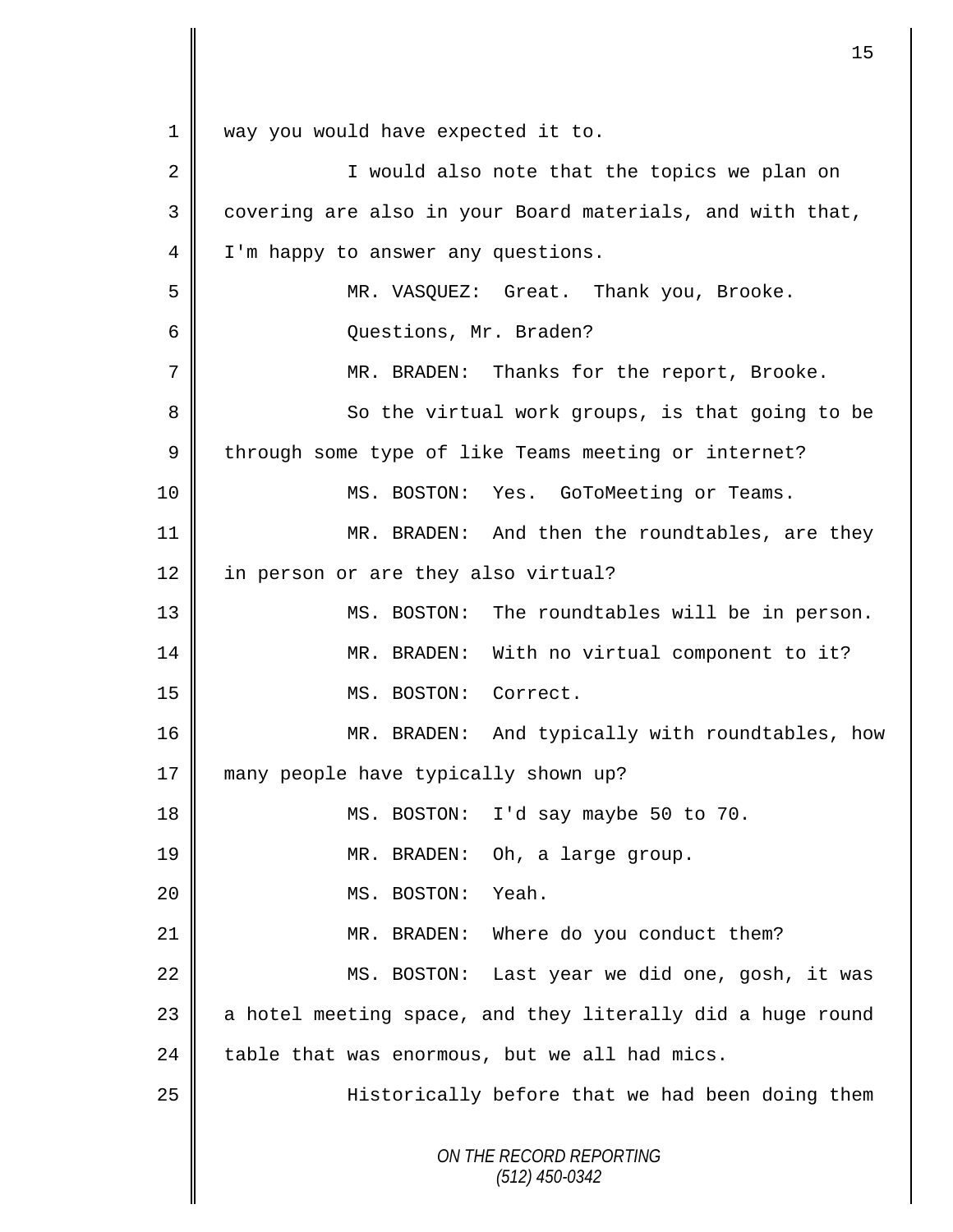1 way you would have expected it to.

2 I would also note that the topics we plan on

3 covering are also in your Board materials, and with that,

4 I'm happy to answer any questions.

5 MR. VASQUEZ: Great. Thank you, Brooke.

6 Questions, Mr. Braden?

7 MR. BRADEN: Thanks for the report, Brooke.

8 So the virtual work groups, is that going to be

9 through some type of like Teams meeting or internet?

10 MS. BOSTON: Yes. GoToMeeting or Teams.

11 MR. BRADEN: And then the roundtables, are they

12 in person or are they also virtual?

13 MS. BOSTON: The roundtables will be in person.

14 MR. BRADEN: With no virtual component to it?

15 MS. BOSTON: Correct.

16 MR. BRADEN: And typically with roundtables, how

17 many people have typically shown up?

18 MS. BOSTON: I'd say maybe 50 to 70.

19 MR. BRADEN: Oh, a large group.

20 MS. BOSTON: Yeah.

21 MR. BRADEN: Where do you conduct them?

22 MS. BOSTON: Last year we did one, gosh, it was

23 a hotel meeting space, and they literally did a huge round

24 table that was enormous, but we all had mics.

25 Historically before that we had been doing them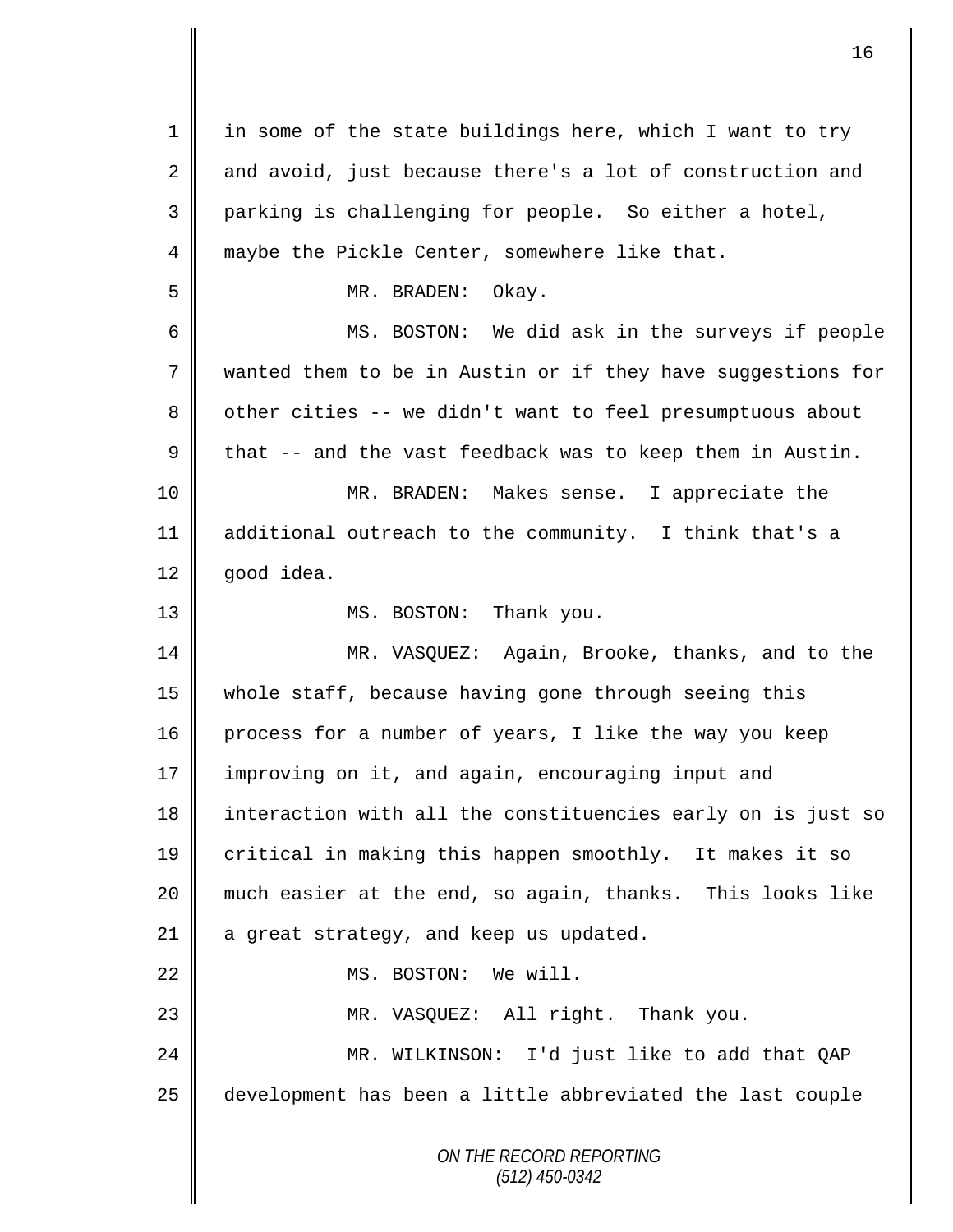in some of the state buildings here, which I want to try and avoid, just because there's a lot of construction and parking is challenging for people. So either a hotel, maybe the Pickle Center, somewhere like that.

MR. BRADEN: Okay.

MS. BOSTON: We did ask in the surveys if people wanted them to be in Austin or if they have suggestions for other cities -- we didn't want to feel presumptuous about that -- and the vast feedback was to keep them in Austin.

MR. BRADEN: Makes sense. I appreciate the additional outreach to the community. I think that's a good idea.

MS. BOSTON: Thank you.

MR. VASQUEZ: Again, Brooke, thanks, and to the whole staff, because having gone through seeing this process for a number of years, I like the way you keep improving on it, and again, encouraging input and interaction with all the constituencies early on is just so critical in making this happen smoothly. It makes it so much easier at the end, so again, thanks. This looks like a great strategy, and keep us updated.

MS. BOSTON: We will.

MR. VASQUEZ: All right. Thank you.

MR. WILKINSON: I'd just like to add that QAP development has been a little abbreviated the last couple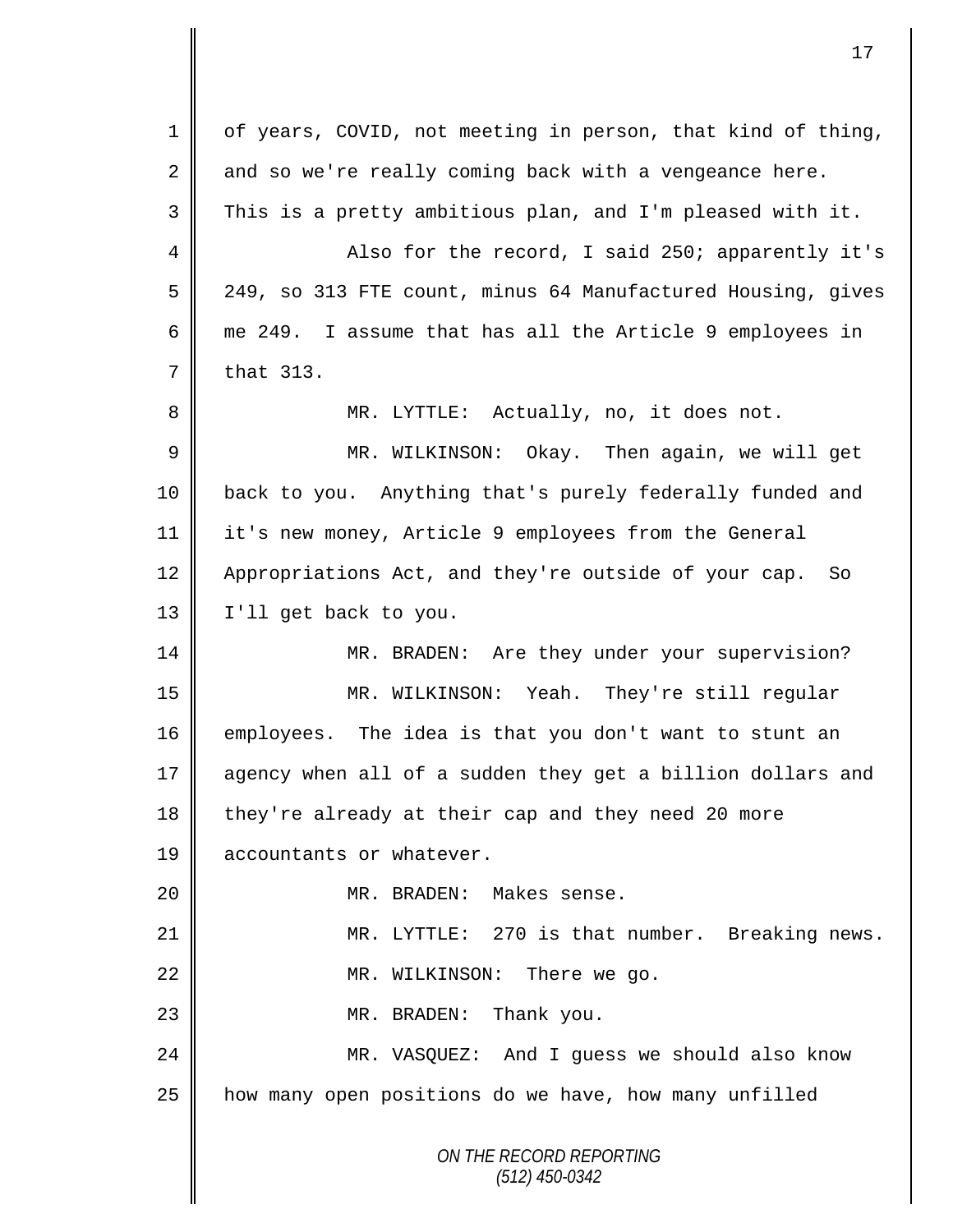of years, COVID, not meeting in person, that kind of thing, and so we're really coming back with a vengeance here. This is a pretty ambitious plan, and I'm pleased with it.

Also for the record, I said 250; apparently it's 249, so 313 FTE count, minus 64 Manufactured Housing, gives me 249. I assume that has all the Article 9 employees in that 313.

MR. LYTTLE: Actually, no, it does not.

MR. WILKINSON: Okay. Then again, we will get back to you. Anything that's purely federally funded and it's new money, Article 9 employees from the General Appropriations Act, and they're outside of your cap. So I'll get back to you.

MR. BRADEN: Are they under your supervision?

MR. WILKINSON: Yeah. They're still regular employees. The idea is that you don't want to stunt an agency when all of a sudden they get a billion dollars and they're already at their cap and they need 20 more accountants or whatever.

MR. BRADEN: Makes sense.

MR. LYTTLE: 270 is that number. Breaking news.

MR. WILKINSON: There we go.

MR. BRADEN: Thank you.

MR. VASQUEZ: And I guess we should also know how many open positions do we have, how many unfilled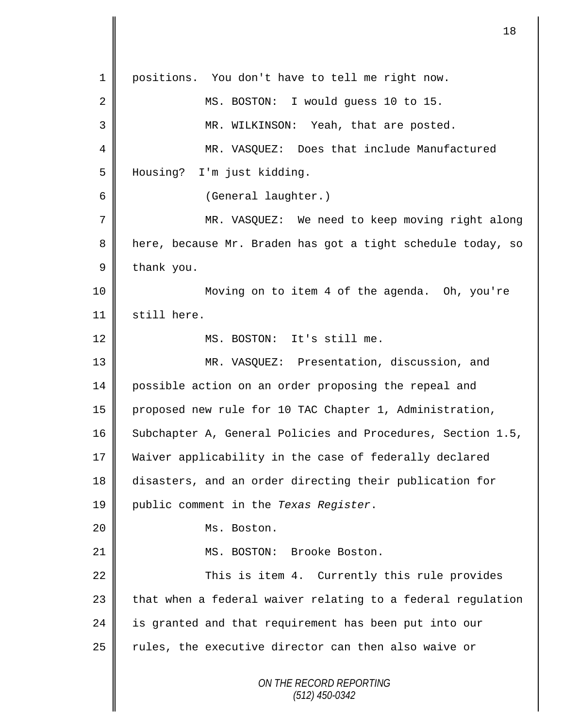positions. You don't have to tell me right now.

MS. BOSTON: I would guess 10 to 15.

MR. WILKINSON: Yeah, that are posted.

MR. VASQUEZ: Does that include Manufactured Housing? I'm just kidding.

(General laughter.)

MR. VASQUEZ: We need to keep moving right along here, because Mr. Braden has got a tight schedule today, so thank you.

Moving on to item 4 of the agenda. Oh, you're still here.

MS. BOSTON: It's still me.

MR. VASQUEZ: Presentation, discussion, and possible action on an order proposing the repeal and proposed new rule for 10 TAC Chapter 1, Administration, Subchapter A, General Policies and Procedures, Section 1.5, Waiver applicability in the case of federally declared disasters, and an order directing their publication for public comment in the *Texas Register*.

Ms. Boston.

MS. BOSTON: Brooke Boston.

This is item 4. Currently this rule provides that when a federal waiver relating to a federal regulation is granted and that requirement has been put into our rules, the executive director can then also waive or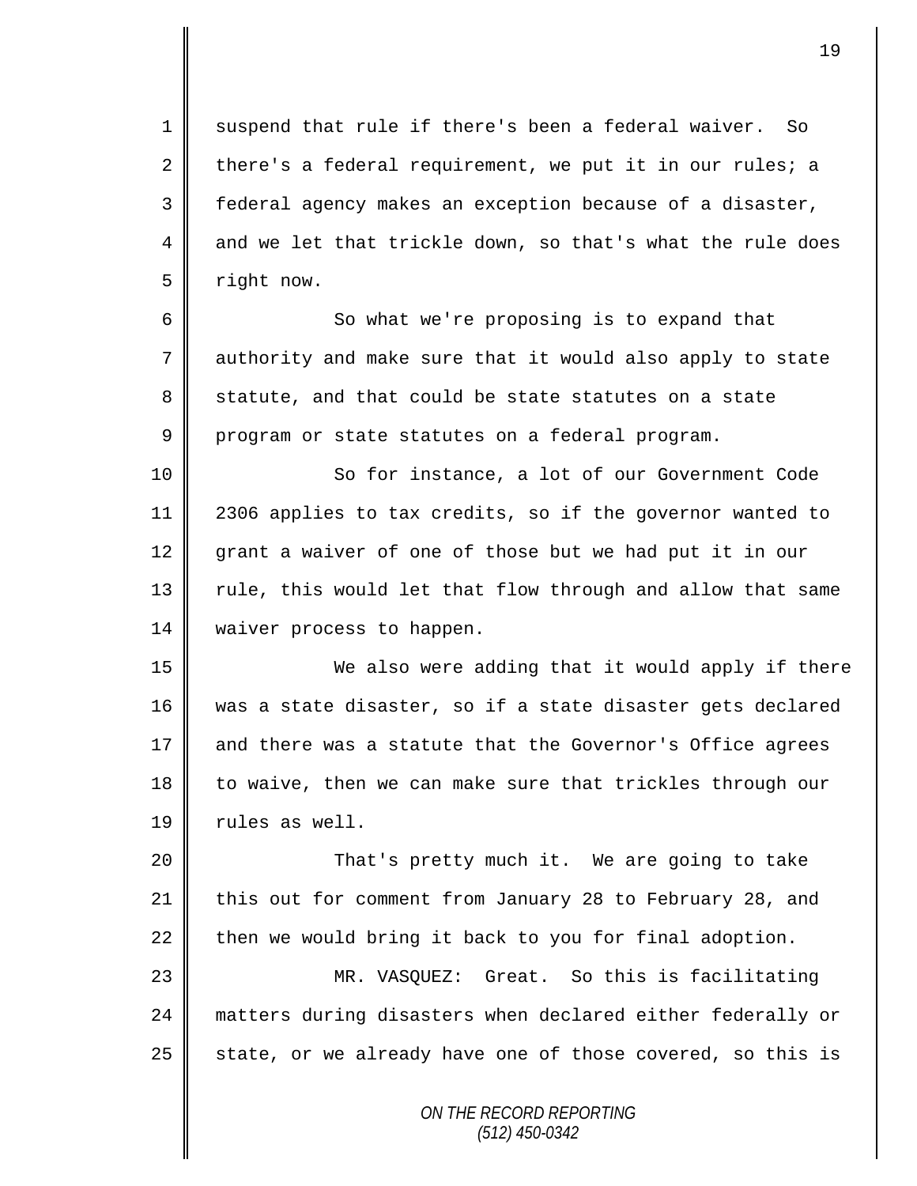suspend that rule if there's been a federal waiver. So there's a federal requirement, we put it in our rules; a federal agency makes an exception because of a disaster, and we let that trickle down, so that's what the rule does right now.

So what we're proposing is to expand that authority and make sure that it would also apply to state statute, and that could be state statutes on a state program or state statutes on a federal program.

So for instance, a lot of our Government Code 2306 applies to tax credits, so if the governor wanted to grant a waiver of one of those but we had put it in our rule, this would let that flow through and allow that same waiver process to happen.

We also were adding that it would apply if there was a state disaster, so if a state disaster gets declared and there was a statute that the Governor's Office agrees to waive, then we can make sure that trickles through our rules as well.

That's pretty much it. We are going to take this out for comment from January 28 to February 28, and then we would bring it back to you for final adoption.

MR. VASQUEZ: Great. So this is facilitating matters during disasters when declared either federally or state, or we already have one of those covered, so this is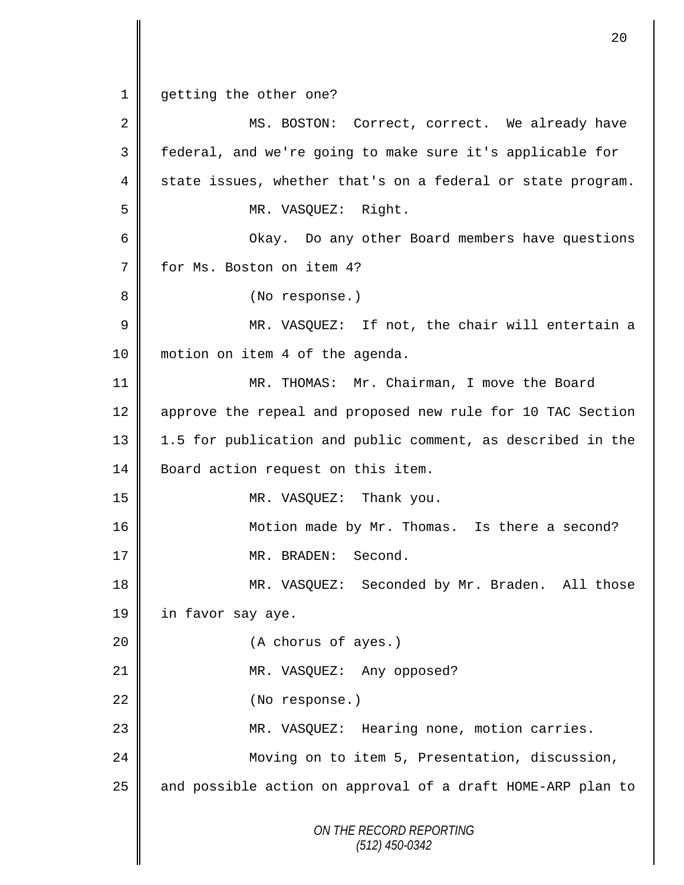getting the other one?

MS. BOSTON: Correct, correct. We already have federal, and we're going to make sure it's applicable for state issues, whether that's on a federal or state program.

MR. VASQUEZ: Right.

Okay. Do any other Board members have questions for Ms. Boston on item 4?

(No response.)

MR. VASQUEZ: If not, the chair will entertain a motion on item 4 of the agenda.

MR. THOMAS: Mr. Chairman, I move the Board approve the repeal and proposed new rule for 10 TAC Section 1.5 for publication and public comment, as described in the Board action request on this item.

MR. VASQUEZ: Thank you.

Motion made by Mr. Thomas. Is there a second?

MR. BRADEN: Second.

MR. VASQUEZ: Seconded by Mr. Braden. All those in favor say aye.

(A chorus of ayes.)

MR. VASQUEZ: Any opposed?

(No response.)

MR. VASQUEZ: Hearing none, motion carries.

Moving on to item 5, Presentation, discussion, and possible action on approval of a draft HOME-ARP plan to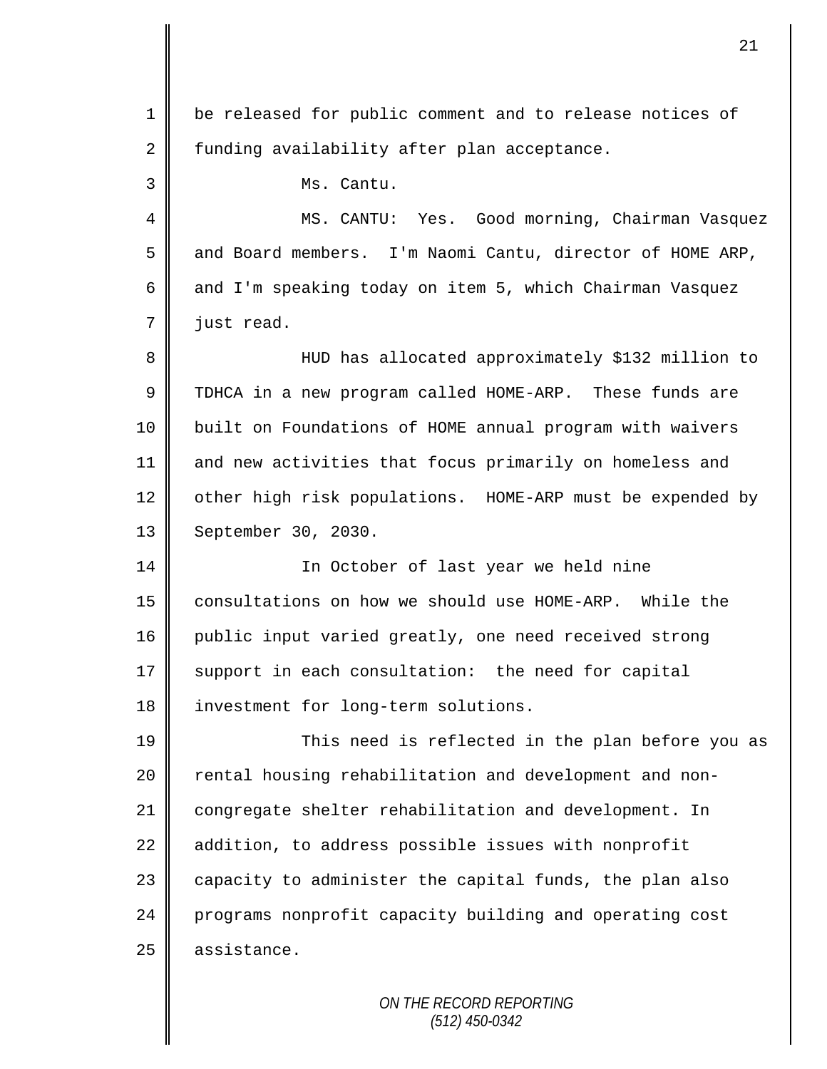be released for public comment and to release notices of funding availability after plan acceptance.

Ms. Cantu.

MS. CANTU: Yes. Good morning, Chairman Vasquez and Board members. I'm Naomi Cantu, director of HOME ARP, and I'm speaking today on item 5, which Chairman Vasquez just read.

HUD has allocated approximately $132 million to TDHCA in a new program called HOME-ARP. These funds are built on Foundations of HOME annual program with waivers and new activities that focus primarily on homeless and other high risk populations. HOME-ARP must be expended by September 30, 2030.

In October of last year we held nine consultations on how we should use HOME-ARP. While the public input varied greatly, one need received strong support in each consultation: the need for capital investment for long-term solutions.

This need is reflected in the plan before you as rental housing rehabilitation and development and non-congregate shelter rehabilitation and development. In addition, to address possible issues with nonprofit capacity to administer the capital funds, the plan also programs nonprofit capacity building and operating cost assistance.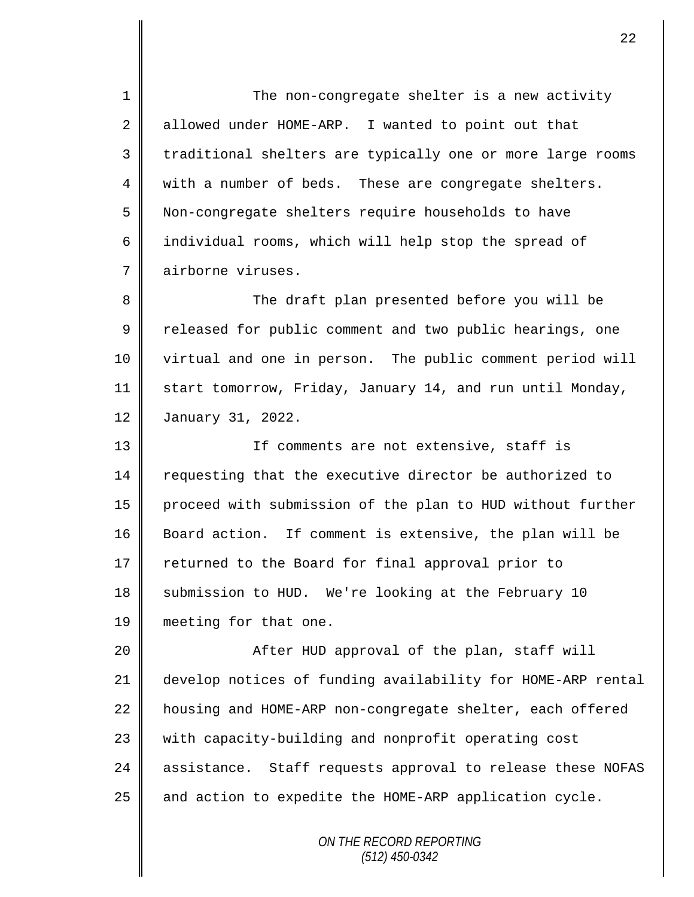The non-congregate shelter is a new activity allowed under HOME-ARP. I wanted to point out that traditional shelters are typically one or more large rooms with a number of beds. These are congregate shelters. Non-congregate shelters require households to have individual rooms, which will help stop the spread of airborne viruses.

The draft plan presented before you will be released for public comment and two public hearings, one virtual and one in person. The public comment period will start tomorrow, Friday, January 14, and run until Monday, January 31, 2022.

If comments are not extensive, staff is requesting that the executive director be authorized to proceed with submission of the plan to HUD without further Board action. If comment is extensive, the plan will be returned to the Board for final approval prior to submission to HUD. We're looking at the February 10 meeting for that one.

After HUD approval of the plan, staff will develop notices of funding availability for HOME-ARP rental housing and HOME-ARP non-congregate shelter, each offered with capacity-building and nonprofit operating cost assistance. Staff requests approval to release these NOFAS and action to expedite the HOME-ARP application cycle.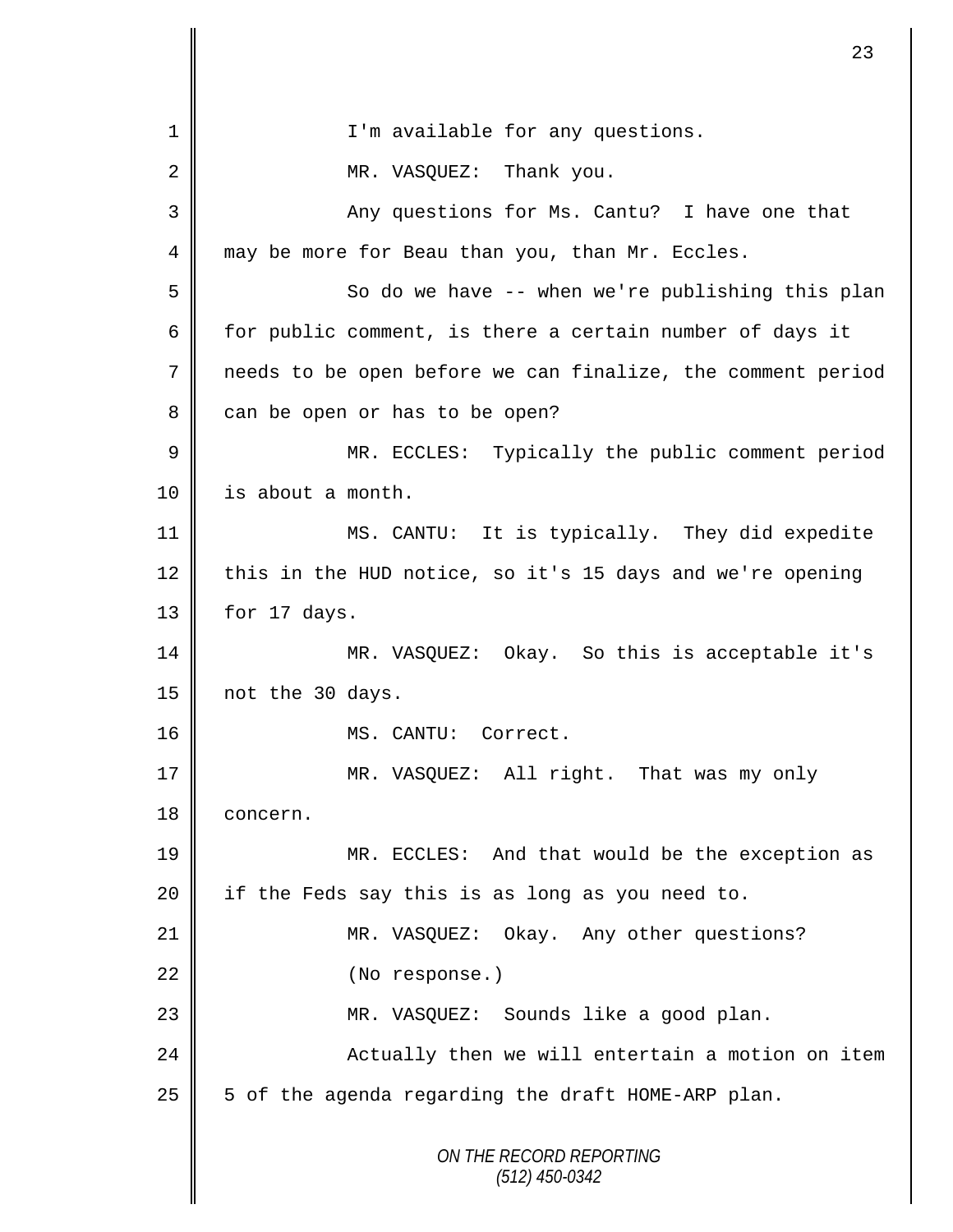I'm available for any questions.

MR. VASQUEZ: Thank you.

Any questions for Ms. Cantu? I have one that may be more for Beau than you, than Mr. Eccles.

So do we have -- when we're publishing this plan for public comment, is there a certain number of days it needs to be open before we can finalize, the comment period can be open or has to be open?

MR. ECCLES: Typically the public comment period is about a month.

MS. CANTU: It is typically. They did expedite this in the HUD notice, so it's 15 days and we're opening for 17 days.

MR. VASQUEZ: Okay. So this is acceptable it's not the 30 days.

MS. CANTU: Correct.

MR. VASQUEZ: All right. That was my only concern.

MR. ECCLES: And that would be the exception as if the Feds say this is as long as you need to.

MR. VASQUEZ: Okay. Any other questions?

(No response.)

MR. VASQUEZ: Sounds like a good plan.

Actually then we will entertain a motion on item 5 of the agenda regarding the draft HOME-ARP plan.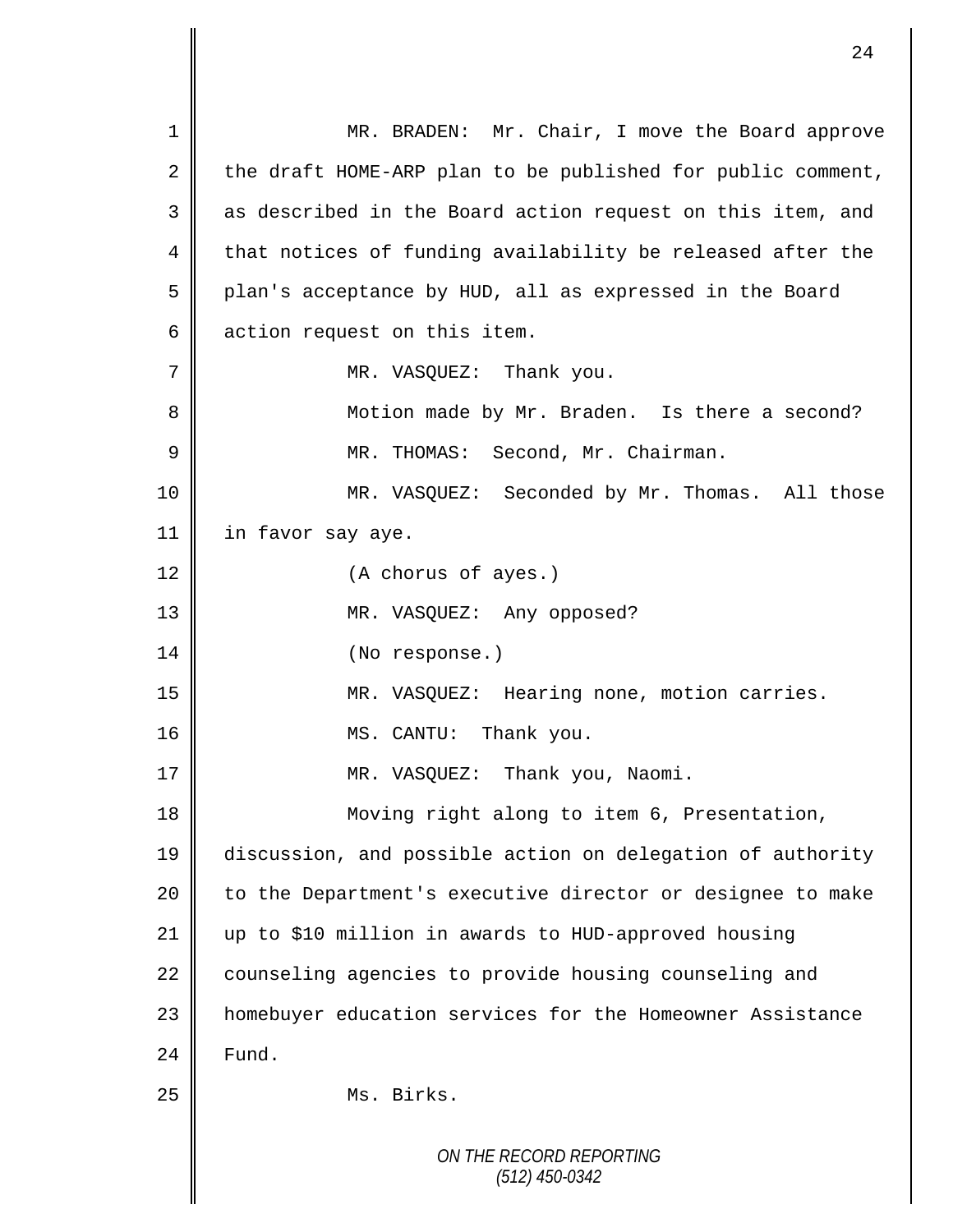MR. BRADEN: Mr. Chair, I move the Board approve the draft HOME-ARP plan to be published for public comment, as described in the Board action request on this item, and that notices of funding availability be released after the plan's acceptance by HUD, all as expressed in the Board action request on this item.

MR. VASQUEZ: Thank you.

Motion made by Mr. Braden. Is there a second?

MR. THOMAS: Second, Mr. Chairman.

MR. VASQUEZ: Seconded by Mr. Thomas. All those in favor say aye.

(A chorus of ayes.)

MR. VASQUEZ: Any opposed?

(No response.)

MR. VASQUEZ: Hearing none, motion carries.

MS. CANTU: Thank you.

MR. VASQUEZ: Thank you, Naomi.

Moving right along to item 6, Presentation, discussion, and possible action on delegation of authority to the Department's executive director or designee to make up to $10 million in awards to HUD-approved housing counseling agencies to provide housing counseling and homebuyer education services for the Homeowner Assistance Fund.

Ms. Birks.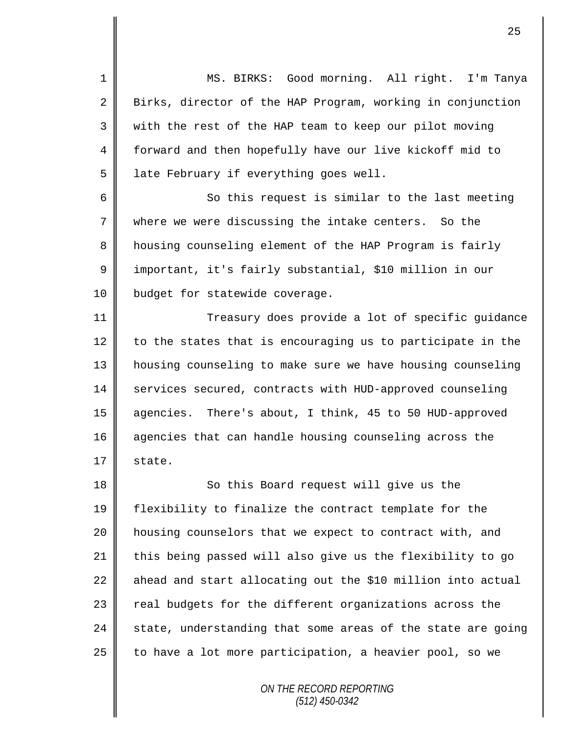MS. BIRKS: Good morning. All right. I'm Tanya Birks, director of the HAP Program, working in conjunction with the rest of the HAP team to keep our pilot moving forward and then hopefully have our live kickoff mid to late February if everything goes well.

So this request is similar to the last meeting where we were discussing the intake centers. So the housing counseling element of the HAP Program is fairly important, it's fairly substantial, $10 million in our budget for statewide coverage.

Treasury does provide a lot of specific guidance to the states that is encouraging us to participate in the housing counseling to make sure we have housing counseling services secured, contracts with HUD-approved counseling agencies. There's about, I think, 45 to 50 HUD-approved agencies that can handle housing counseling across the state.

So this Board request will give us the flexibility to finalize the contract template for the housing counselors that we expect to contract with, and this being passed will also give us the flexibility to go ahead and start allocating out the $10 million into actual real budgets for the different organizations across the state, understanding that some areas of the state are going to have a lot more participation, a heavier pool, so we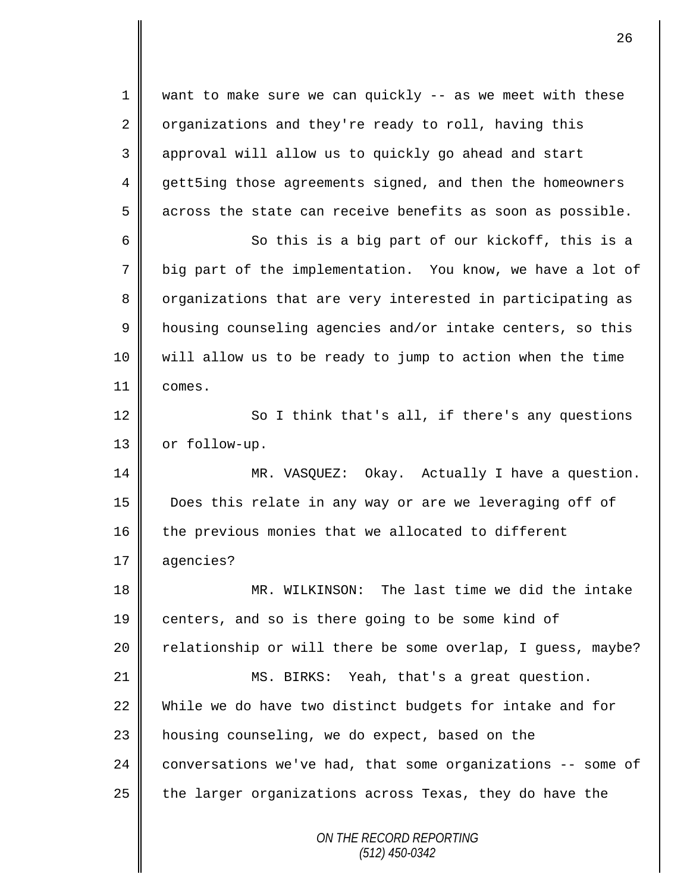want to make sure we can quickly -- as we meet with these organizations and they're ready to roll, having this approval will allow us to quickly go ahead and start gett5ing those agreements signed, and then the homeowners across the state can receive benefits as soon as possible.

So this is a big part of our kickoff, this is a big part of the implementation. You know, we have a lot of organizations that are very interested in participating as housing counseling agencies and/or intake centers, so this will allow us to be ready to jump to action when the time comes.

So I think that's all, if there's any questions or follow-up.

MR. VASQUEZ: Okay. Actually I have a question. Does this relate in any way or are we leveraging off of the previous monies that we allocated to different agencies?

MR. WILKINSON: The last time we did the intake centers, and so is there going to be some kind of relationship or will there be some overlap, I guess, maybe?

MS. BIRKS: Yeah, that's a great question. While we do have two distinct budgets for intake and for housing counseling, we do expect, based on the conversations we've had, that some organizations -- some of the larger organizations across Texas, they do have the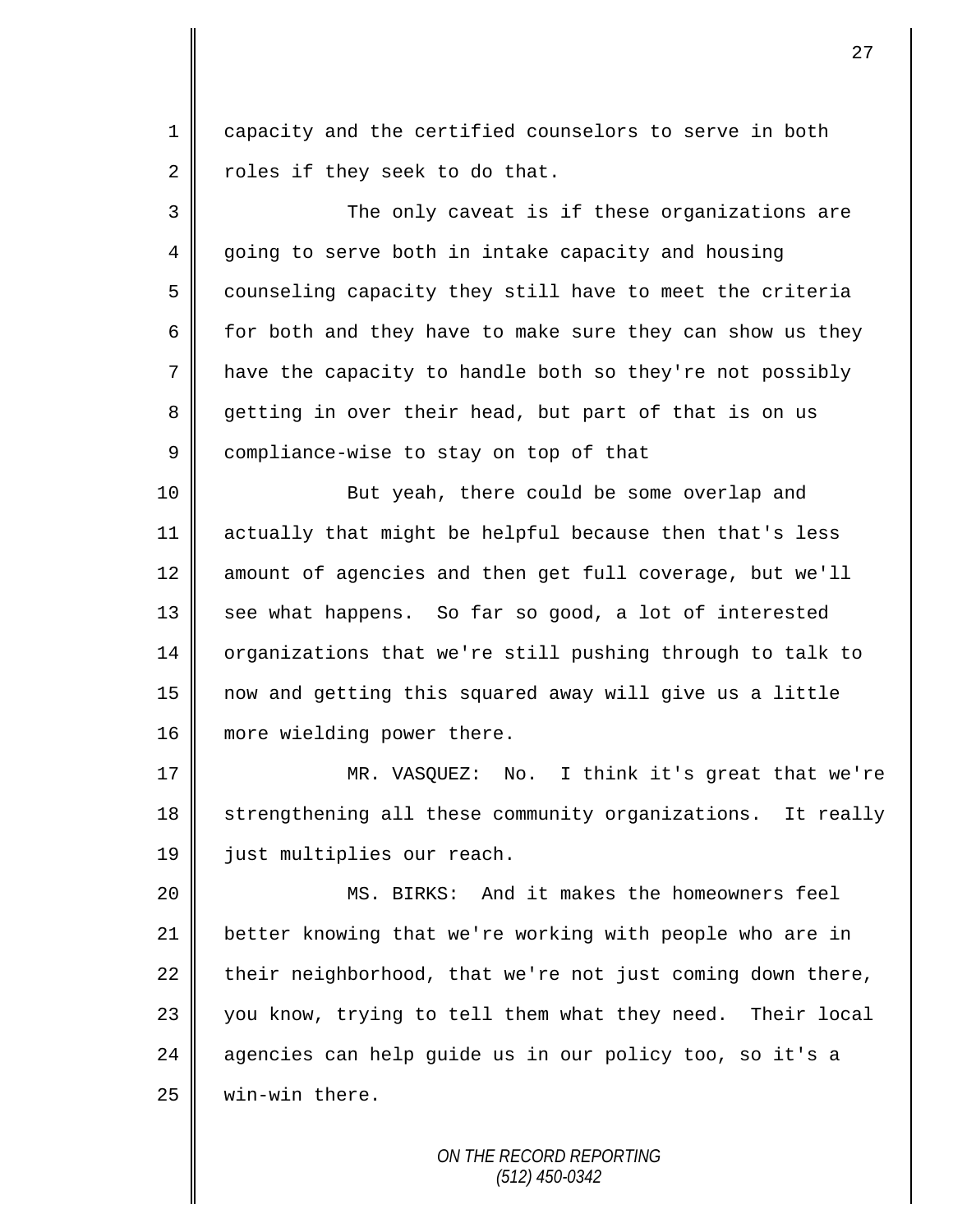capacity and the certified counselors to serve in both roles if they seek to do that.

The only caveat is if these organizations are going to serve both in intake capacity and housing counseling capacity they still have to meet the criteria for both and they have to make sure they can show us they have the capacity to handle both so they're not possibly getting in over their head, but part of that is on us compliance-wise to stay on top of that

But yeah, there could be some overlap and actually that might be helpful because then that's less amount of agencies and then get full coverage, but we'll see what happens. So far so good, a lot of interested organizations that we're still pushing through to talk to now and getting this squared away will give us a little more wielding power there.

MR. VASQUEZ: No. I think it's great that we're strengthening all these community organizations. It really just multiplies our reach.

MS. BIRKS: And it makes the homeowners feel better knowing that we're working with people who are in their neighborhood, that we're not just coming down there, you know, trying to tell them what they need. Their local agencies can help guide us in our policy too, so it's a win-win there.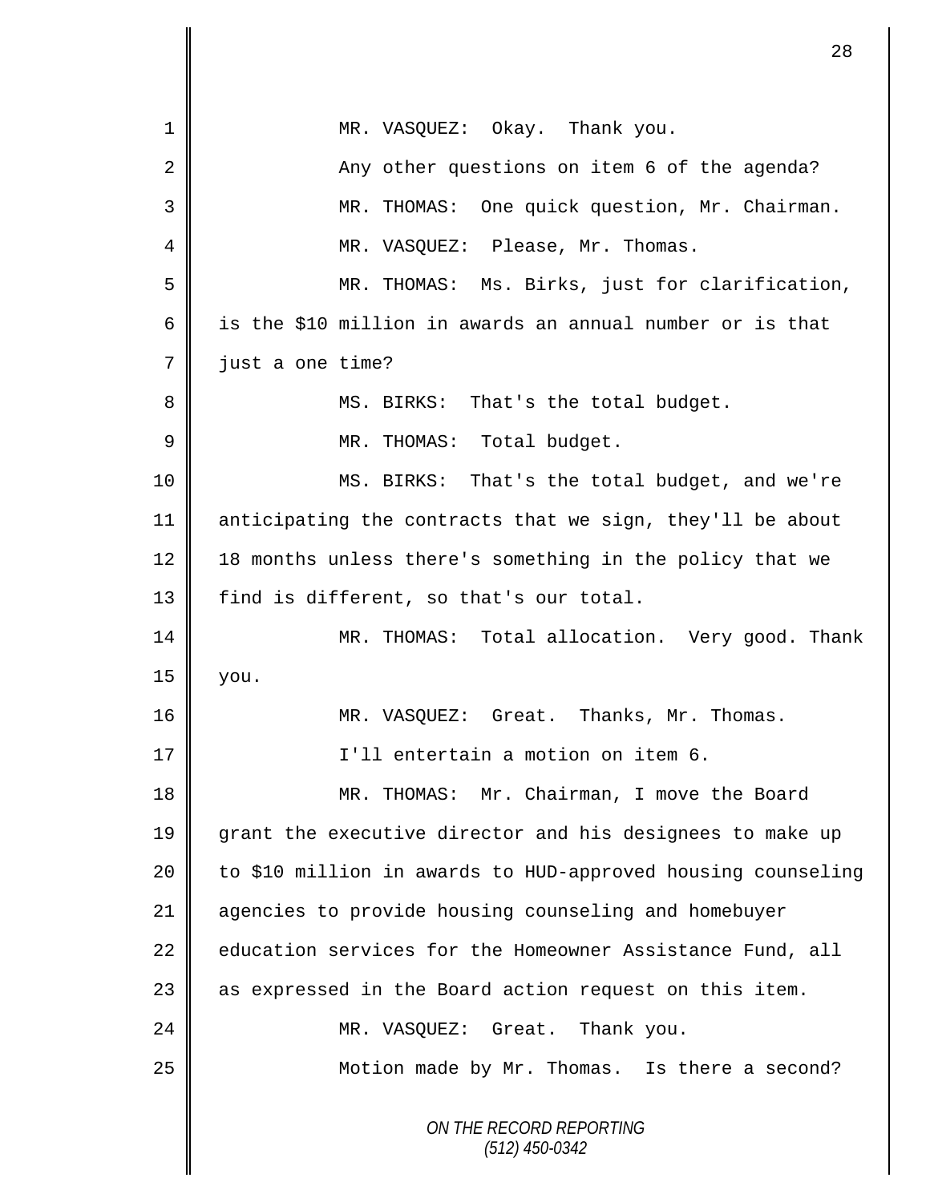MR. VASQUEZ: Okay. Thank you.

Any other questions on item 6 of the agenda?

MR. THOMAS: One quick question, Mr. Chairman.

MR. VASQUEZ: Please, Mr. Thomas.

MR. THOMAS: Ms. Birks, just for clarification, is the $10 million in awards an annual number or is that just a one time?

MS. BIRKS: That's the total budget.

MR. THOMAS: Total budget.

MS. BIRKS: That's the total budget, and we're anticipating the contracts that we sign, they'll be about 18 months unless there's something in the policy that we find is different, so that's our total.

MR. THOMAS: Total allocation. Very good. Thank you.

MR. VASQUEZ: Great. Thanks, Mr. Thomas.

I'll entertain a motion on item 6.

MR. THOMAS: Mr. Chairman, I move the Board grant the executive director and his designees to make up to $10 million in awards to HUD-approved housing counseling agencies to provide housing counseling and homebuyer education services for the Homeowner Assistance Fund, all as expressed in the Board action request on this item.

MR. VASQUEZ: Great. Thank you.

Motion made by Mr. Thomas. Is there a second?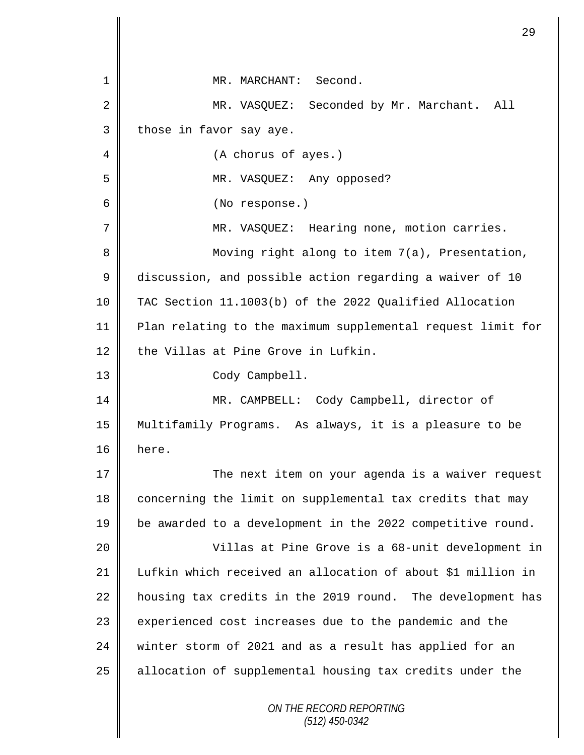MR. MARCHANT: Second.

MR. VASQUEZ: Seconded by Mr. Marchant. All those in favor say aye.

(A chorus of ayes.)

MR. VASQUEZ: Any opposed?

(No response.)

MR. VASQUEZ: Hearing none, motion carries.

Moving right along to item 7(a), Presentation, discussion, and possible action regarding a waiver of 10 TAC Section 11.1003(b) of the 2022 Qualified Allocation Plan relating to the maximum supplemental request limit for the Villas at Pine Grove in Lufkin.

Cody Campbell.

MR. CAMPBELL: Cody Campbell, director of Multifamily Programs. As always, it is a pleasure to be here.

The next item on your agenda is a waiver request concerning the limit on supplemental tax credits that may be awarded to a development in the 2022 competitive round.

Villas at Pine Grove is a 68-unit development in Lufkin which received an allocation of about $1 million in housing tax credits in the 2019 round. The development has experienced cost increases due to the pandemic and the winter storm of 2021 and as a result has applied for an allocation of supplemental housing tax credits under the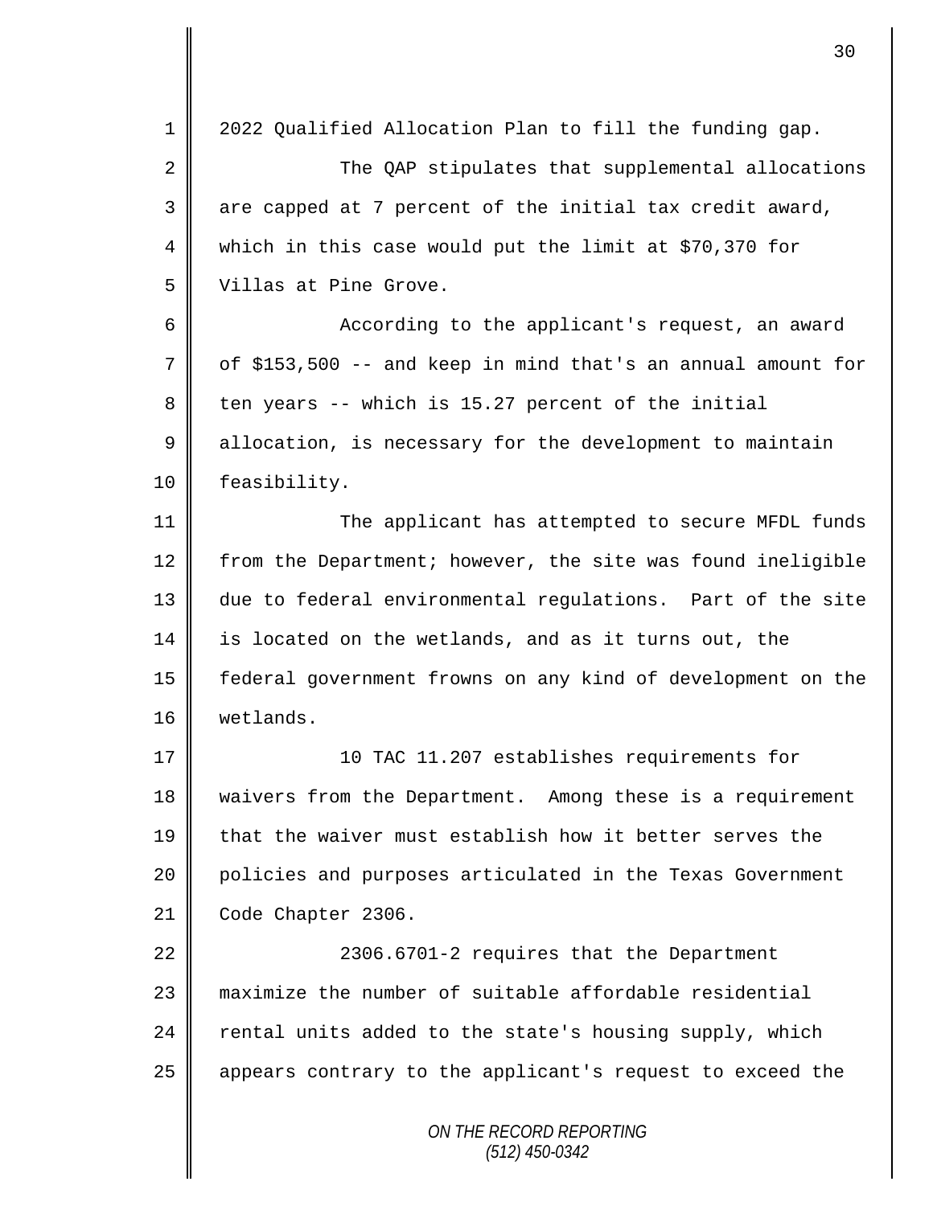2022 Qualified Allocation Plan to fill the funding gap.

The QAP stipulates that supplemental allocations are capped at 7 percent of the initial tax credit award, which in this case would put the limit at $70,370 for Villas at Pine Grove.

According to the applicant's request, an award of $153,500 -- and keep in mind that's an annual amount for ten years -- which is 15.27 percent of the initial allocation, is necessary for the development to maintain feasibility.

The applicant has attempted to secure MFDL funds from the Department; however, the site was found ineligible due to federal environmental regulations. Part of the site is located on the wetlands, and as it turns out, the federal government frowns on any kind of development on the wetlands.

10 TAC 11.207 establishes requirements for waivers from the Department. Among these is a requirement that the waiver must establish how it better serves the policies and purposes articulated in the Texas Government Code Chapter 2306.

2306.6701-2 requires that the Department maximize the number of suitable affordable residential rental units added to the state's housing supply, which appears contrary to the applicant's request to exceed the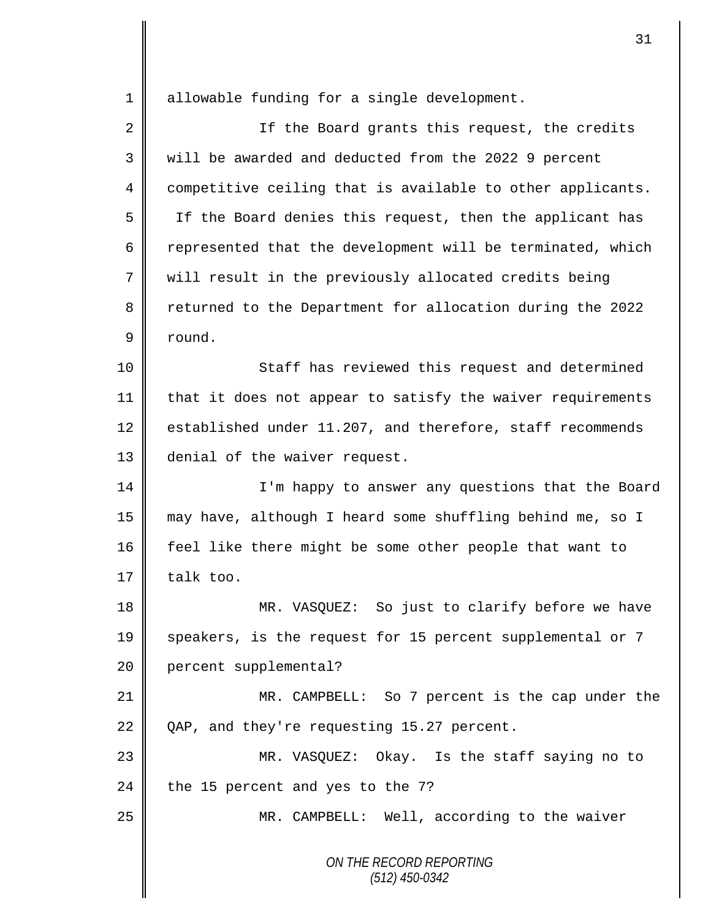allowable funding for a single development.

If the Board grants this request, the credits will be awarded and deducted from the 2022 9 percent competitive ceiling that is available to other applicants. If the Board denies this request, then the applicant has represented that the development will be terminated, which will result in the previously allocated credits being returned to the Department for allocation during the 2022 round.

Staff has reviewed this request and determined that it does not appear to satisfy the waiver requirements established under 11.207, and therefore, staff recommends denial of the waiver request.

I'm happy to answer any questions that the Board may have, although I heard some shuffling behind me, so I feel like there might be some other people that want to talk too.

MR. VASQUEZ: So just to clarify before we have speakers, is the request for 15 percent supplemental or 7 percent supplemental?

MR. CAMPBELL: So 7 percent is the cap under the QAP, and they're requesting 15.27 percent.

MR. VASQUEZ: Okay. Is the staff saying no to the 15 percent and yes to the 7?

MR. CAMPBELL: Well, according to the waiver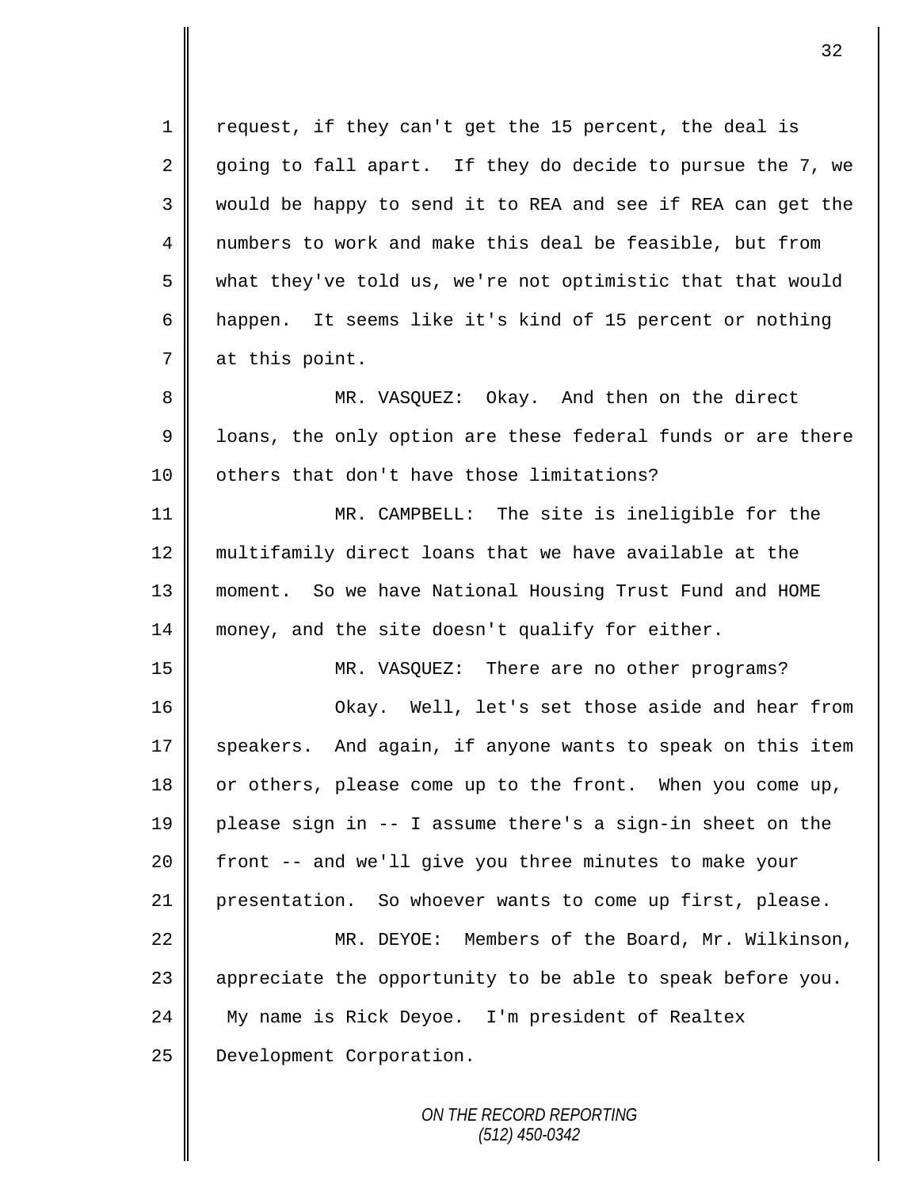request, if they can't get the 15 percent, the deal is going to fall apart. If they do decide to pursue the 7, we would be happy to send it to REA and see if REA can get the numbers to work and make this deal be feasible, but from what they've told us, we're not optimistic that that would happen. It seems like it's kind of 15 percent or nothing at this point.

MR. VASQUEZ: Okay. And then on the direct loans, the only option are these federal funds or are there others that don't have those limitations?

MR. CAMPBELL: The site is ineligible for the multifamily direct loans that we have available at the moment. So we have National Housing Trust Fund and HOME money, and the site doesn't qualify for either.

MR. VASQUEZ: There are no other programs?

Okay. Well, let's set those aside and hear from speakers. And again, if anyone wants to speak on this item or others, please come up to the front. When you come up, please sign in -- I assume there's a sign-in sheet on the front -- and we'll give you three minutes to make your presentation. So whoever wants to come up first, please.

MR. DEYOE: Members of the Board, Mr. Wilkinson, appreciate the opportunity to be able to speak before you. My name is Rick Deyoe. I'm president of Realtex Development Corporation.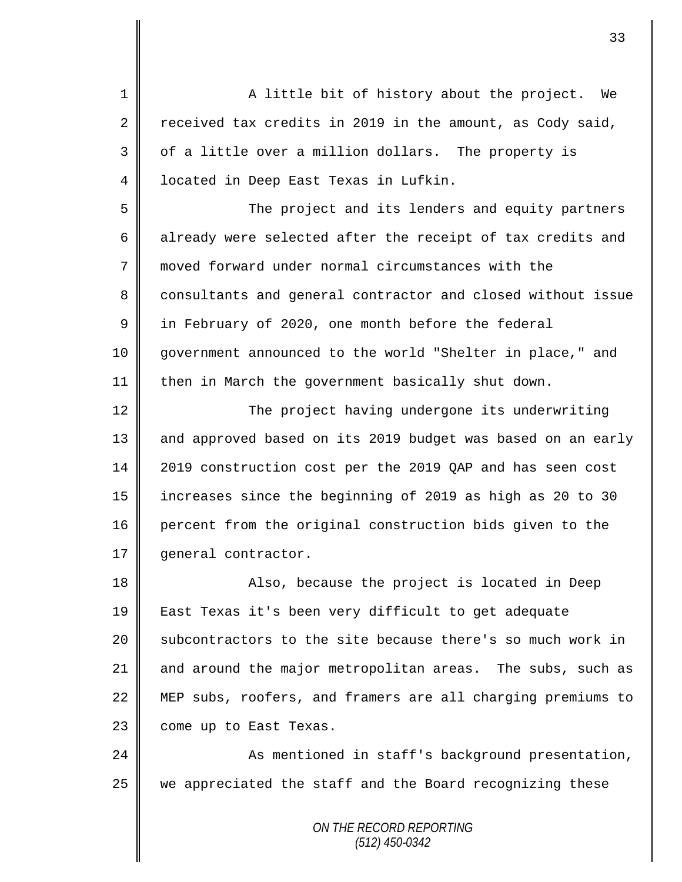A little bit of history about the project. We received tax credits in 2019 in the amount, as Cody said, of a little over a million dollars. The property is located in Deep East Texas in Lufkin.

The project and its lenders and equity partners already were selected after the receipt of tax credits and moved forward under normal circumstances with the consultants and general contractor and closed without issue in February of 2020, one month before the federal government announced to the world "Shelter in place," and then in March the government basically shut down.

The project having undergone its underwriting and approved based on its 2019 budget was based on an early 2019 construction cost per the 2019 QAP and has seen cost increases since the beginning of 2019 as high as 20 to 30 percent from the original construction bids given to the general contractor.

Also, because the project is located in Deep East Texas it's been very difficult to get adequate subcontractors to the site because there's so much work in and around the major metropolitan areas. The subs, such as MEP subs, roofers, and framers are all charging premiums to come up to East Texas.

As mentioned in staff's background presentation, we appreciated the staff and the Board recognizing these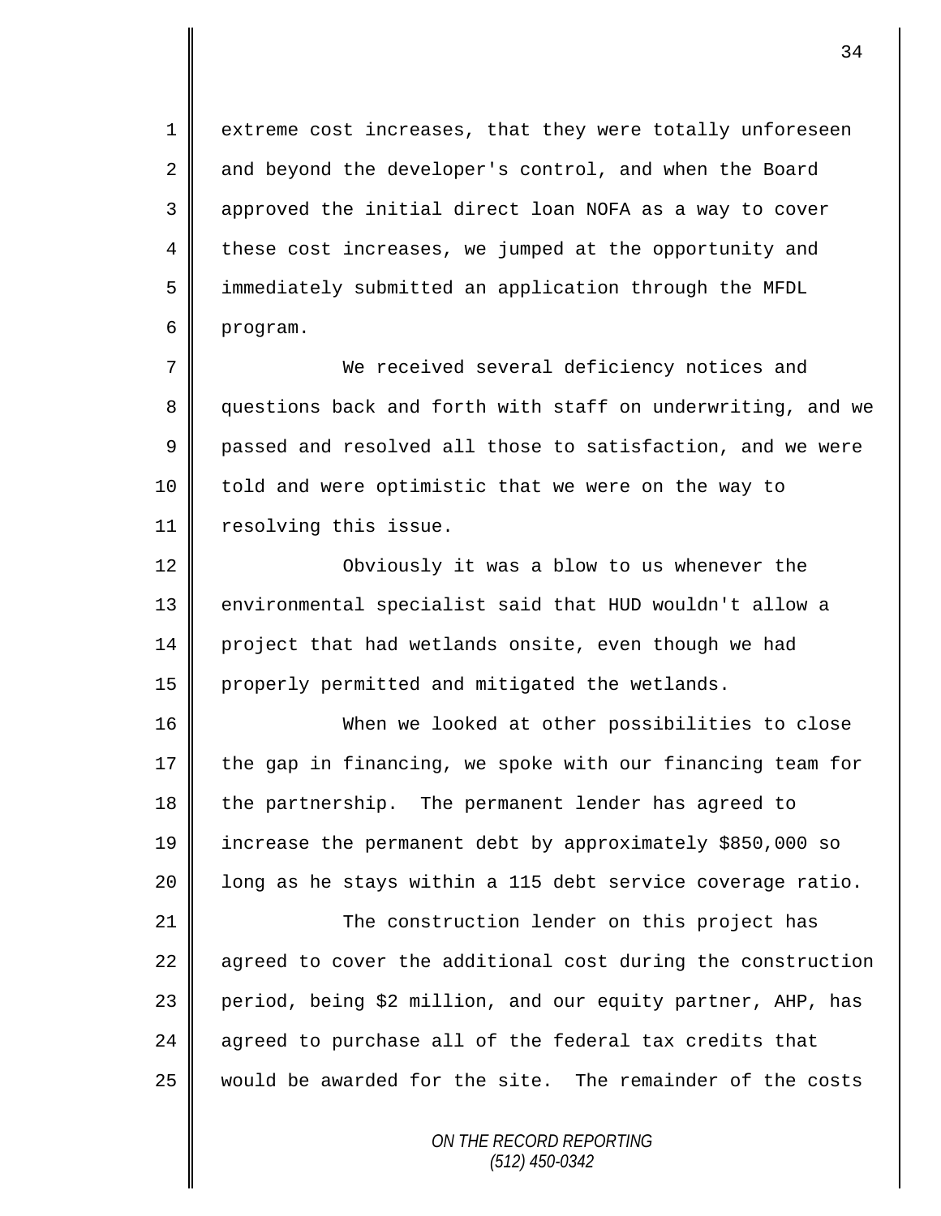extreme cost increases, that they were totally unforeseen and beyond the developer's control, and when the Board approved the initial direct loan NOFA as a way to cover these cost increases, we jumped at the opportunity and immediately submitted an application through the MFDL program.

We received several deficiency notices and questions back and forth with staff on underwriting, and we passed and resolved all those to satisfaction, and we were told and were optimistic that we were on the way to resolving this issue.

Obviously it was a blow to us whenever the environmental specialist said that HUD wouldn't allow a project that had wetlands onsite, even though we had properly permitted and mitigated the wetlands.

When we looked at other possibilities to close the gap in financing, we spoke with our financing team for the partnership. The permanent lender has agreed to increase the permanent debt by approximately $850,000 so long as he stays within a 115 debt service coverage ratio.

The construction lender on this project has agreed to cover the additional cost during the construction period, being $2 million, and our equity partner, AHP, has agreed to purchase all of the federal tax credits that would be awarded for the site. The remainder of the costs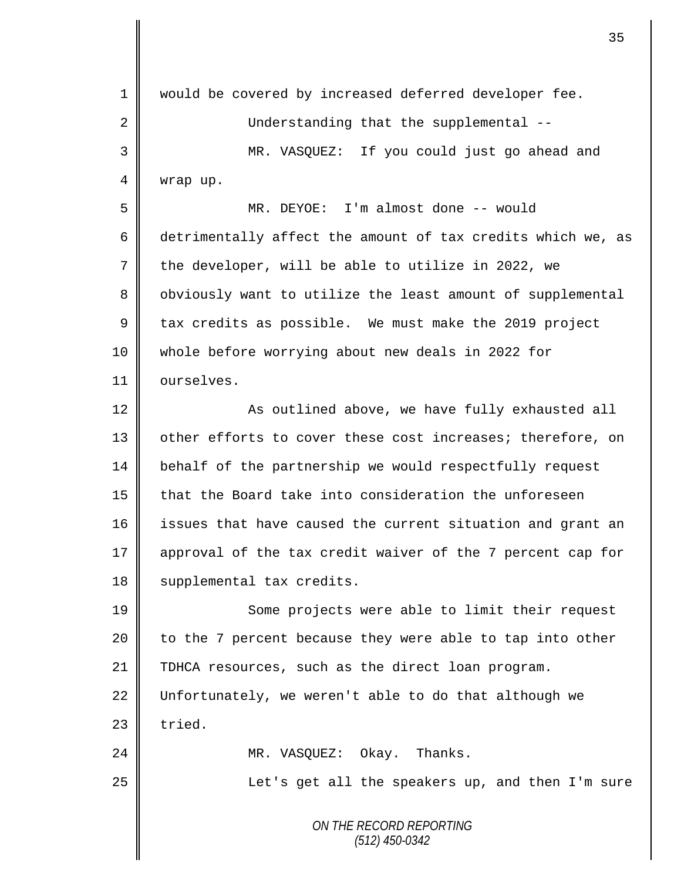would be covered by increased deferred developer fee.

Understanding that the supplemental --

MR. VASQUEZ: If you could just go ahead and wrap up.

MR. DEYOE: I'm almost done -- would detrimentally affect the amount of tax credits which we, as the developer, will be able to utilize in 2022, we obviously want to utilize the least amount of supplemental tax credits as possible. We must make the 2019 project whole before worrying about new deals in 2022 for ourselves.

As outlined above, we have fully exhausted all other efforts to cover these cost increases; therefore, on behalf of the partnership we would respectfully request that the Board take into consideration the unforeseen issues that have caused the current situation and grant an approval of the tax credit waiver of the 7 percent cap for supplemental tax credits.

Some projects were able to limit their request to the 7 percent because they were able to tap into other TDHCA resources, such as the direct loan program. Unfortunately, we weren't able to do that although we tried.

MR. VASQUEZ: Okay. Thanks.

Let's get all the speakers up, and then I'm sure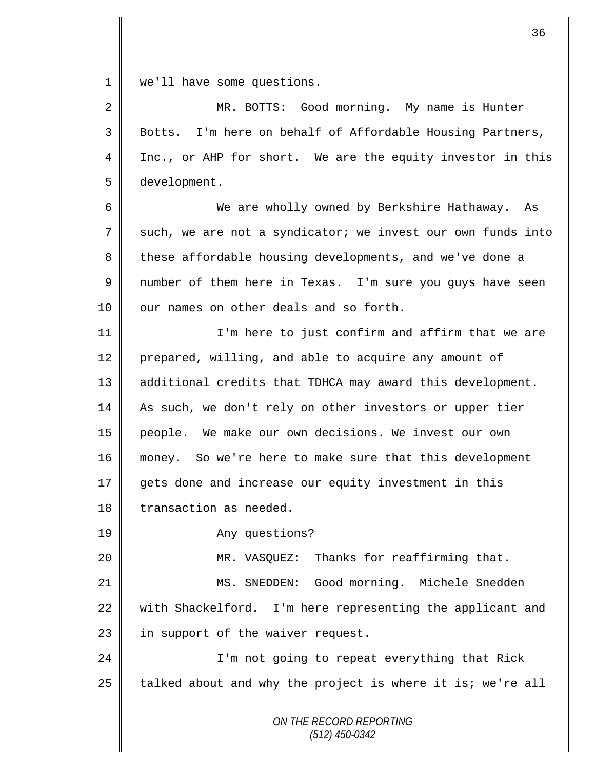we'll have some questions.

MR. BOTTS: Good morning. My name is Hunter Botts. I'm here on behalf of Affordable Housing Partners, Inc., or AHP for short. We are the equity investor in this development.

We are wholly owned by Berkshire Hathaway. As such, we are not a syndicator; we invest our own funds into these affordable housing developments, and we've done a number of them here in Texas. I'm sure you guys have seen our names on other deals and so forth.

I'm here to just confirm and affirm that we are prepared, willing, and able to acquire any amount of additional credits that TDHCA may award this development. As such, we don't rely on other investors or upper tier people. We make our own decisions. We invest our own money. So we're here to make sure that this development gets done and increase our equity investment in this transaction as needed.

Any questions?

MR. VASQUEZ: Thanks for reaffirming that.

MS. SNEDDEN: Good morning. Michele Snedden with Shackelford. I'm here representing the applicant and in support of the waiver request.

I'm not going to repeat everything that Rick talked about and why the project is where it is; we're all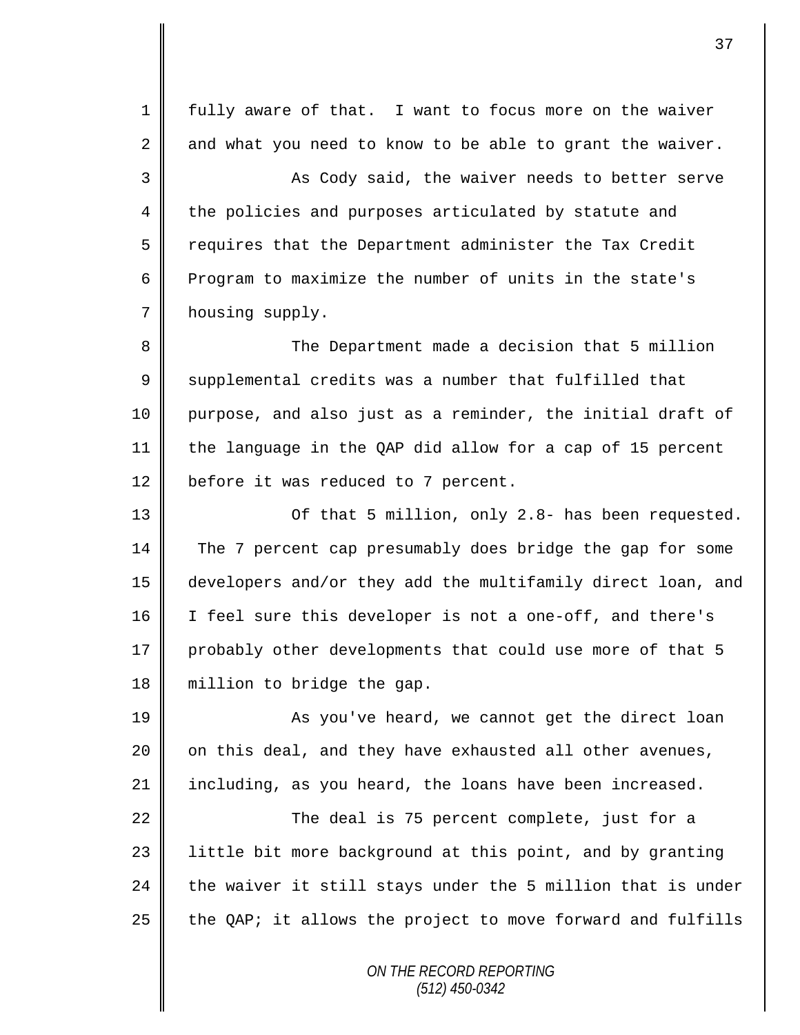fully aware of that. I want to focus more on the waiver and what you need to know to be able to grant the waiver.

As Cody said, the waiver needs to better serve the policies and purposes articulated by statute and requires that the Department administer the Tax Credit Program to maximize the number of units in the state's housing supply.

The Department made a decision that 5 million supplemental credits was a number that fulfilled that purpose, and also just as a reminder, the initial draft of the language in the QAP did allow for a cap of 15 percent before it was reduced to 7 percent.

Of that 5 million, only 2.8- has been requested. The 7 percent cap presumably does bridge the gap for some developers and/or they add the multifamily direct loan, and I feel sure this developer is not a one-off, and there's probably other developments that could use more of that 5 million to bridge the gap.

As you've heard, we cannot get the direct loan on this deal, and they have exhausted all other avenues, including, as you heard, the loans have been increased.

The deal is 75 percent complete, just for a little bit more background at this point, and by granting the waiver it still stays under the 5 million that is under the QAP; it allows the project to move forward and fulfills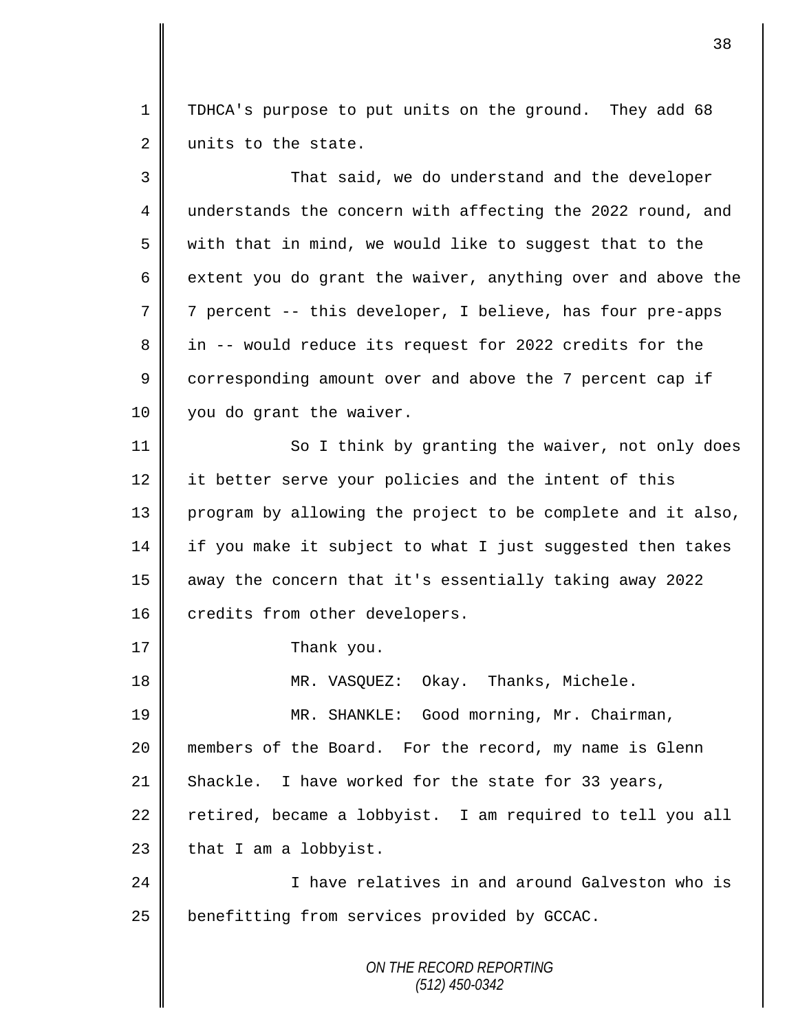TDHCA's purpose to put units on the ground. They add 68 units to the state.

That said, we do understand and the developer understands the concern with affecting the 2022 round, and with that in mind, we would like to suggest that to the extent you do grant the waiver, anything over and above the 7 percent -- this developer, I believe, has four pre-apps in -- would reduce its request for 2022 credits for the corresponding amount over and above the 7 percent cap if you do grant the waiver.

So I think by granting the waiver, not only does it better serve your policies and the intent of this program by allowing the project to be complete and it also, if you make it subject to what I just suggested then takes away the concern that it's essentially taking away 2022 credits from other developers.

Thank you.

MR. VASQUEZ: Okay. Thanks, Michele.

MR. SHANKLE: Good morning, Mr. Chairman, members of the Board. For the record, my name is Glenn Shackle. I have worked for the state for 33 years, retired, became a lobbyist. I am required to tell you all that I am a lobbyist.

I have relatives in and around Galveston who is benefitting from services provided by GCCAC.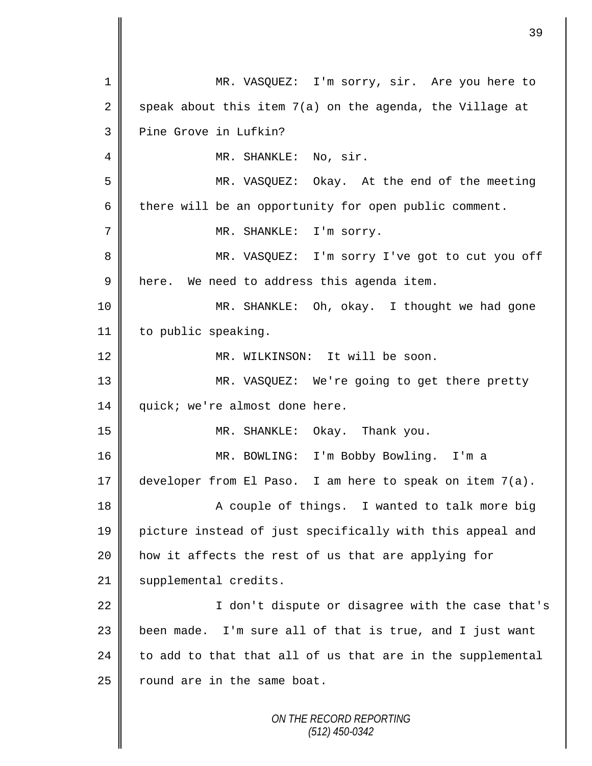MR. VASQUEZ: I'm sorry, sir. Are you here to speak about this item 7(a) on the agenda, the Village at Pine Grove in Lufkin?

MR. SHANKLE: No, sir.

MR. VASQUEZ: Okay. At the end of the meeting there will be an opportunity for open public comment.

MR. SHANKLE: I'm sorry.

MR. VASQUEZ: I'm sorry I've got to cut you off here. We need to address this agenda item.

MR. SHANKLE: Oh, okay. I thought we had gone to public speaking.

MR. WILKINSON: It will be soon.

MR. VASQUEZ: We're going to get there pretty quick; we're almost done here.

MR. SHANKLE: Okay. Thank you.

MR. BOWLING: I'm Bobby Bowling. I'm a developer from El Paso. I am here to speak on item 7(a).

A couple of things. I wanted to talk more big picture instead of just specifically with this appeal and how it affects the rest of us that are applying for supplemental credits.

I don't dispute or disagree with the case that's been made. I'm sure all of that is true, and I just want to add to that that all of us that are in the supplemental round are in the same boat.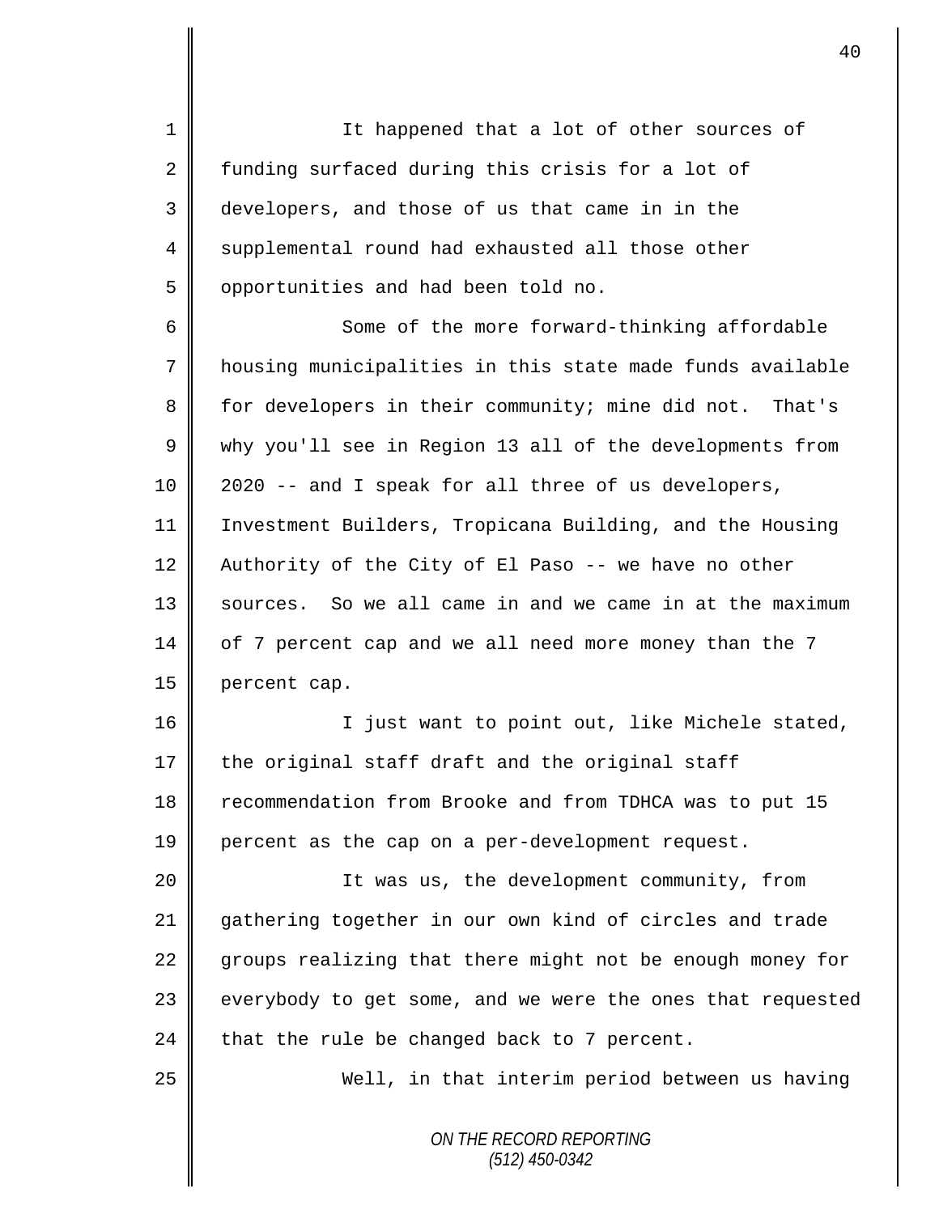It happened that a lot of other sources of funding surfaced during this crisis for a lot of developers, and those of us that came in in the supplemental round had exhausted all those other opportunities and had been told no.

Some of the more forward-thinking affordable housing municipalities in this state made funds available for developers in their community; mine did not. That's why you'll see in Region 13 all of the developments from 2020 -- and I speak for all three of us developers, Investment Builders, Tropicana Building, and the Housing Authority of the City of El Paso -- we have no other sources. So we all came in and we came in at the maximum of 7 percent cap and we all need more money than the 7 percent cap.

I just want to point out, like Michele stated, the original staff draft and the original staff recommendation from Brooke and from TDHCA was to put 15 percent as the cap on a per-development request.

It was us, the development community, from gathering together in our own kind of circles and trade groups realizing that there might not be enough money for everybody to get some, and we were the ones that requested that the rule be changed back to 7 percent.

Well, in that interim period between us having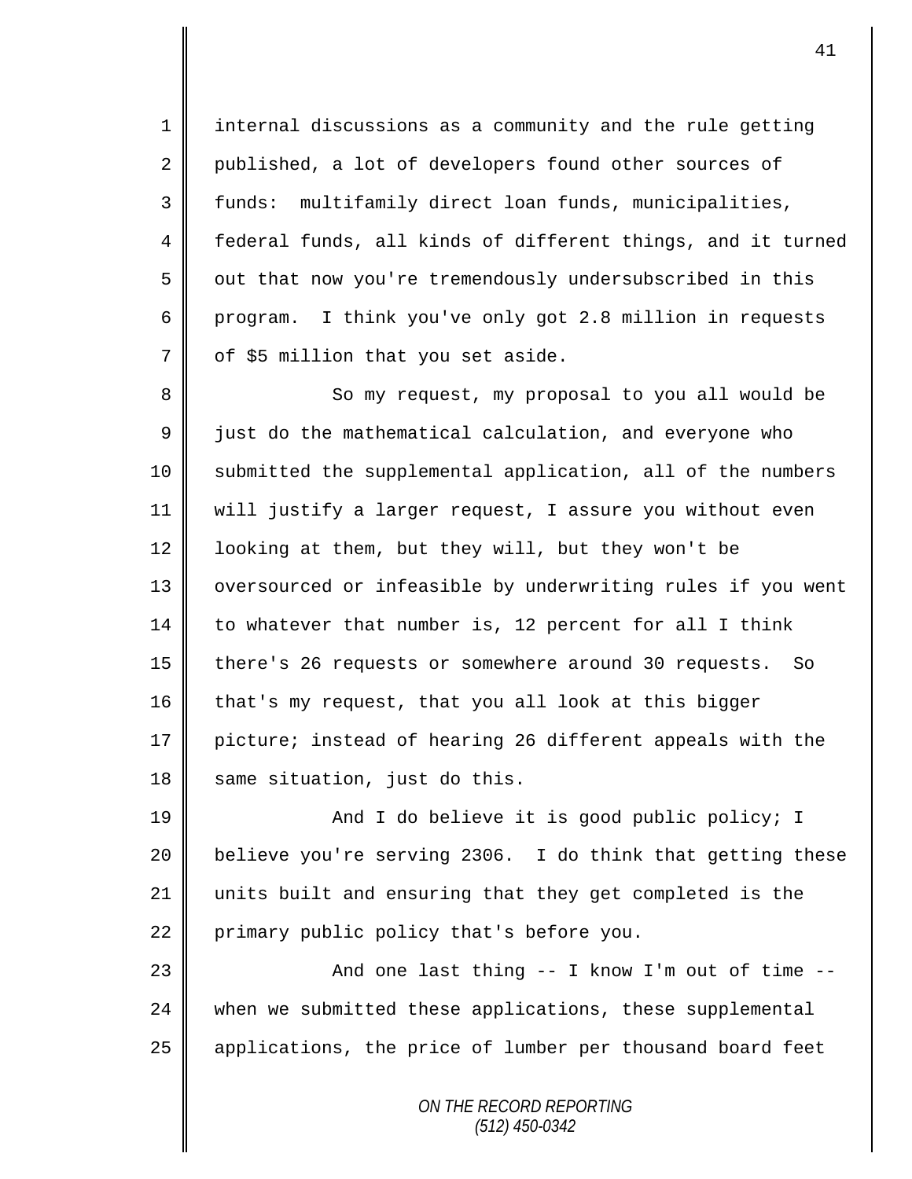internal discussions as a community and the rule getting published, a lot of developers found other sources of funds:  multifamily direct loan funds, municipalities, federal funds, all kinds of different things, and it turned out that now you're tremendously undersubscribed in this program.  I think you've only got 2.8 million in requests of $5 million that you set aside.

So my request, my proposal to you all would be just do the mathematical calculation, and everyone who submitted the supplemental application, all of the numbers will justify a larger request, I assure you without even looking at them, but they will, but they won't be oversourced or infeasible by underwriting rules if you went to whatever that number is, 12 percent for all I think there's 26 requests or somewhere around 30 requests.  So that's my request, that you all look at this bigger picture; instead of hearing 26 different appeals with the same situation, just do this.

And I do believe it is good public policy; I believe you're serving 2306.  I do think that getting these units built and ensuring that they get completed is the primary public policy that's before you.

And one last thing -- I know I'm out of time -- when we submitted these applications, these supplemental applications, the price of lumber per thousand board feet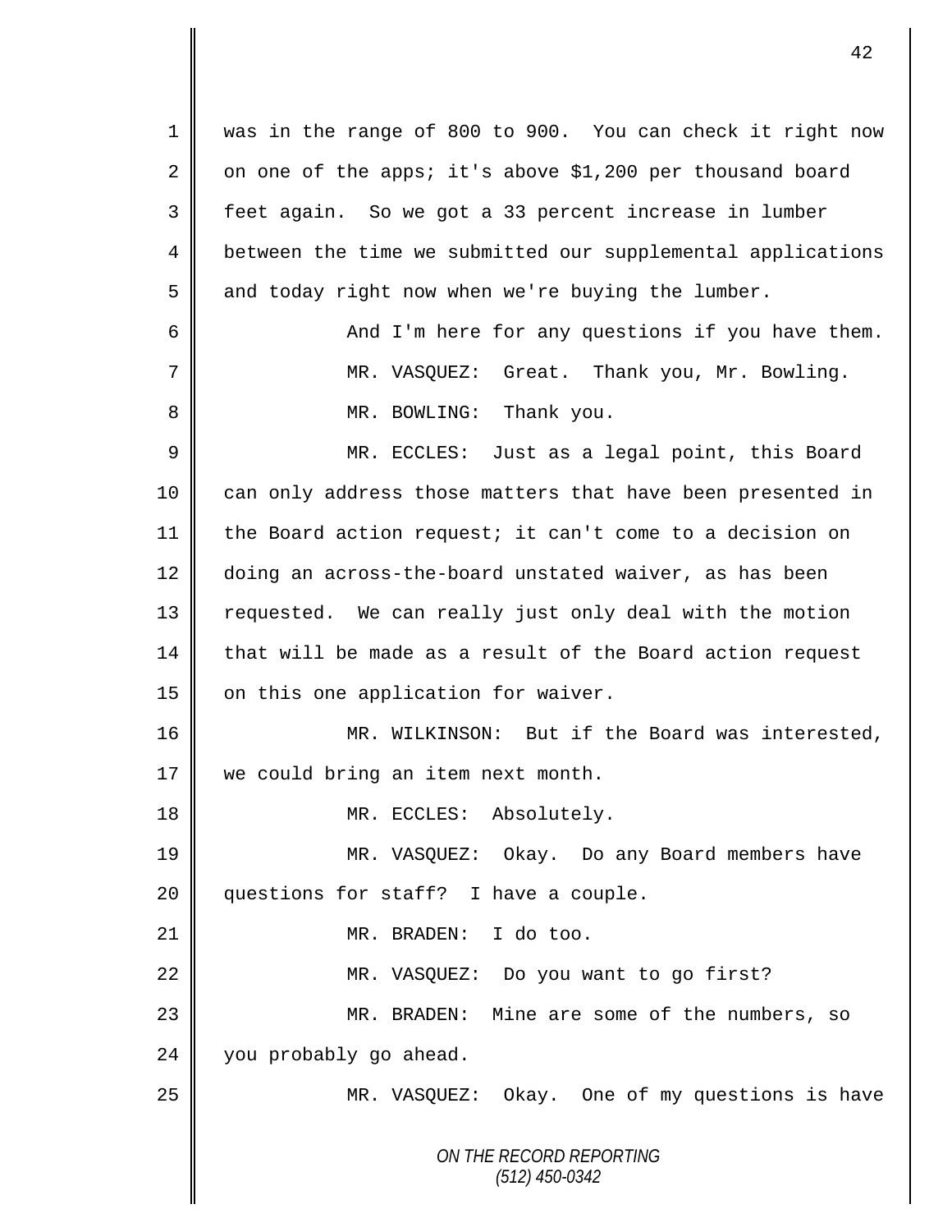was in the range of 800 to 900. You can check it right now on one of the apps; it's above $1,200 per thousand board feet again. So we got a 33 percent increase in lumber between the time we submitted our supplemental applications and today right now when we're buying the lumber.

And I'm here for any questions if you have them.

MR. VASQUEZ: Great. Thank you, Mr. Bowling.

MR. BOWLING: Thank you.

MR. ECCLES: Just as a legal point, this Board can only address those matters that have been presented in the Board action request; it can't come to a decision on doing an across-the-board unstated waiver, as has been requested. We can really just only deal with the motion that will be made as a result of the Board action request on this one application for waiver.

MR. WILKINSON: But if the Board was interested, we could bring an item next month.

MR. ECCLES: Absolutely.

MR. VASQUEZ: Okay. Do any Board members have questions for staff? I have a couple.

MR. BRADEN: I do too.

MR. VASQUEZ: Do you want to go first?

MR. BRADEN: Mine are some of the numbers, so you probably go ahead.

MR. VASQUEZ: Okay. One of my questions is have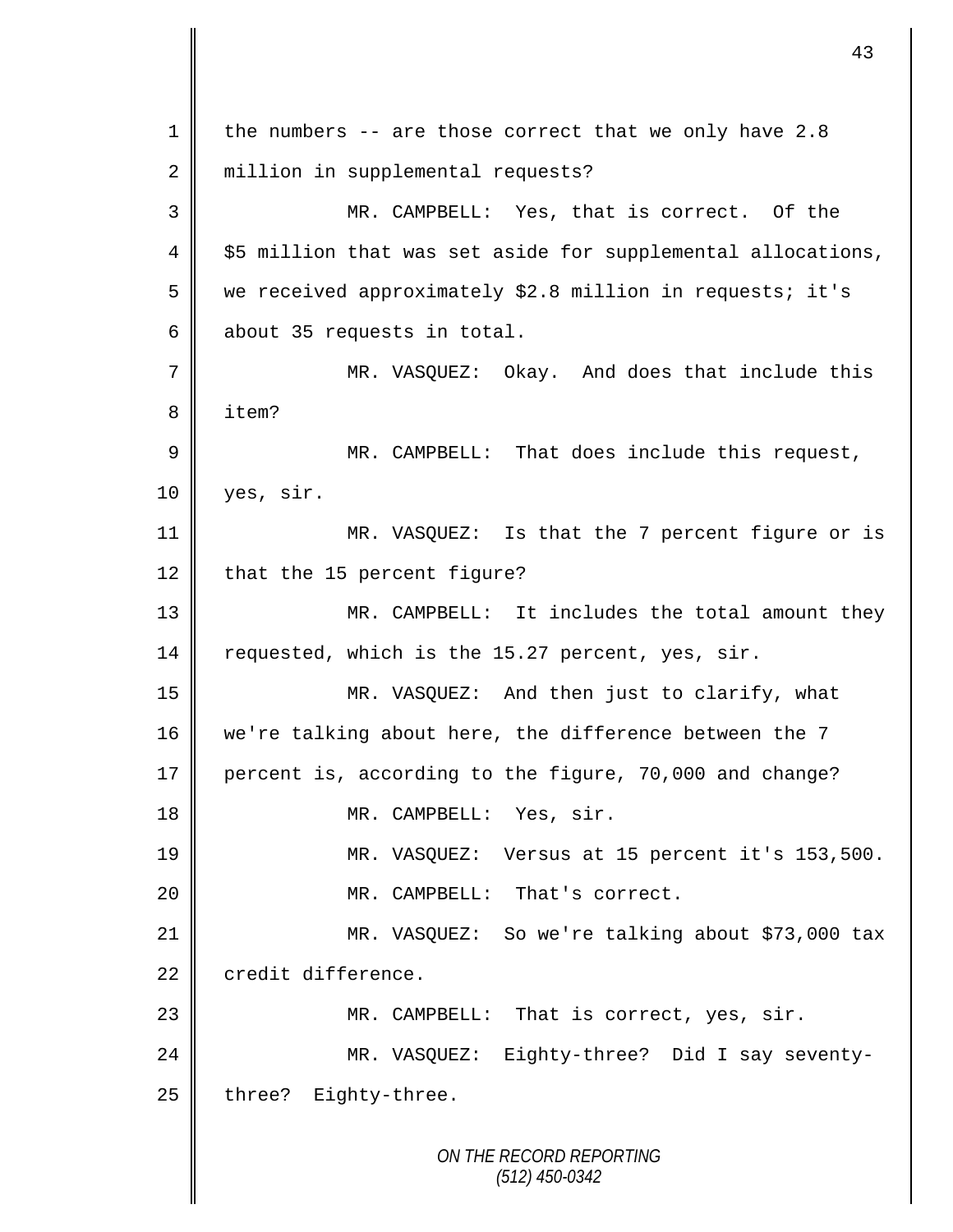the numbers -- are those correct that we only have 2.8 million in supplemental requests?

MR. CAMPBELL: Yes, that is correct. Of the $5 million that was set aside for supplemental allocations, we received approximately $2.8 million in requests; it's about 35 requests in total.

MR. VASQUEZ: Okay. And does that include this item?

MR. CAMPBELL: That does include this request, yes, sir.

MR. VASQUEZ: Is that the 7 percent figure or is that the 15 percent figure?

MR. CAMPBELL: It includes the total amount they requested, which is the 15.27 percent, yes, sir.

MR. VASQUEZ: And then just to clarify, what we're talking about here, the difference between the 7 percent is, according to the figure, 70,000 and change?

MR. CAMPBELL: Yes, sir.

MR. VASQUEZ: Versus at 15 percent it's 153,500.

MR. CAMPBELL: That's correct.

MR. VASQUEZ: So we're talking about $73,000 tax credit difference.

MR. CAMPBELL: That is correct, yes, sir.

MR. VASQUEZ: Eighty-three? Did I say seventy-three? Eighty-three.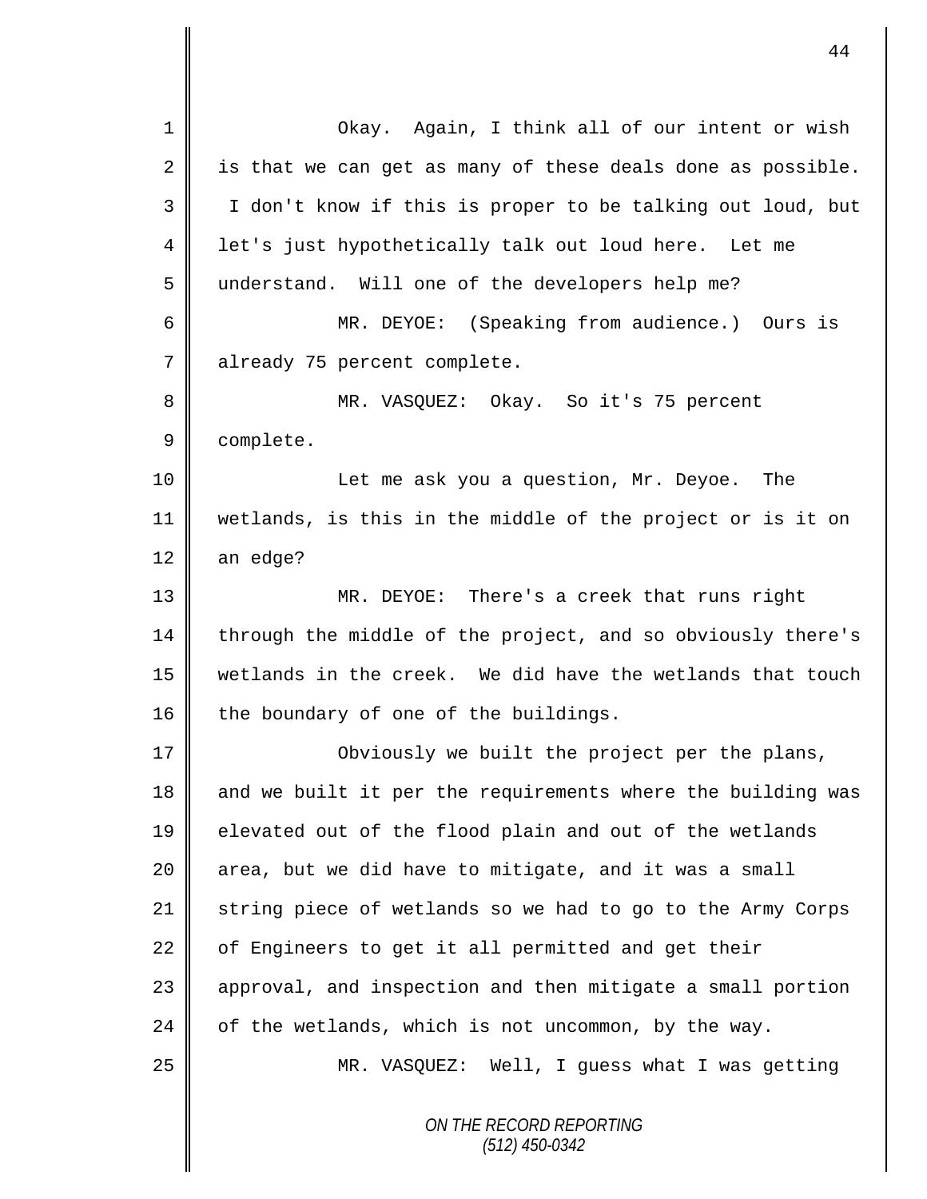Okay. Again, I think all of our intent or wish is that we can get as many of these deals done as possible. I don't know if this is proper to be talking out loud, but let's just hypothetically talk out loud here. Let me understand. Will one of the developers help me?

MR. DEYOE: (Speaking from audience.) Ours is already 75 percent complete.

MR. VASQUEZ: Okay. So it's 75 percent complete.

Let me ask you a question, Mr. Deyoe. The wetlands, is this in the middle of the project or is it on an edge?

MR. DEYOE: There's a creek that runs right through the middle of the project, and so obviously there's wetlands in the creek. We did have the wetlands that touch the boundary of one of the buildings.

Obviously we built the project per the plans, and we built it per the requirements where the building was elevated out of the flood plain and out of the wetlands area, but we did have to mitigate, and it was a small string piece of wetlands so we had to go to the Army Corps of Engineers to get it all permitted and get their approval, and inspection and then mitigate a small portion of the wetlands, which is not uncommon, by the way.

MR. VASQUEZ: Well, I guess what I was getting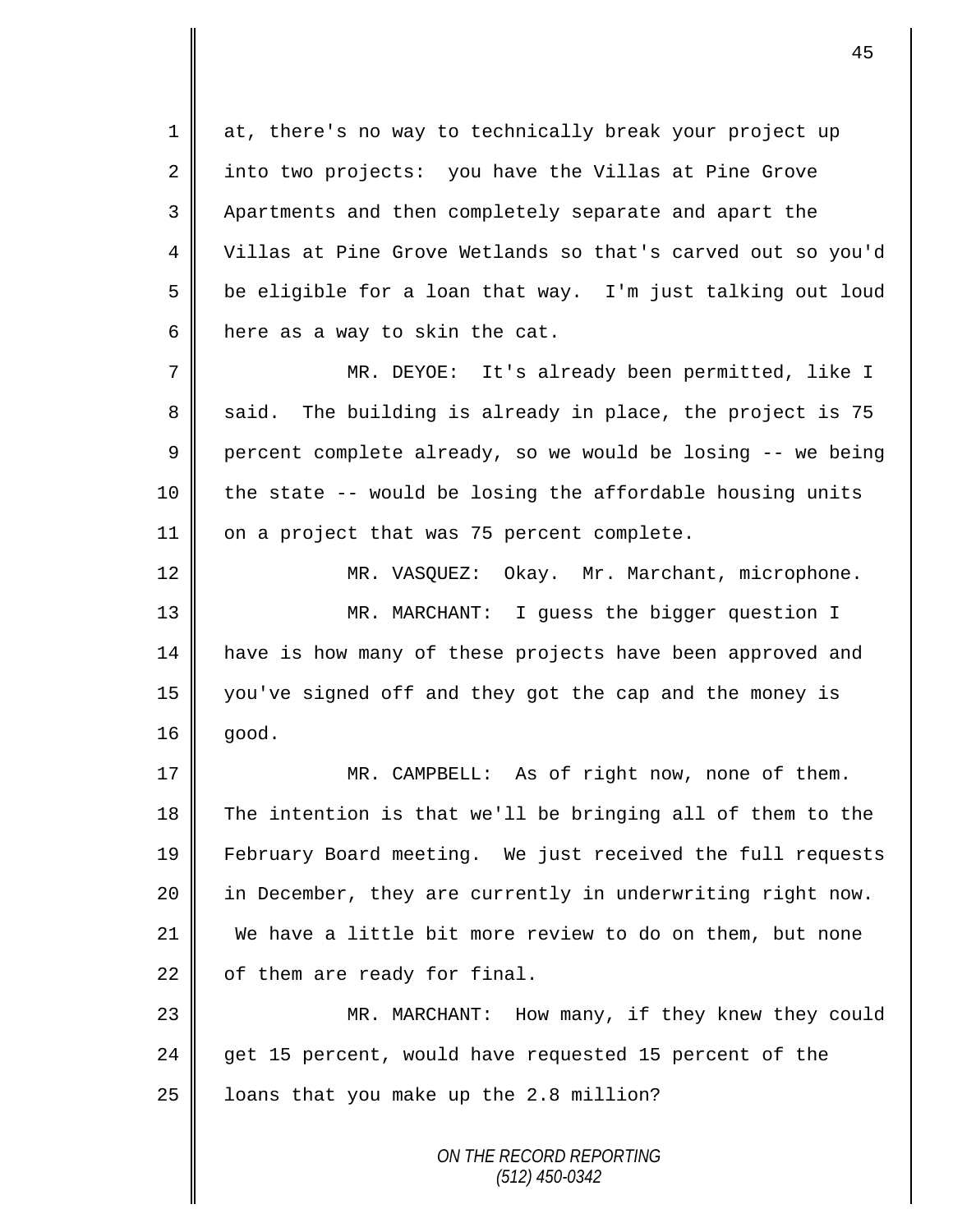at, there's no way to technically break your project up into two projects: you have the Villas at Pine Grove Apartments and then completely separate and apart the Villas at Pine Grove Wetlands so that's carved out so you'd be eligible for a loan that way. I'm just talking out loud here as a way to skin the cat.

MR. DEYOE: It's already been permitted, like I said. The building is already in place, the project is 75 percent complete already, so we would be losing -- we being the state -- would be losing the affordable housing units on a project that was 75 percent complete.

MR. VASQUEZ: Okay. Mr. Marchant, microphone.

MR. MARCHANT: I guess the bigger question I have is how many of these projects have been approved and you've signed off and they got the cap and the money is good.

MR. CAMPBELL: As of right now, none of them. The intention is that we'll be bringing all of them to the February Board meeting. We just received the full requests in December, they are currently in underwriting right now. We have a little bit more review to do on them, but none of them are ready for final.

MR. MARCHANT: How many, if they knew they could get 15 percent, would have requested 15 percent of the loans that you make up the 2.8 million?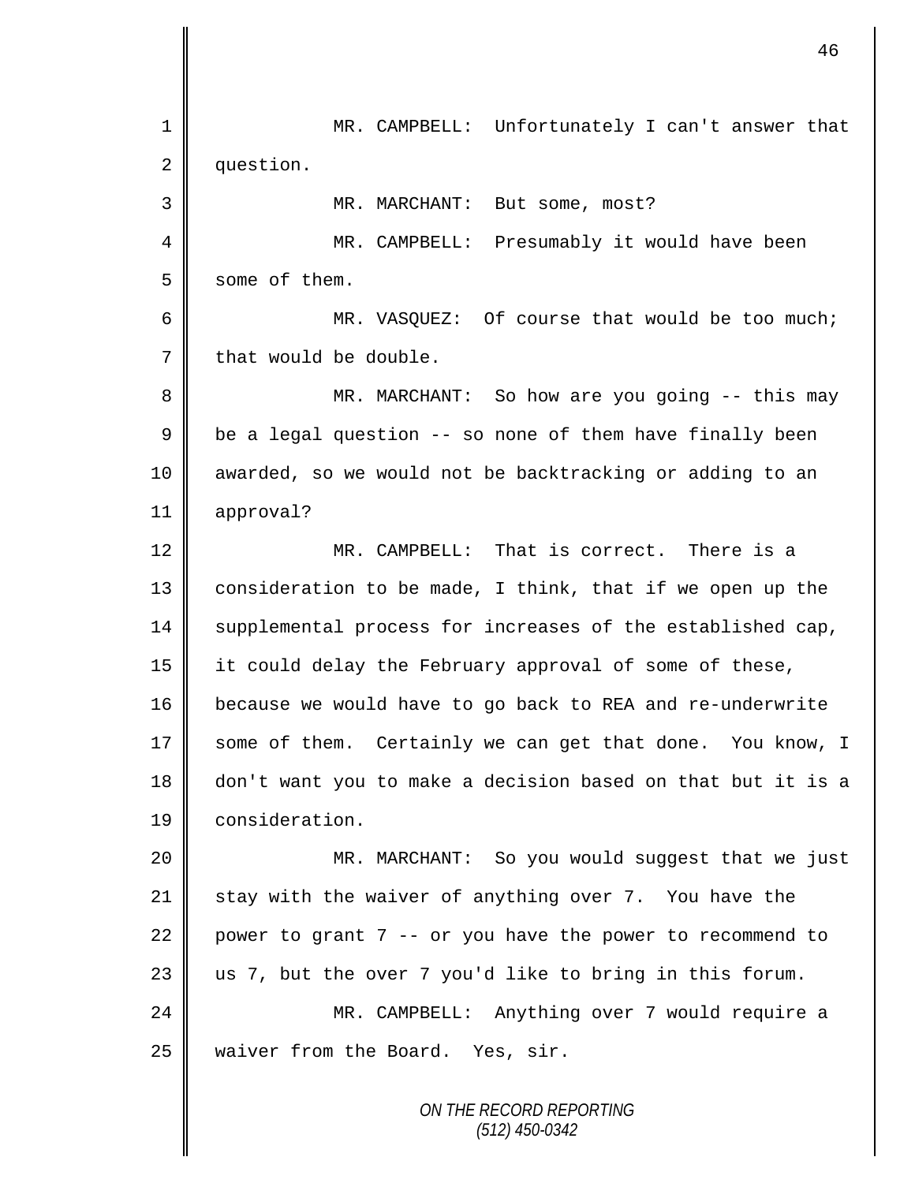MR. CAMPBELL: Unfortunately I can't answer that question.

MR. MARCHANT: But some, most?

MR. CAMPBELL: Presumably it would have been some of them.

MR. VASQUEZ: Of course that would be too much; that would be double.

MR. MARCHANT: So how are you going -- this may be a legal question -- so none of them have finally been awarded, so we would not be backtracking or adding to an approval?

MR. CAMPBELL: That is correct. There is a consideration to be made, I think, that if we open up the supplemental process for increases of the established cap, it could delay the February approval of some of these, because we would have to go back to REA and re-underwrite some of them. Certainly we can get that done. You know, I don't want you to make a decision based on that but it is a consideration.

MR. MARCHANT: So you would suggest that we just stay with the waiver of anything over 7. You have the power to grant 7 -- or you have the power to recommend to us 7, but the over 7 you'd like to bring in this forum.

MR. CAMPBELL: Anything over 7 would require a waiver from the Board. Yes, sir.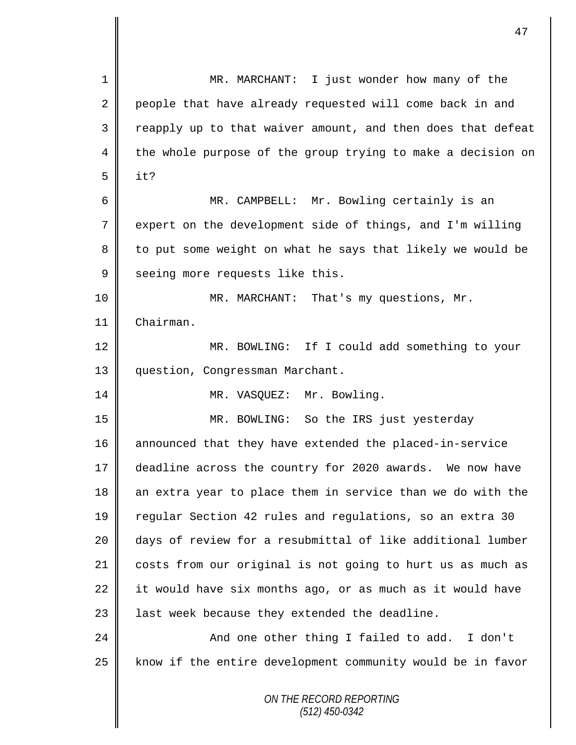MR. MARCHANT: I just wonder how many of the people that have already requested will come back in and reapply up to that waiver amount, and then does that defeat the whole purpose of the group trying to make a decision on it?

MR. CAMPBELL: Mr. Bowling certainly is an expert on the development side of things, and I'm willing to put some weight on what he says that likely we would be seeing more requests like this.

MR. MARCHANT: That's my questions, Mr. Chairman.

MR. BOWLING: If I could add something to your question, Congressman Marchant.

MR. VASQUEZ: Mr. Bowling.

MR. BOWLING: So the IRS just yesterday announced that they have extended the placed-in-service deadline across the country for 2020 awards. We now have an extra year to place them in service than we do with the regular Section 42 rules and regulations, so an extra 30 days of review for a resubmittal of like additional lumber costs from our original is not going to hurt us as much as it would have six months ago, or as much as it would have last week because they extended the deadline.

And one other thing I failed to add. I don't know if the entire development community would be in favor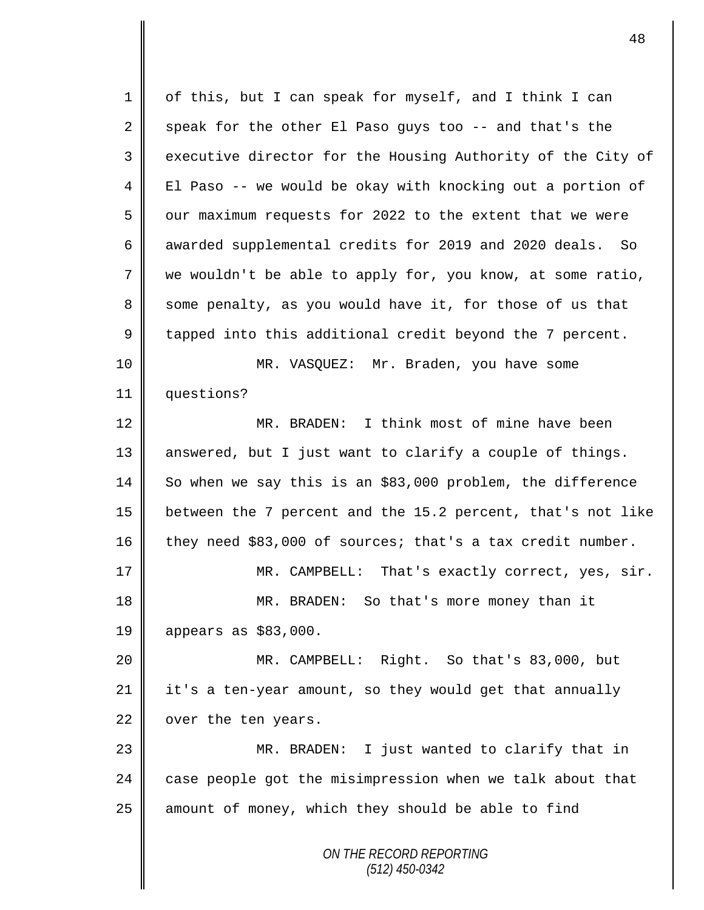of this, but I can speak for myself, and I think I can speak for the other El Paso guys too -- and that's the executive director for the Housing Authority of the City of El Paso -- we would be okay with knocking out a portion of our maximum requests for 2022 to the extent that we were awarded supplemental credits for 2019 and 2020 deals. So we wouldn't be able to apply for, you know, at some ratio, some penalty, as you would have it, for those of us that tapped into this additional credit beyond the 7 percent.

MR. VASQUEZ: Mr. Braden, you have some questions?

MR. BRADEN: I think most of mine have been answered, but I just want to clarify a couple of things. So when we say this is an $83,000 problem, the difference between the 7 percent and the 15.2 percent, that's not like they need $83,000 of sources; that's a tax credit number.

MR. CAMPBELL: That's exactly correct, yes, sir.

MR. BRADEN: So that's more money than it appears as $83,000.

MR. CAMPBELL: Right. So that's 83,000, but it's a ten-year amount, so they would get that annually over the ten years.

MR. BRADEN: I just wanted to clarify that in case people got the misimpression when we talk about that amount of money, which they should be able to find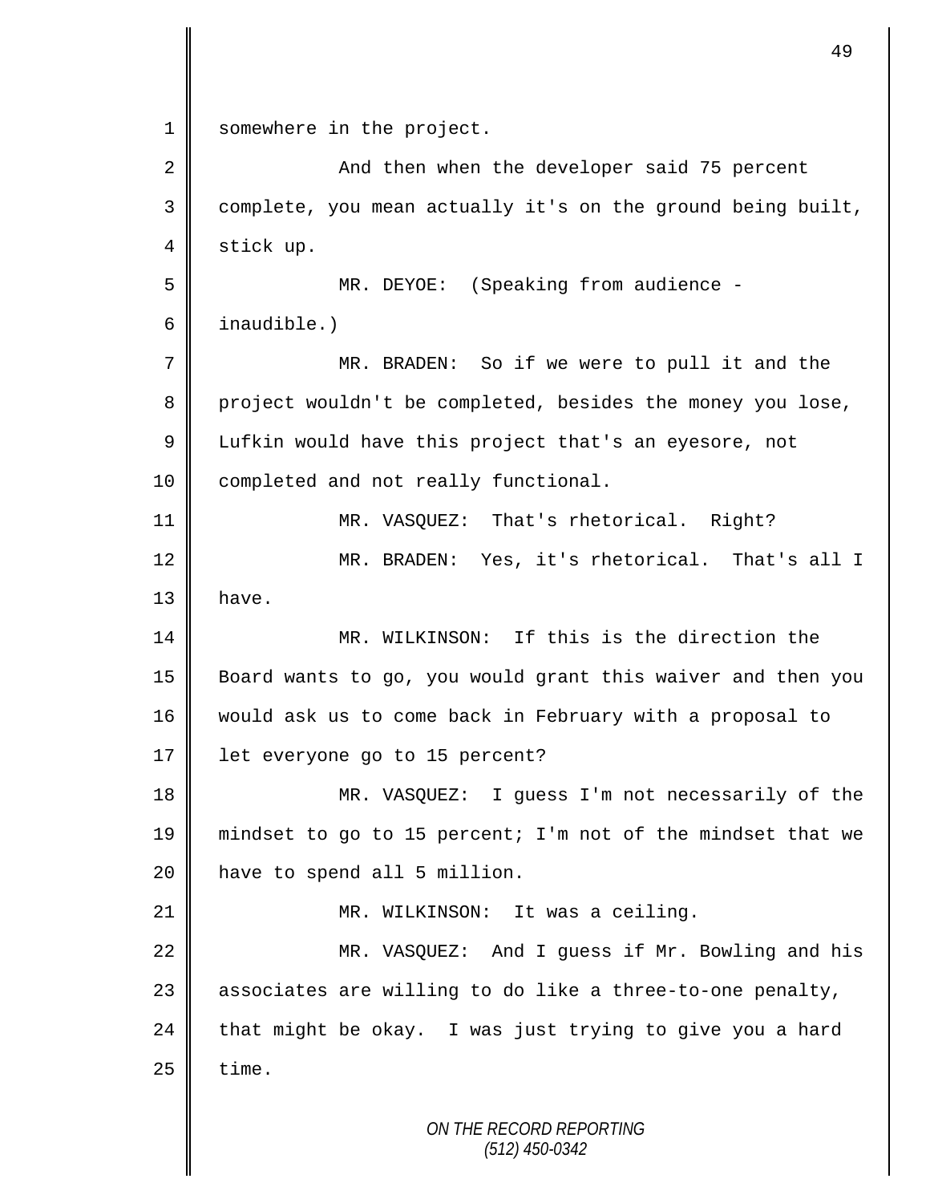somewhere in the project.

And then when the developer said 75 percent complete, you mean actually it's on the ground being built, stick up.

MR. DEYOE: (Speaking from audience - inaudible.)

MR. BRADEN: So if we were to pull it and the project wouldn't be completed, besides the money you lose, Lufkin would have this project that's an eyesore, not completed and not really functional.

MR. VASQUEZ: That's rhetorical. Right?

MR. BRADEN: Yes, it's rhetorical. That's all I have.

MR. WILKINSON: If this is the direction the Board wants to go, you would grant this waiver and then you would ask us to come back in February with a proposal to let everyone go to 15 percent?

MR. VASQUEZ: I guess I'm not necessarily of the mindset to go to 15 percent; I'm not of the mindset that we have to spend all 5 million.

MR. WILKINSON: It was a ceiling.

MR. VASQUEZ: And I guess if Mr. Bowling and his associates are willing to do like a three-to-one penalty, that might be okay. I was just trying to give you a hard time.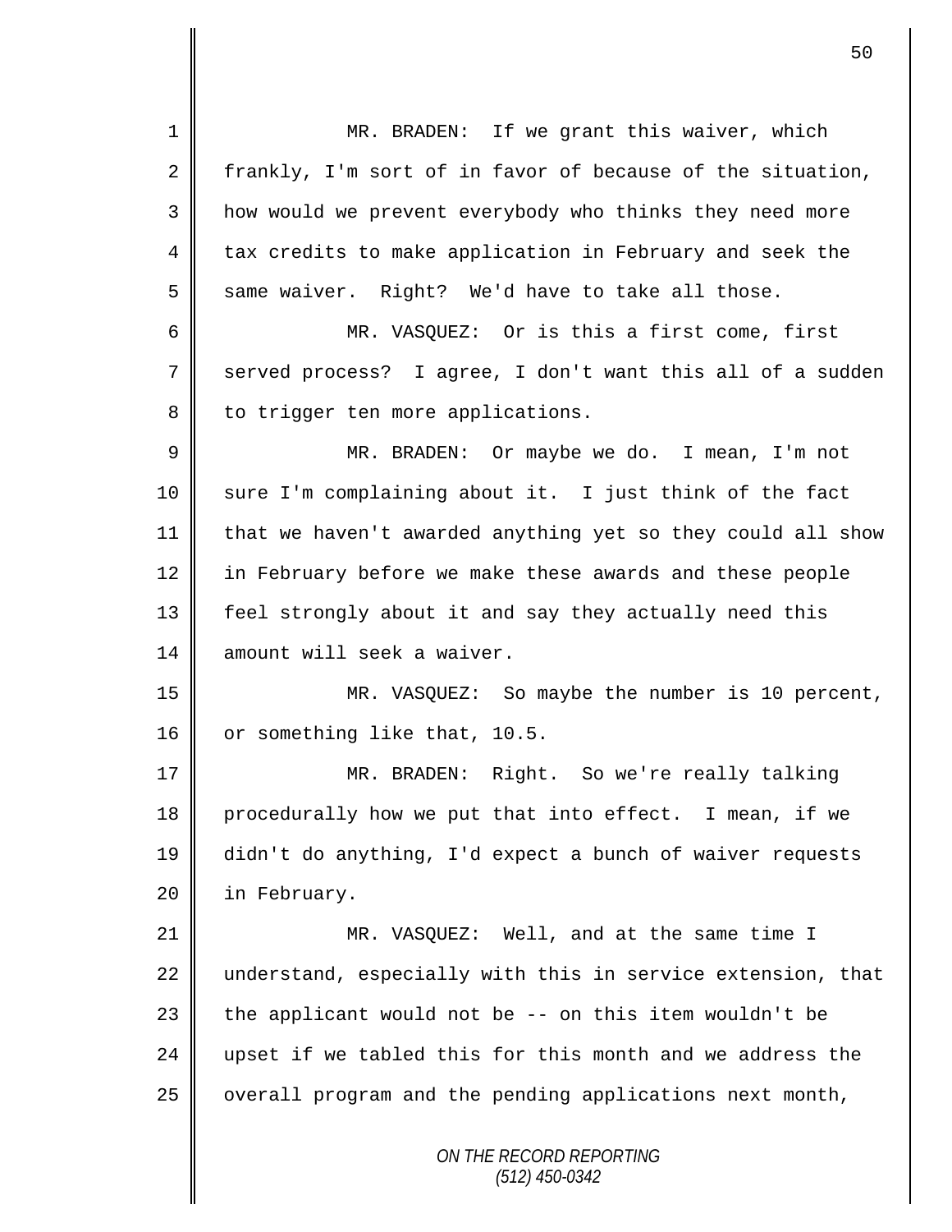MR. BRADEN: If we grant this waiver, which frankly, I'm sort of in favor of because of the situation, how would we prevent everybody who thinks they need more tax credits to make application in February and seek the same waiver. Right? We'd have to take all those.

MR. VASQUEZ: Or is this a first come, first served process? I agree, I don't want this all of a sudden to trigger ten more applications.

MR. BRADEN: Or maybe we do. I mean, I'm not sure I'm complaining about it. I just think of the fact that we haven't awarded anything yet so they could all show in February before we make these awards and these people feel strongly about it and say they actually need this amount will seek a waiver.

MR. VASQUEZ: So maybe the number is 10 percent, or something like that, 10.5.

MR. BRADEN: Right. So we're really talking procedurally how we put that into effect. I mean, if we didn't do anything, I'd expect a bunch of waiver requests in February.

MR. VASQUEZ: Well, and at the same time I understand, especially with this in service extension, that the applicant would not be -- on this item wouldn't be upset if we tabled this for this month and we address the overall program and the pending applications next month,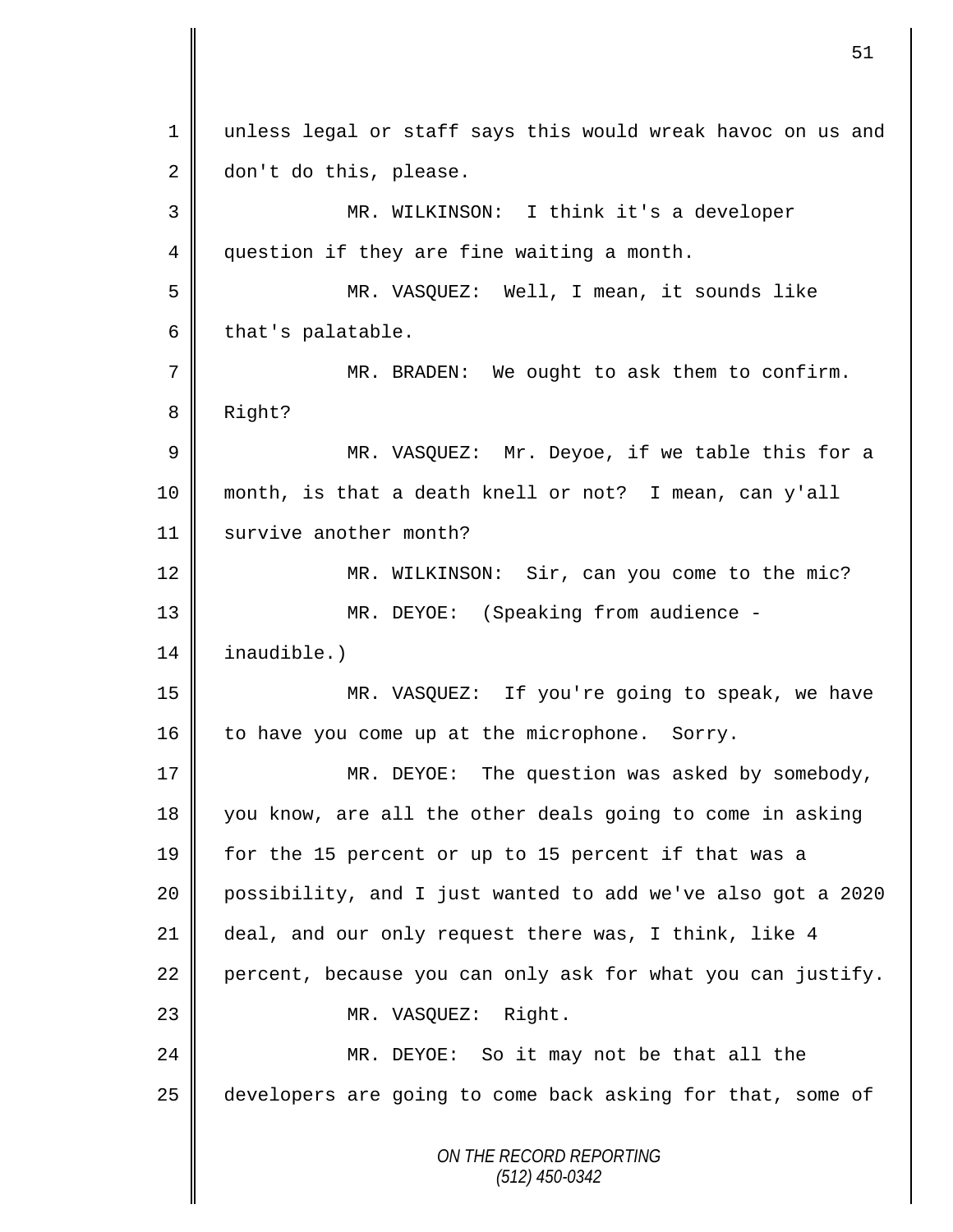unless legal or staff says this would wreak havoc on us and don't do this, please.

MR. WILKINSON: I think it's a developer question if they are fine waiting a month.

MR. VASQUEZ: Well, I mean, it sounds like that's palatable.

MR. BRADEN: We ought to ask them to confirm. Right?

MR. VASQUEZ: Mr. Deyoe, if we table this for a month, is that a death knell or not? I mean, can y'all survive another month?

MR. WILKINSON: Sir, can you come to the mic?

MR. DEYOE: (Speaking from audience - inaudible.)

MR. VASQUEZ: If you're going to speak, we have to have you come up at the microphone. Sorry.

MR. DEYOE: The question was asked by somebody, you know, are all the other deals going to come in asking for the 15 percent or up to 15 percent if that was a possibility, and I just wanted to add we've also got a 2020 deal, and our only request there was, I think, like 4 percent, because you can only ask for what you can justify.

MR. VASQUEZ: Right.

MR. DEYOE: So it may not be that all the developers are going to come back asking for that, some of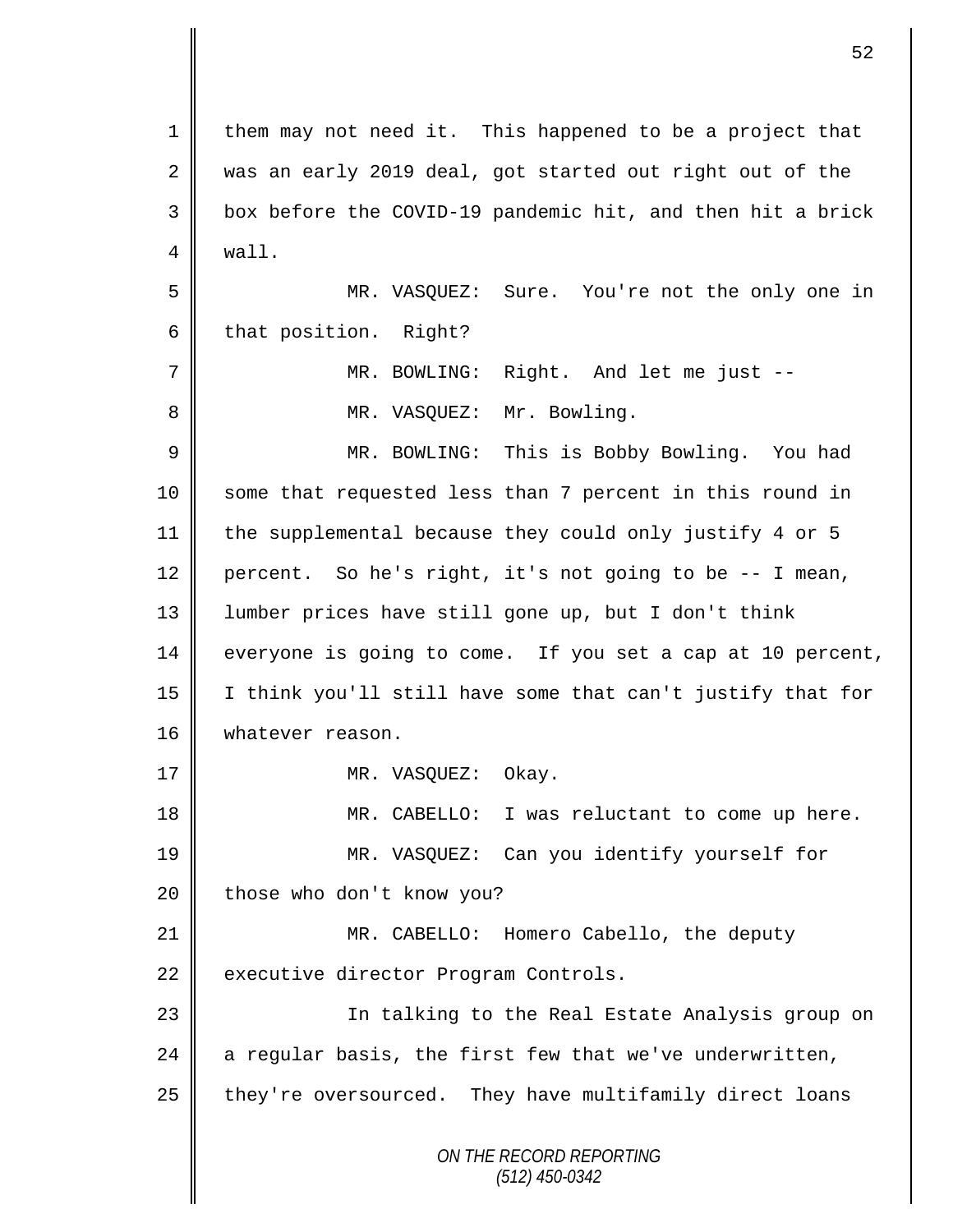them may not need it. This happened to be a project that was an early 2019 deal, got started out right out of the box before the COVID-19 pandemic hit, and then hit a brick wall.

MR. VASQUEZ: Sure. You're not the only one in that position. Right?

MR. BOWLING: Right. And let me just --

MR. VASQUEZ: Mr. Bowling.

MR. BOWLING: This is Bobby Bowling. You had some that requested less than 7 percent in this round in the supplemental because they could only justify 4 or 5 percent. So he's right, it's not going to be -- I mean, lumber prices have still gone up, but I don't think everyone is going to come. If you set a cap at 10 percent, I think you'll still have some that can't justify that for whatever reason.

MR. VASQUEZ: Okay.

MR. CABELLO: I was reluctant to come up here.

MR. VASQUEZ: Can you identify yourself for those who don't know you?

MR. CABELLO: Homero Cabello, the deputy executive director Program Controls.

In talking to the Real Estate Analysis group on a regular basis, the first few that we've underwritten, they're oversourced. They have multifamily direct loans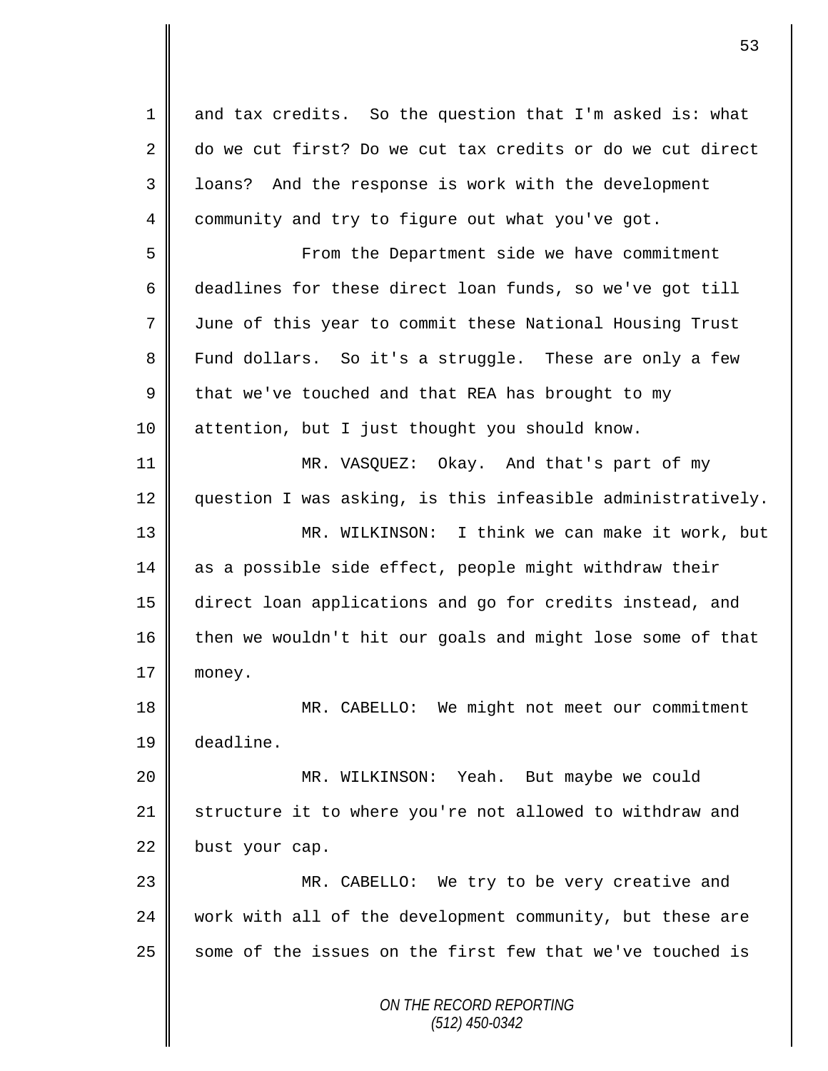and tax credits. So the question that I'm asked is: what do we cut first? Do we cut tax credits or do we cut direct loans? And the response is work with the development community and try to figure out what you've got.

From the Department side we have commitment deadlines for these direct loan funds, so we've got till June of this year to commit these National Housing Trust Fund dollars. So it's a struggle. These are only a few that we've touched and that REA has brought to my attention, but I just thought you should know.

MR. VASQUEZ: Okay. And that's part of my question I was asking, is this infeasible administratively.

MR. WILKINSON: I think we can make it work, but as a possible side effect, people might withdraw their direct loan applications and go for credits instead, and then we wouldn't hit our goals and might lose some of that money.

MR. CABELLO: We might not meet our commitment deadline.

MR. WILKINSON: Yeah. But maybe we could structure it to where you're not allowed to withdraw and bust your cap.

MR. CABELLO: We try to be very creative and work with all of the development community, but these are some of the issues on the first few that we've touched is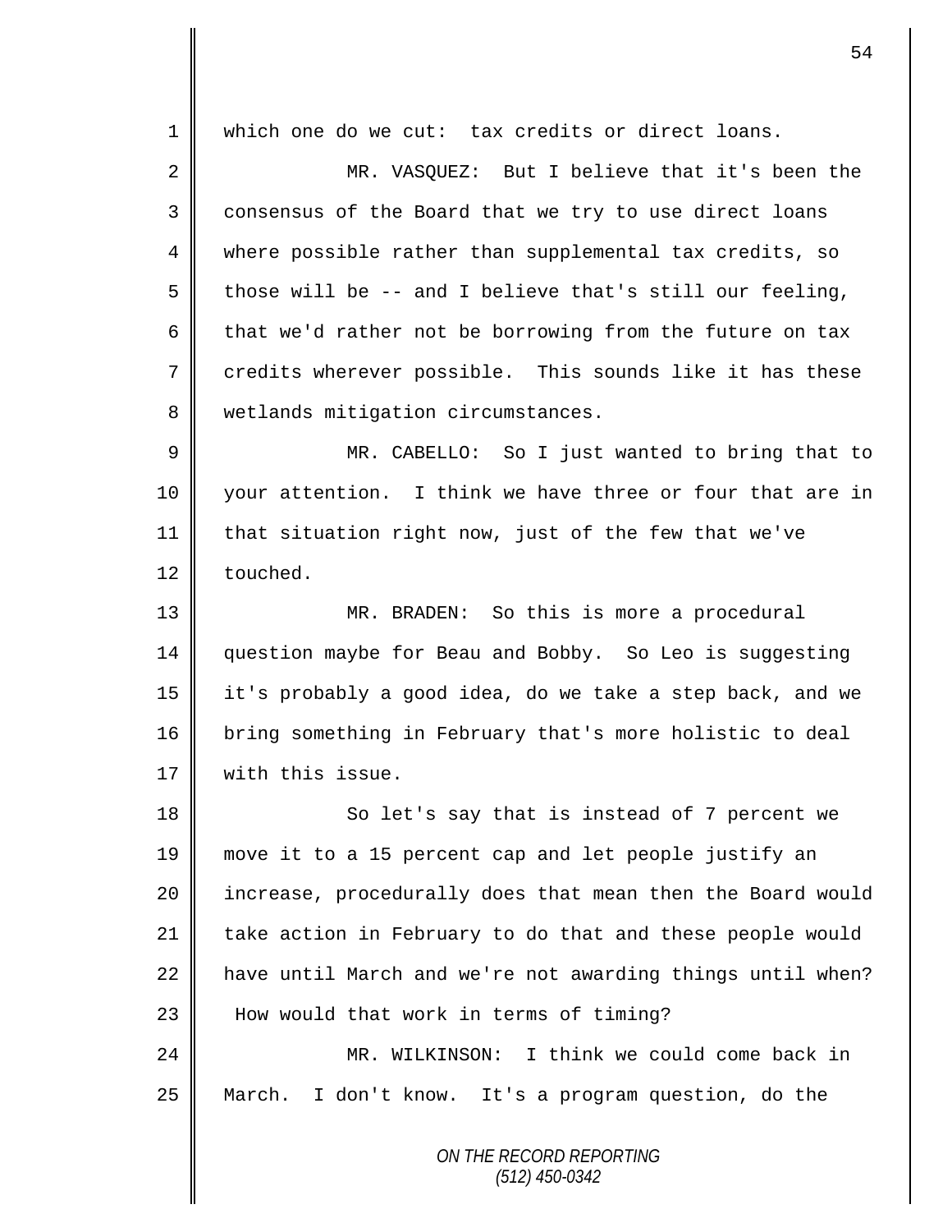which one do we cut: tax credits or direct loans.

MR. VASQUEZ: But I believe that it's been the consensus of the Board that we try to use direct loans where possible rather than supplemental tax credits, so those will be -- and I believe that's still our feeling, that we'd rather not be borrowing from the future on tax credits wherever possible. This sounds like it has these wetlands mitigation circumstances.

MR. CABELLO: So I just wanted to bring that to your attention. I think we have three or four that are in that situation right now, just of the few that we've touched.

MR. BRADEN: So this is more a procedural question maybe for Beau and Bobby. So Leo is suggesting it's probably a good idea, do we take a step back, and we bring something in February that's more holistic to deal with this issue.

So let's say that is instead of 7 percent we move it to a 15 percent cap and let people justify an increase, procedurally does that mean then the Board would take action in February to do that and these people would have until March and we're not awarding things until when? How would that work in terms of timing?

MR. WILKINSON: I think we could come back in March. I don't know. It's a program question, do the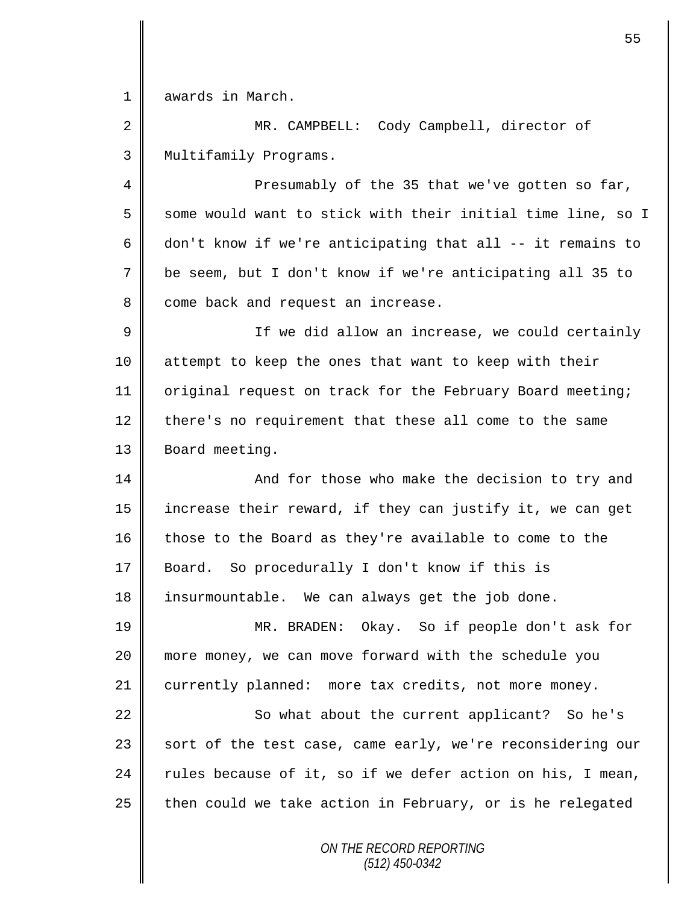awards in March.

MR. CAMPBELL: Cody Campbell, director of Multifamily Programs.

Presumably of the 35 that we've gotten so far, some would want to stick with their initial time line, so I don't know if we're anticipating that all -- it remains to be seem, but I don't know if we're anticipating all 35 to come back and request an increase.

If we did allow an increase, we could certainly attempt to keep the ones that want to keep with their original request on track for the February Board meeting; there's no requirement that these all come to the same Board meeting.

And for those who make the decision to try and increase their reward, if they can justify it, we can get those to the Board as they're available to come to the Board. So procedurally I don't know if this is insurmountable. We can always get the job done.

MR. BRADEN: Okay. So if people don't ask for more money, we can move forward with the schedule you currently planned: more tax credits, not more money.

So what about the current applicant? So he's sort of the test case, came early, we're reconsidering our rules because of it, so if we defer action on his, I mean, then could we take action in February, or is he relegated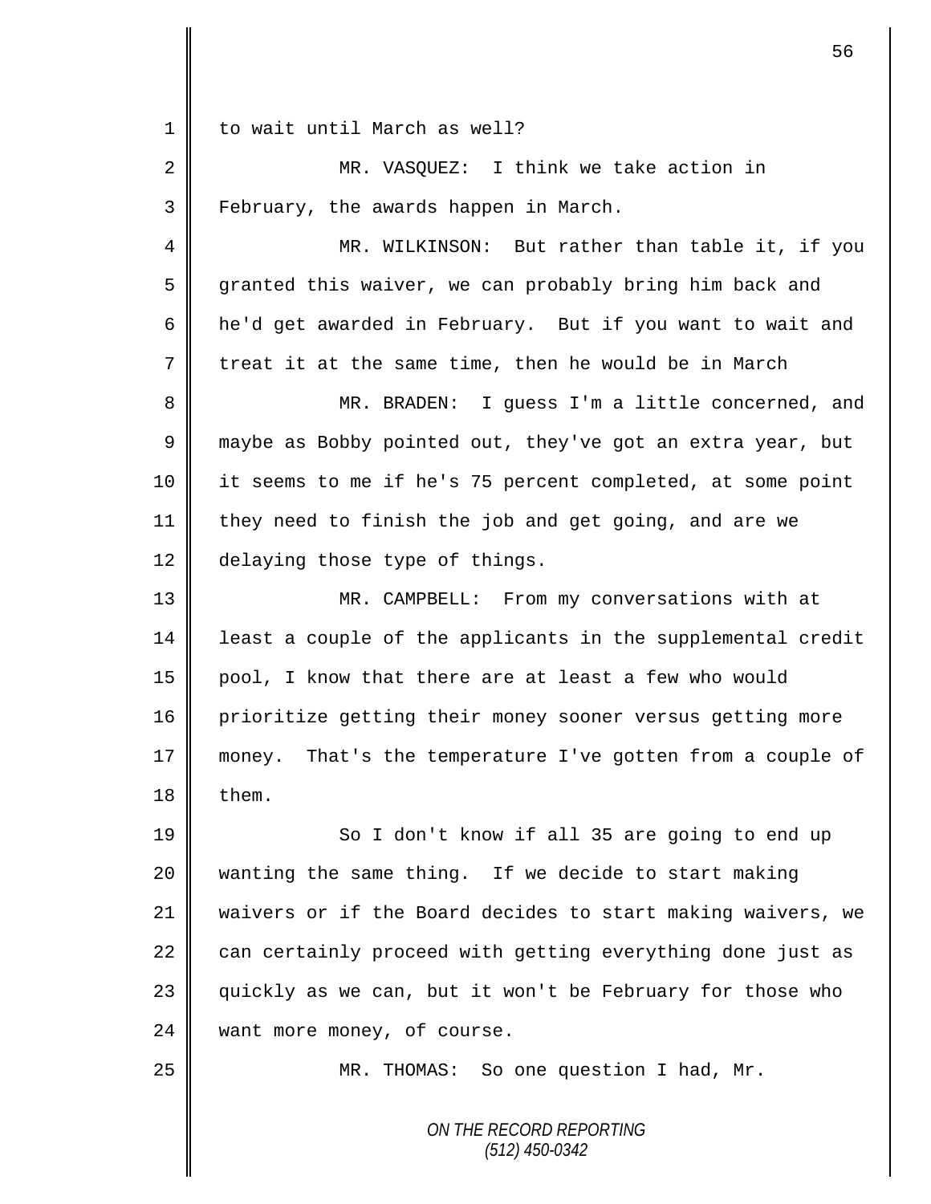to wait until March as well?

MR. VASQUEZ: I think we take action in February, the awards happen in March.

MR. WILKINSON: But rather than table it, if you granted this waiver, we can probably bring him back and he'd get awarded in February. But if you want to wait and treat it at the same time, then he would be in March

MR. BRADEN: I guess I'm a little concerned, and maybe as Bobby pointed out, they've got an extra year, but it seems to me if he's 75 percent completed, at some point they need to finish the job and get going, and are we delaying those type of things.

MR. CAMPBELL: From my conversations with at least a couple of the applicants in the supplemental credit pool, I know that there are at least a few who would prioritize getting their money sooner versus getting more money. That's the temperature I've gotten from a couple of them.

So I don't know if all 35 are going to end up wanting the same thing. If we decide to start making waivers or if the Board decides to start making waivers, we can certainly proceed with getting everything done just as quickly as we can, but it won't be February for those who want more money, of course.

MR. THOMAS: So one question I had, Mr.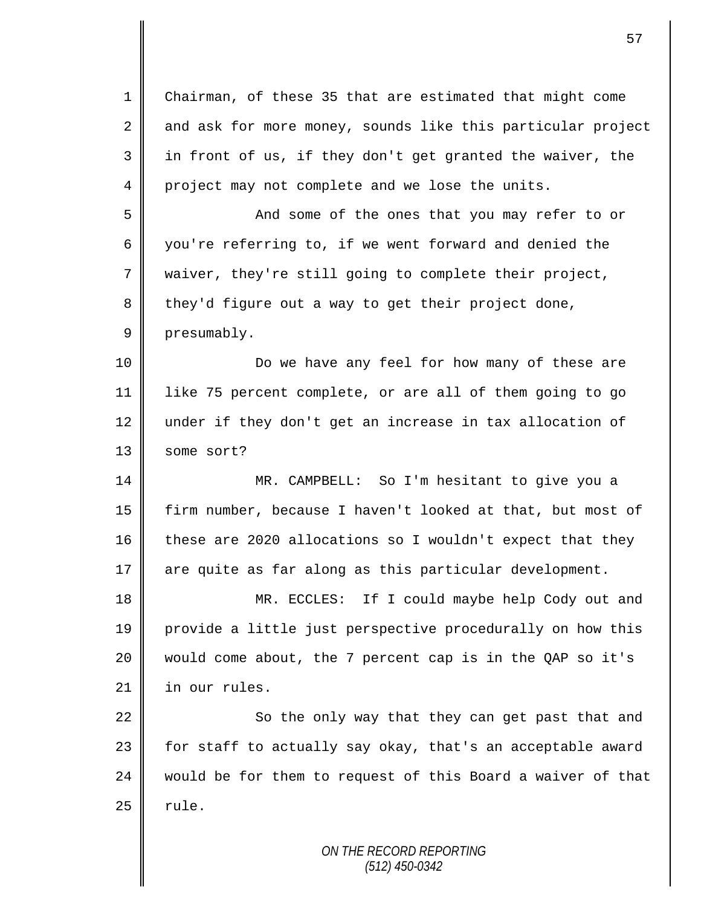Chairman, of these 35 that are estimated that might come and ask for more money, sounds like this particular project in front of us, if they don't get granted the waiver, the project may not complete and we lose the units.

And some of the ones that you may refer to or you're referring to, if we went forward and denied the waiver, they're still going to complete their project, they'd figure out a way to get their project done, presumably.

Do we have any feel for how many of these are like 75 percent complete, or are all of them going to go under if they don't get an increase in tax allocation of some sort?

MR. CAMPBELL: So I'm hesitant to give you a firm number, because I haven't looked at that, but most of these are 2020 allocations so I wouldn't expect that they are quite as far along as this particular development.

MR. ECCLES: If I could maybe help Cody out and provide a little just perspective procedurally on how this would come about, the 7 percent cap is in the QAP so it's in our rules.

So the only way that they can get past that and for staff to actually say okay, that's an acceptable award would be for them to request of this Board a waiver of that rule.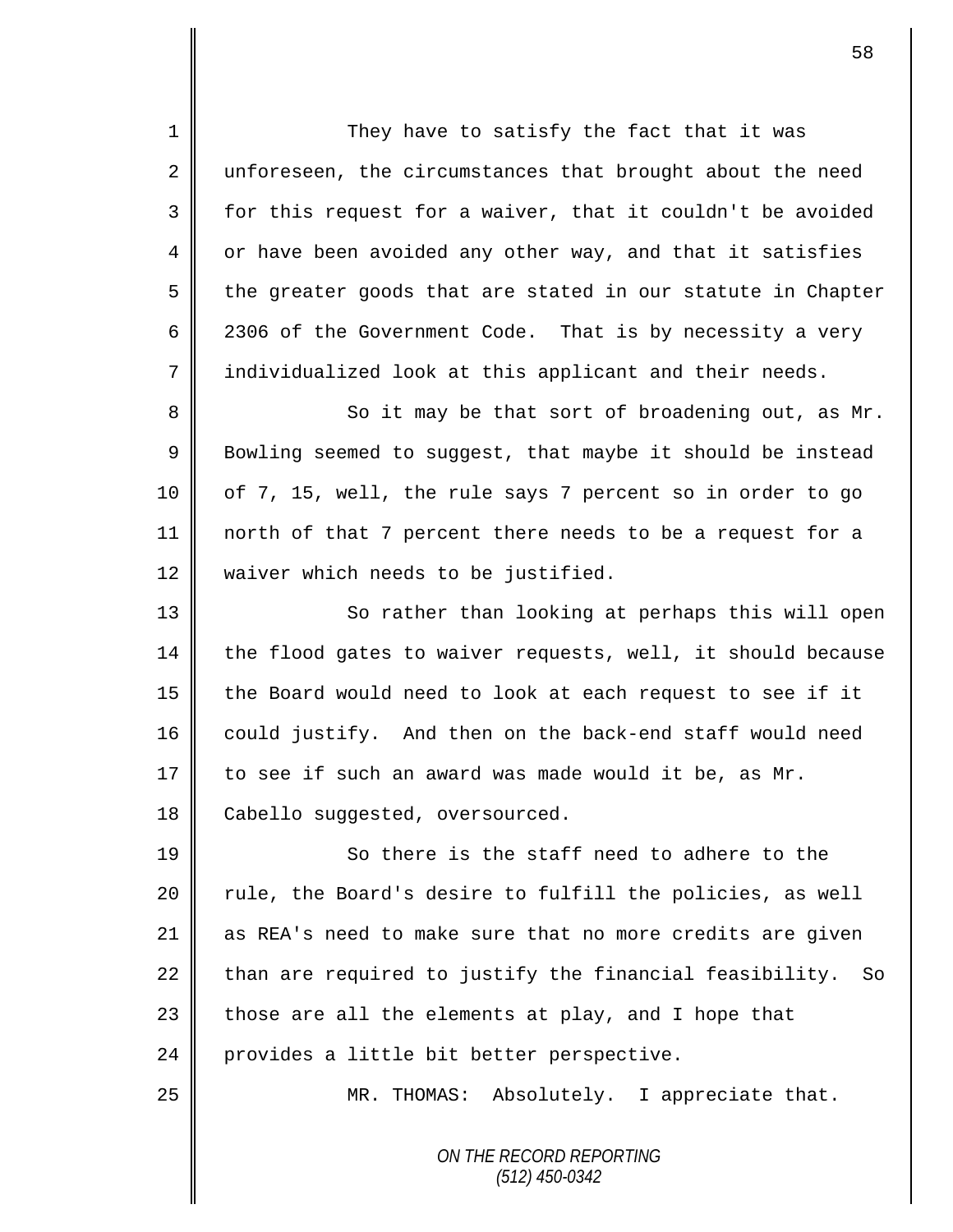They have to satisfy the fact that it was unforeseen, the circumstances that brought about the need for this request for a waiver, that it couldn't be avoided or have been avoided any other way, and that it satisfies the greater goods that are stated in our statute in Chapter 2306 of the Government Code. That is by necessity a very individualized look at this applicant and their needs.

So it may be that sort of broadening out, as Mr. Bowling seemed to suggest, that maybe it should be instead of 7, 15, well, the rule says 7 percent so in order to go north of that 7 percent there needs to be a request for a waiver which needs to be justified.

So rather than looking at perhaps this will open the flood gates to waiver requests, well, it should because the Board would need to look at each request to see if it could justify. And then on the back-end staff would need to see if such an award was made would it be, as Mr. Cabello suggested, oversourced.

So there is the staff need to adhere to the rule, the Board's desire to fulfill the policies, as well as REA's need to make sure that no more credits are given than are required to justify the financial feasibility. So those are all the elements at play, and I hope that provides a little bit better perspective.

MR. THOMAS: Absolutely. I appreciate that.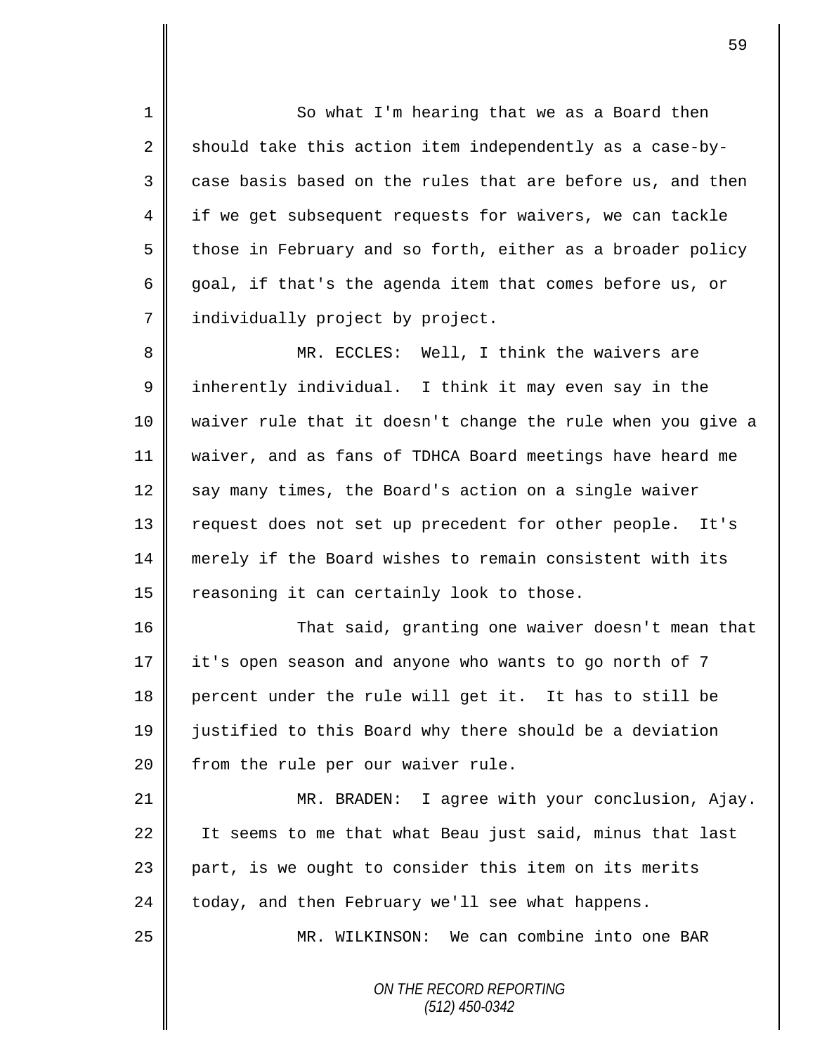So what I'm hearing that we as a Board then should take this action item independently as a case-by-case basis based on the rules that are before us, and then if we get subsequent requests for waivers, we can tackle those in February and so forth, either as a broader policy goal, if that's the agenda item that comes before us, or individually project by project.

MR. ECCLES: Well, I think the waivers are inherently individual. I think it may even say in the waiver rule that it doesn't change the rule when you give a waiver, and as fans of TDHCA Board meetings have heard me say many times, the Board's action on a single waiver request does not set up precedent for other people. It's merely if the Board wishes to remain consistent with its reasoning it can certainly look to those.

That said, granting one waiver doesn't mean that it's open season and anyone who wants to go north of 7 percent under the rule will get it. It has to still be justified to this Board why there should be a deviation from the rule per our waiver rule.

MR. BRADEN: I agree with your conclusion, Ajay. It seems to me that what Beau just said, minus that last part, is we ought to consider this item on its merits today, and then February we'll see what happens.

MR. WILKINSON: We can combine into one BAR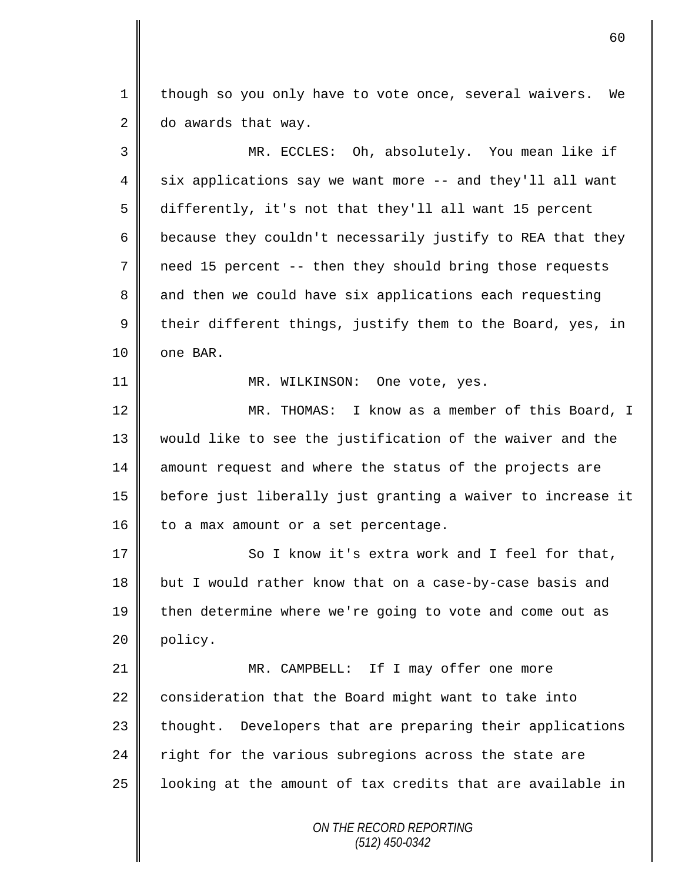though so you only have to vote once, several waivers. We do awards that way.

MR. ECCLES: Oh, absolutely. You mean like if six applications say we want more -- and they'll all want differently, it's not that they'll all want 15 percent because they couldn't necessarily justify to REA that they need 15 percent -- then they should bring those requests and then we could have six applications each requesting their different things, justify them to the Board, yes, in one BAR.

MR. WILKINSON: One vote, yes.

MR. THOMAS: I know as a member of this Board, I would like to see the justification of the waiver and the amount request and where the status of the projects are before just liberally just granting a waiver to increase it to a max amount or a set percentage.

So I know it's extra work and I feel for that, but I would rather know that on a case-by-case basis and then determine where we're going to vote and come out as policy.

MR. CAMPBELL: If I may offer one more consideration that the Board might want to take into thought. Developers that are preparing their applications right for the various subregions across the state are looking at the amount of tax credits that are available in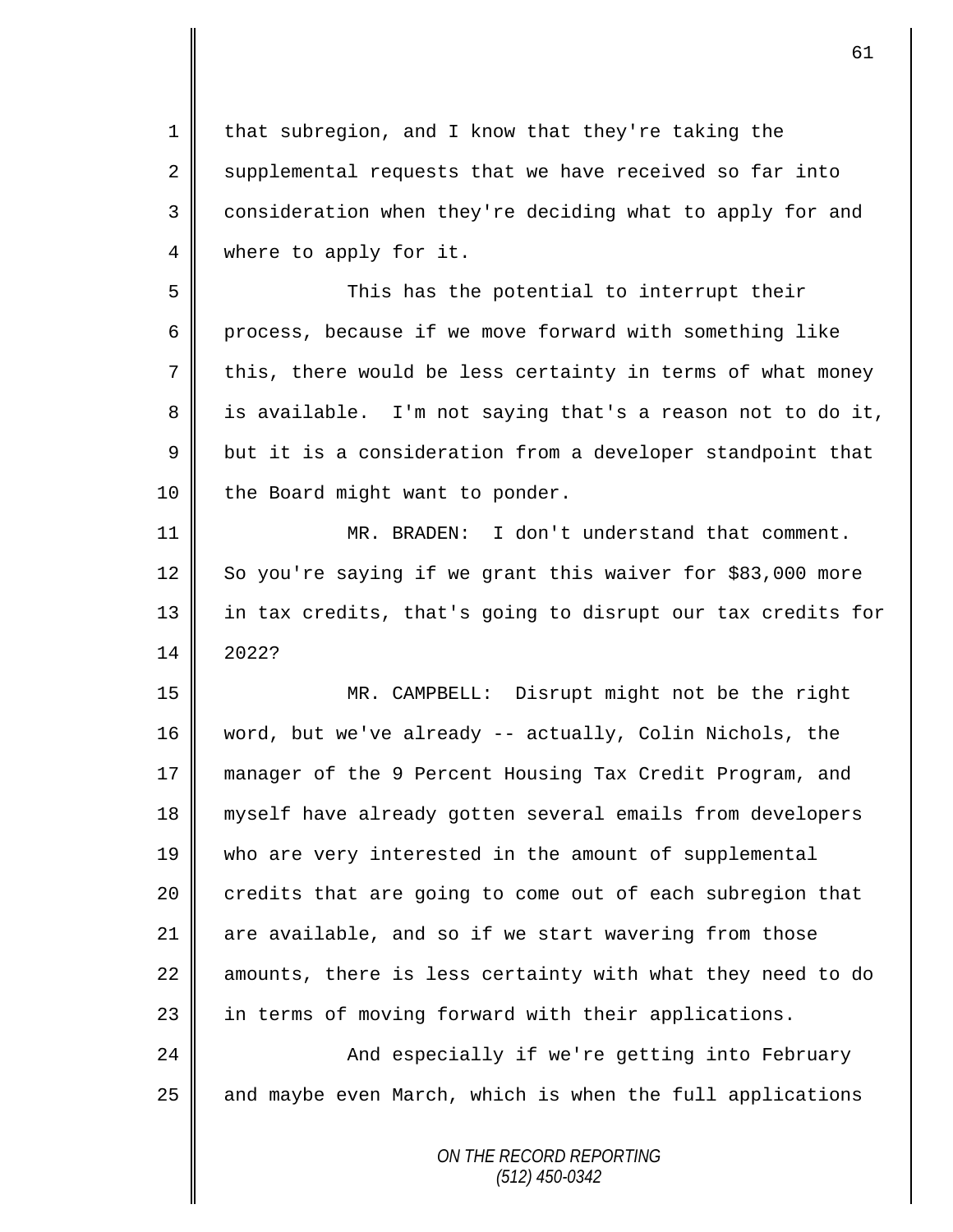that subregion, and I know that they're taking the supplemental requests that we have received so far into consideration when they're deciding what to apply for and where to apply for it.

This has the potential to interrupt their process, because if we move forward with something like this, there would be less certainty in terms of what money is available. I'm not saying that's a reason not to do it, but it is a consideration from a developer standpoint that the Board might want to ponder.

MR. BRADEN: I don't understand that comment. So you're saying if we grant this waiver for $83,000 more in tax credits, that's going to disrupt our tax credits for 2022?

MR. CAMPBELL: Disrupt might not be the right word, but we've already -- actually, Colin Nichols, the manager of the 9 Percent Housing Tax Credit Program, and myself have already gotten several emails from developers who are very interested in the amount of supplemental credits that are going to come out of each subregion that are available, and so if we start wavering from those amounts, there is less certainty with what they need to do in terms of moving forward with their applications.

And especially if we're getting into February and maybe even March, which is when the full applications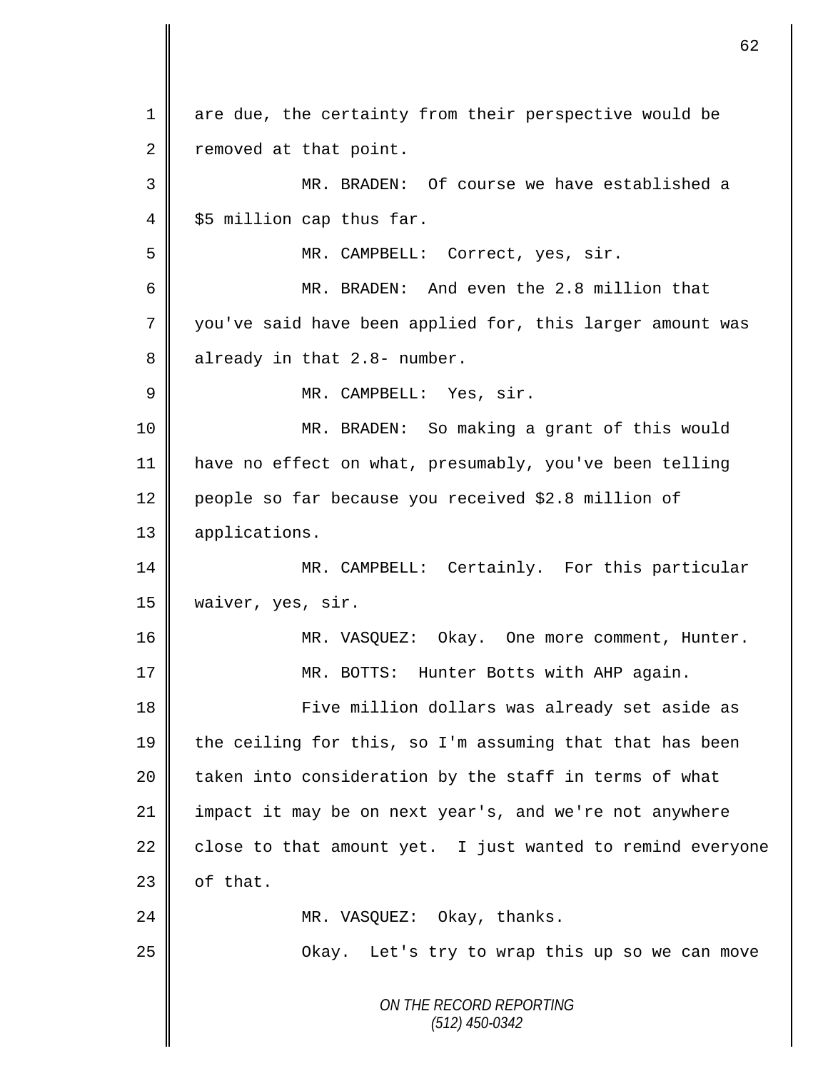are due, the certainty from their perspective would be removed at that point.

MR. BRADEN: Of course we have established a $5 million cap thus far.

MR. CAMPBELL: Correct, yes, sir.

MR. BRADEN: And even the 2.8 million that you've said have been applied for, this larger amount was already in that 2.8- number.

MR. CAMPBELL: Yes, sir.

MR. BRADEN: So making a grant of this would have no effect on what, presumably, you've been telling people so far because you received $2.8 million of applications.

MR. CAMPBELL: Certainly. For this particular waiver, yes, sir.

MR. VASQUEZ: Okay. One more comment, Hunter.

MR. BOTTS: Hunter Botts with AHP again.

Five million dollars was already set aside as the ceiling for this, so I'm assuming that that has been taken into consideration by the staff in terms of what impact it may be on next year's, and we're not anywhere close to that amount yet. I just wanted to remind everyone of that.

MR. VASQUEZ: Okay, thanks.

Okay. Let's try to wrap this up so we can move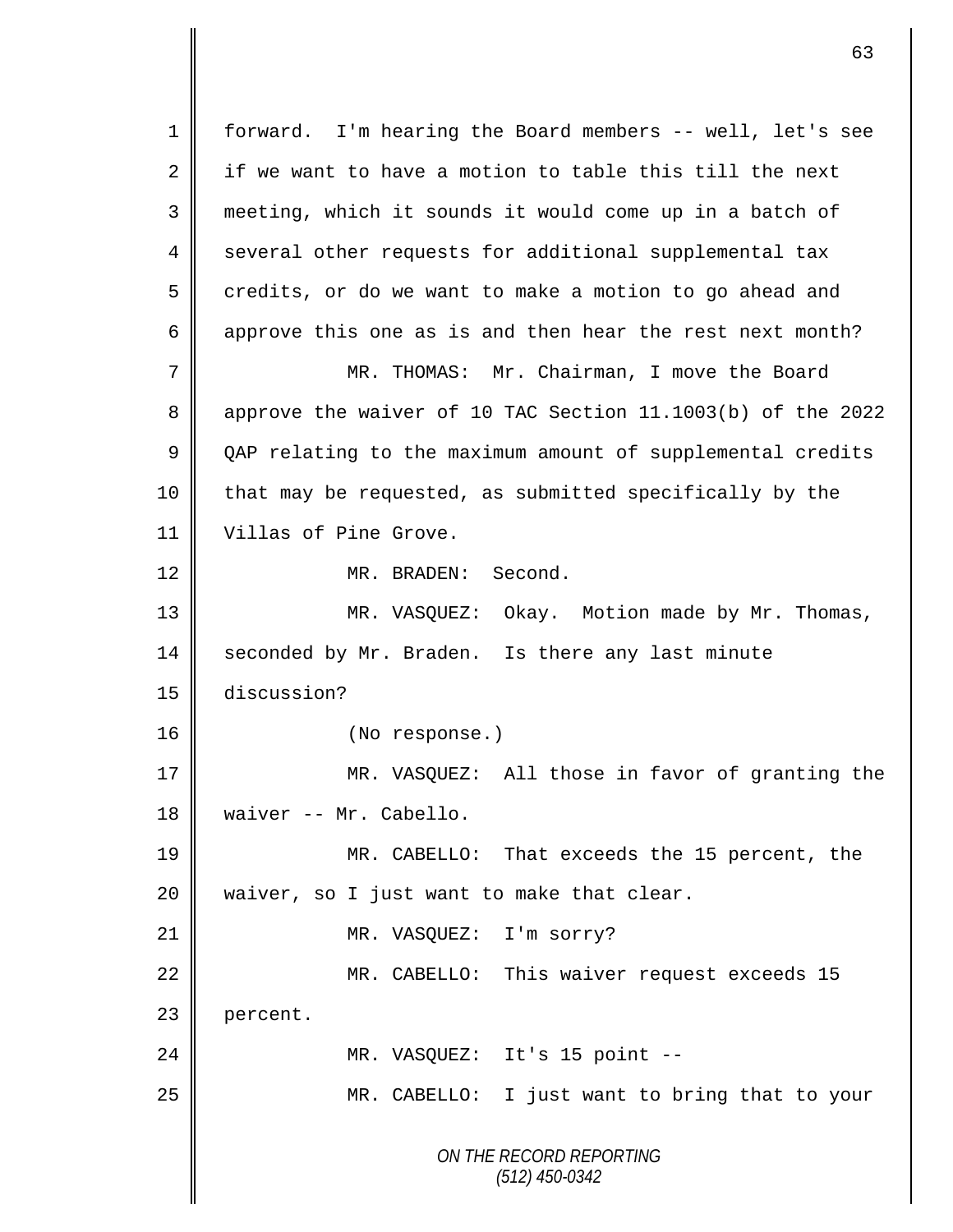forward. I'm hearing the Board members -- well, let's see if we want to have a motion to table this till the next meeting, which it sounds it would come up in a batch of several other requests for additional supplemental tax credits, or do we want to make a motion to go ahead and approve this one as is and then hear the rest next month?

MR. THOMAS: Mr. Chairman, I move the Board approve the waiver of 10 TAC Section 11.1003(b) of the 2022 QAP relating to the maximum amount of supplemental credits that may be requested, as submitted specifically by the Villas of Pine Grove.

MR. BRADEN: Second.

MR. VASQUEZ: Okay. Motion made by Mr. Thomas, seconded by Mr. Braden. Is there any last minute discussion?

(No response.)

MR. VASQUEZ: All those in favor of granting the waiver -- Mr. Cabello.

MR. CABELLO: That exceeds the 15 percent, the waiver, so I just want to make that clear.

MR. VASQUEZ: I'm sorry?

MR. CABELLO: This waiver request exceeds 15 percent.

MR. VASQUEZ: It's 15 point --

MR. CABELLO: I just want to bring that to your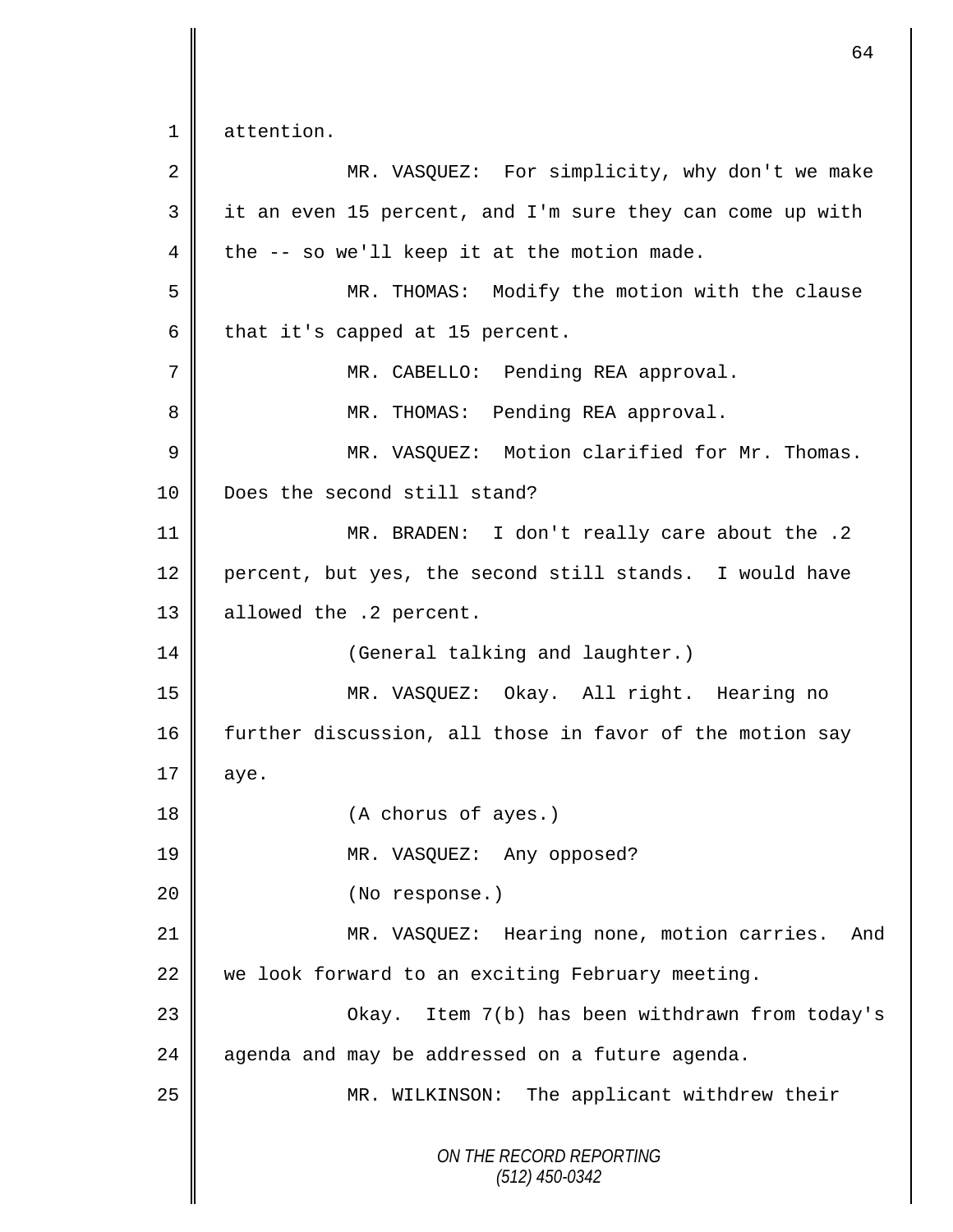1 attention.

2 MR. VASQUEZ: For simplicity, why don't we make
3 it an even 15 percent, and I'm sure they can come up with
4 the -- so we'll keep it at the motion made.

5 MR. THOMAS: Modify the motion with the clause
6 that it's capped at 15 percent.

7 MR. CABELLO: Pending REA approval.

8 MR. THOMAS: Pending REA approval.

9 MR. VASQUEZ: Motion clarified for Mr. Thomas.
10 Does the second still stand?

11 MR. BRADEN: I don't really care about the .2
12 percent, but yes, the second still stands. I would have
13 allowed the .2 percent.

14 (General talking and laughter.)

15 MR. VASQUEZ: Okay. All right. Hearing no
16 further discussion, all those in favor of the motion say
17 aye.

18 (A chorus of ayes.)

19 MR. VASQUEZ: Any opposed?

20 (No response.)

21 MR. VASQUEZ: Hearing none, motion carries. And
22 we look forward to an exciting February meeting.

23 Okay. Item 7(b) has been withdrawn from today's
24 agenda and may be addressed on a future agenda.

25 MR. WILKINSON: The applicant withdrew their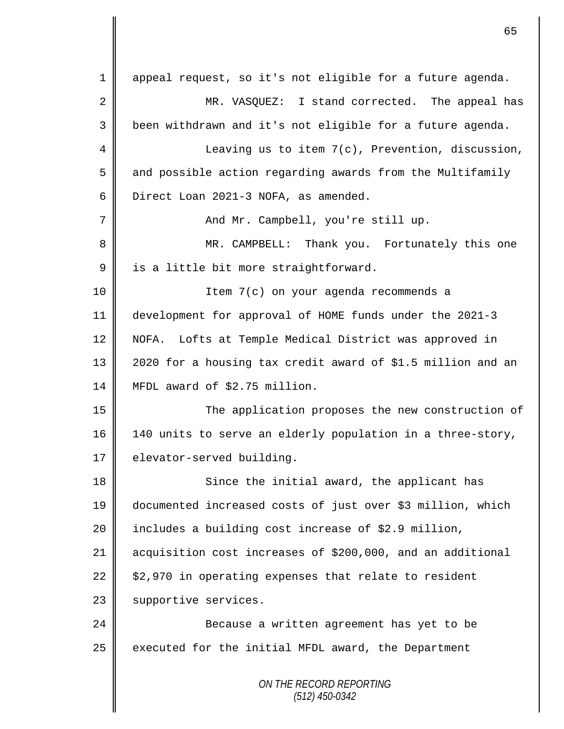appeal request, so it's not eligible for a future agenda.

MR. VASQUEZ: I stand corrected. The appeal has been withdrawn and it's not eligible for a future agenda.

Leaving us to item 7(c), Prevention, discussion, and possible action regarding awards from the Multifamily Direct Loan 2021-3 NOFA, as amended.

And Mr. Campbell, you're still up.

MR. CAMPBELL: Thank you. Fortunately this one is a little bit more straightforward.

Item 7(c) on your agenda recommends a development for approval of HOME funds under the 2021-3 NOFA. Lofts at Temple Medical District was approved in 2020 for a housing tax credit award of $1.5 million and an MFDL award of $2.75 million.

The application proposes the new construction of 140 units to serve an elderly population in a three-story, elevator-served building.

Since the initial award, the applicant has documented increased costs of just over $3 million, which includes a building cost increase of $2.9 million, acquisition cost increases of $200,000, and an additional $2,970 in operating expenses that relate to resident supportive services.

Because a written agreement has yet to be executed for the initial MFDL award, the Department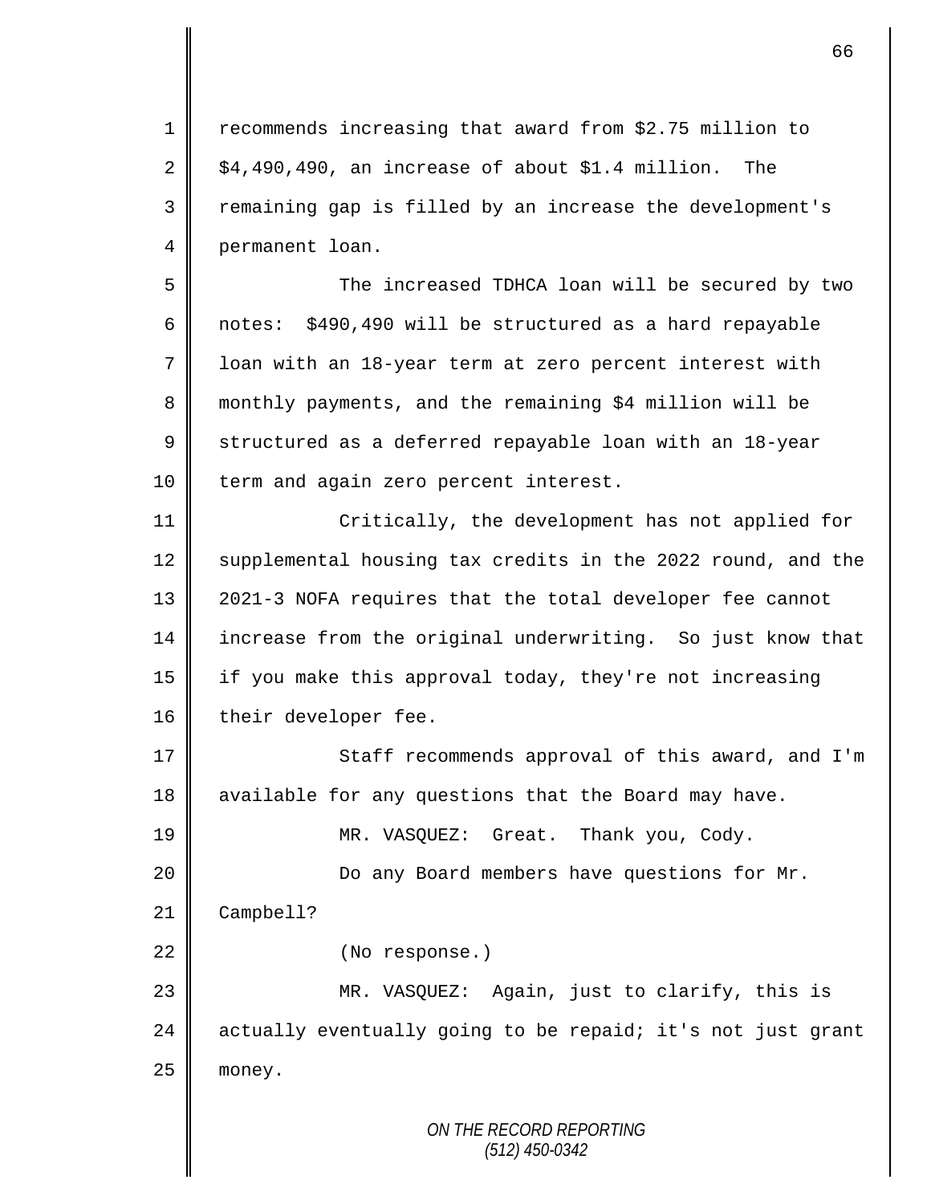recommends increasing that award from $2.75 million to $4,490,490, an increase of about $1.4 million. The remaining gap is filled by an increase the development's permanent loan.

The increased TDHCA loan will be secured by two notes: $490,490 will be structured as a hard repayable loan with an 18-year term at zero percent interest with monthly payments, and the remaining $4 million will be structured as a deferred repayable loan with an 18-year term and again zero percent interest.

Critically, the development has not applied for supplemental housing tax credits in the 2022 round, and the 2021-3 NOFA requires that the total developer fee cannot increase from the original underwriting. So just know that if you make this approval today, they're not increasing their developer fee.

Staff recommends approval of this award, and I'm available for any questions that the Board may have.

MR. VASQUEZ: Great. Thank you, Cody.

Do any Board members have questions for Mr. Campbell?

(No response.)

MR. VASQUEZ: Again, just to clarify, this is actually eventually going to be repaid; it's not just grant money.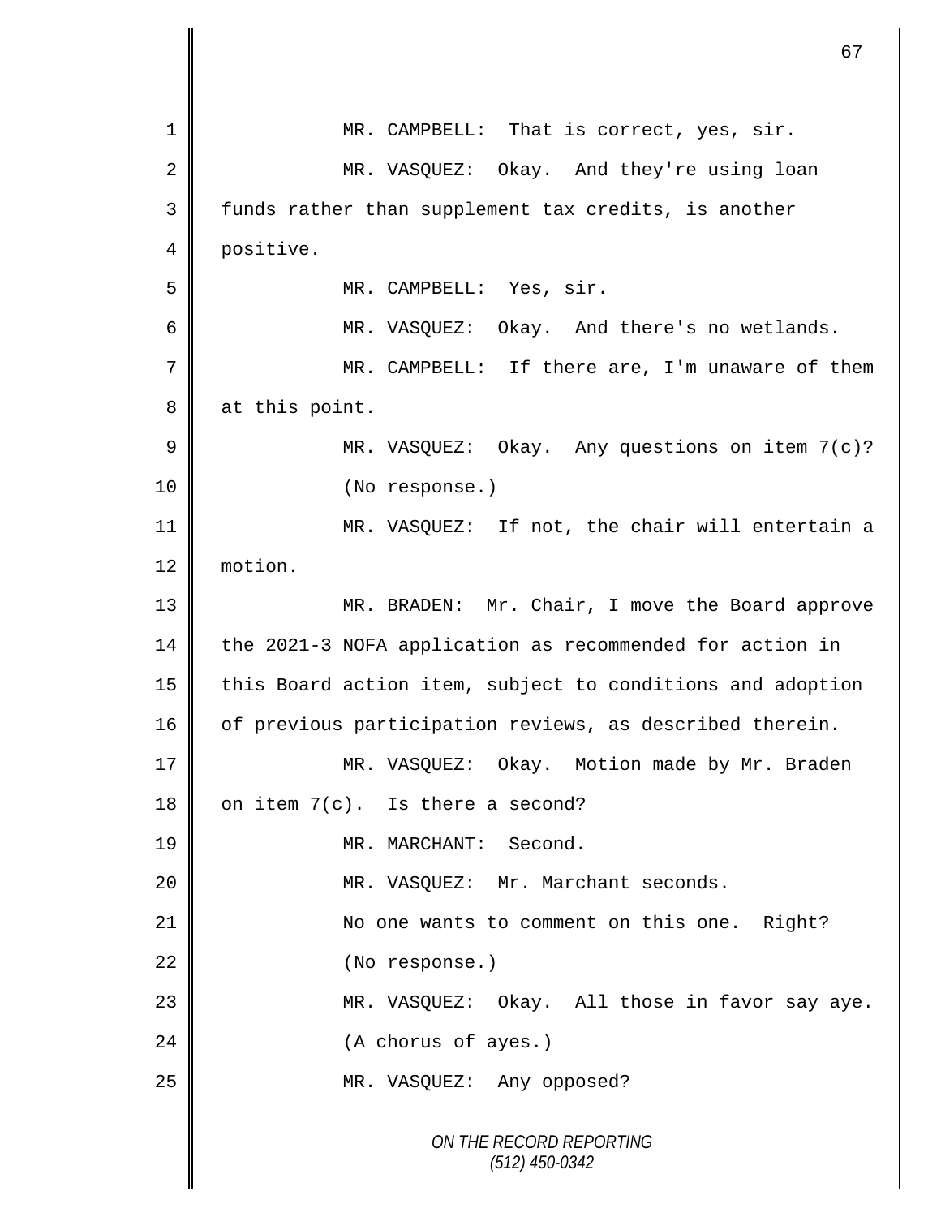MR. CAMPBELL: That is correct, yes, sir.

MR. VASQUEZ: Okay. And they're using loan funds rather than supplement tax credits, is another positive.

MR. CAMPBELL: Yes, sir.

MR. VASQUEZ: Okay. And there's no wetlands.

MR. CAMPBELL: If there are, I'm unaware of them at this point.

MR. VASQUEZ: Okay. Any questions on item 7(c)?

(No response.)

MR. VASQUEZ: If not, the chair will entertain a motion.

MR. BRADEN: Mr. Chair, I move the Board approve the 2021-3 NOFA application as recommended for action in this Board action item, subject to conditions and adoption of previous participation reviews, as described therein.

MR. VASQUEZ: Okay. Motion made by Mr. Braden on item 7(c). Is there a second?

MR. MARCHANT: Second.

MR. VASQUEZ: Mr. Marchant seconds.

No one wants to comment on this one. Right?

(No response.)

MR. VASQUEZ: Okay. All those in favor say aye.

(A chorus of ayes.)

MR. VASQUEZ: Any opposed?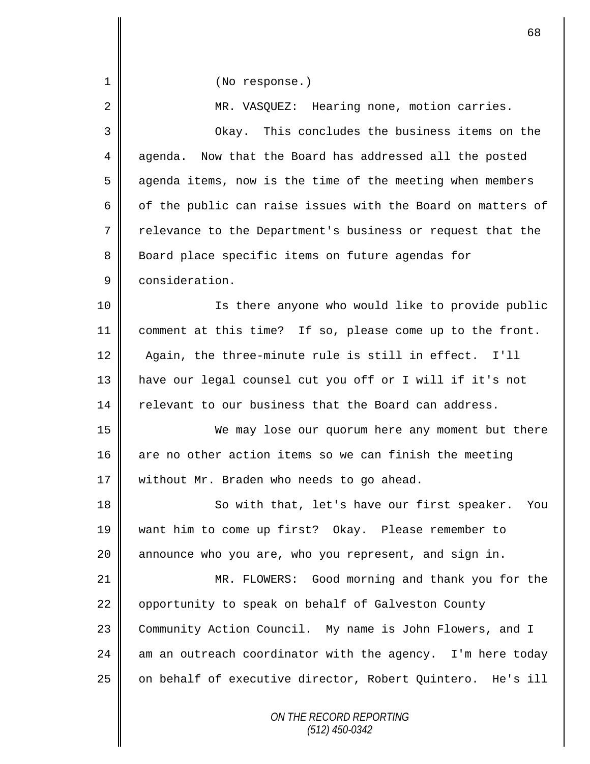(No response.)

MR. VASQUEZ: Hearing none, motion carries.

Okay. This concludes the business items on the agenda. Now that the Board has addressed all the posted agenda items, now is the time of the meeting when members of the public can raise issues with the Board on matters of relevance to the Department's business or request that the Board place specific items on future agendas for consideration.

Is there anyone who would like to provide public comment at this time? If so, please come up to the front. Again, the three-minute rule is still in effect. I'll have our legal counsel cut you off or I will if it's not relevant to our business that the Board can address.

We may lose our quorum here any moment but there are no other action items so we can finish the meeting without Mr. Braden who needs to go ahead.

So with that, let's have our first speaker. You want him to come up first? Okay. Please remember to announce who you are, who you represent, and sign in.

MR. FLOWERS: Good morning and thank you for the opportunity to speak on behalf of Galveston County Community Action Council. My name is John Flowers, and I am an outreach coordinator with the agency. I'm here today on behalf of executive director, Robert Quintero. He's ill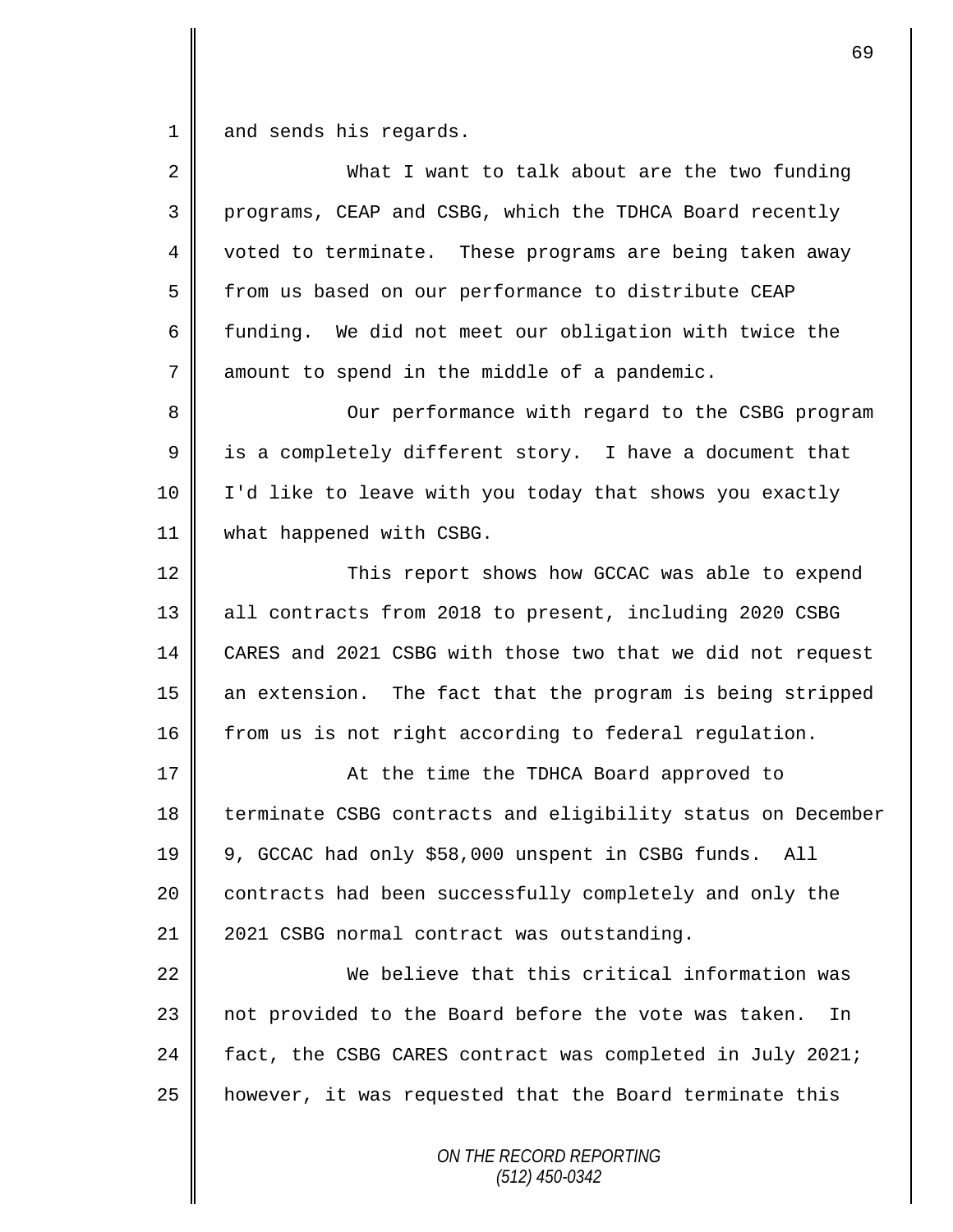and sends his regards.

What I want to talk about are the two funding programs, CEAP and CSBG, which the TDHCA Board recently voted to terminate. These programs are being taken away from us based on our performance to distribute CEAP funding. We did not meet our obligation with twice the amount to spend in the middle of a pandemic.

Our performance with regard to the CSBG program is a completely different story. I have a document that I'd like to leave with you today that shows you exactly what happened with CSBG.

This report shows how GCCAC was able to expend all contracts from 2018 to present, including 2020 CSBG CARES and 2021 CSBG with those two that we did not request an extension. The fact that the program is being stripped from us is not right according to federal regulation.

At the time the TDHCA Board approved to terminate CSBG contracts and eligibility status on December 9, GCCAC had only $58,000 unspent in CSBG funds. All contracts had been successfully completely and only the 2021 CSBG normal contract was outstanding.

We believe that this critical information was not provided to the Board before the vote was taken. In fact, the CSBG CARES contract was completed in July 2021; however, it was requested that the Board terminate this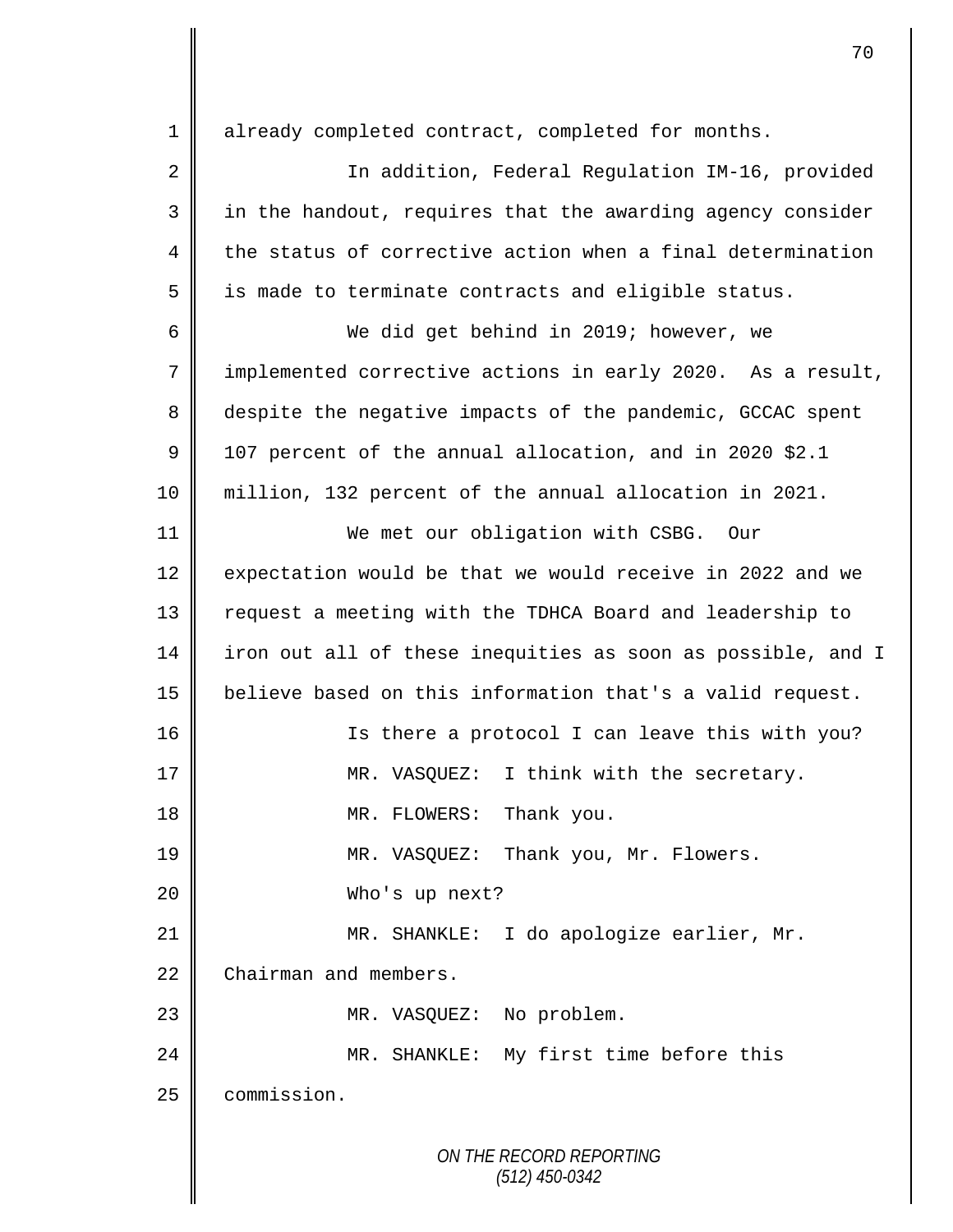already completed contract, completed for months.

In addition, Federal Regulation IM-16, provided in the handout, requires that the awarding agency consider the status of corrective action when a final determination is made to terminate contracts and eligible status.

We did get behind in 2019; however, we implemented corrective actions in early 2020. As a result, despite the negative impacts of the pandemic, GCCAC spent 107 percent of the annual allocation, and in 2020 $2.1 million, 132 percent of the annual allocation in 2021.

We met our obligation with CSBG. Our expectation would be that we would receive in 2022 and we request a meeting with the TDHCA Board and leadership to iron out all of these inequities as soon as possible, and I believe based on this information that's a valid request.

Is there a protocol I can leave this with you?

MR. VASQUEZ: I think with the secretary.

MR. FLOWERS: Thank you.

MR. VASQUEZ: Thank you, Mr. Flowers.

Who's up next?

MR. SHANKLE: I do apologize earlier, Mr. Chairman and members.

MR. VASQUEZ: No problem.

MR. SHANKLE: My first time before this commission.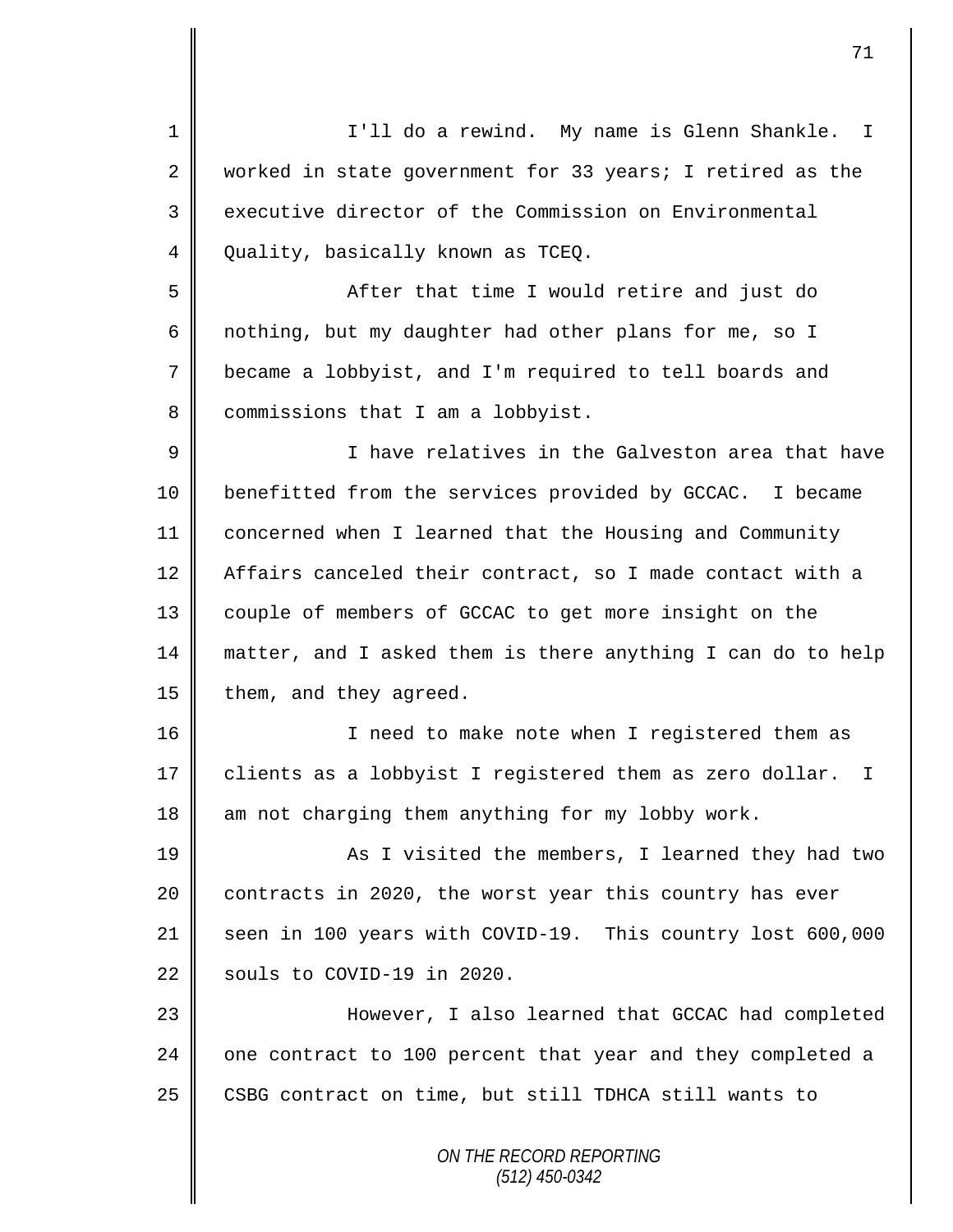I'll do a rewind. My name is Glenn Shankle. I worked in state government for 33 years; I retired as the executive director of the Commission on Environmental Quality, basically known as TCEQ.

After that time I would retire and just do nothing, but my daughter had other plans for me, so I became a lobbyist, and I'm required to tell boards and commissions that I am a lobbyist.

I have relatives in the Galveston area that have benefitted from the services provided by GCCAC. I became concerned when I learned that the Housing and Community Affairs canceled their contract, so I made contact with a couple of members of GCCAC to get more insight on the matter, and I asked them is there anything I can do to help them, and they agreed.

I need to make note when I registered them as clients as a lobbyist I registered them as zero dollar. I am not charging them anything for my lobby work.

As I visited the members, I learned they had two contracts in 2020, the worst year this country has ever seen in 100 years with COVID-19. This country lost 600,000 souls to COVID-19 in 2020.

However, I also learned that GCCAC had completed one contract to 100 percent that year and they completed a CSBG contract on time, but still TDHCA still wants to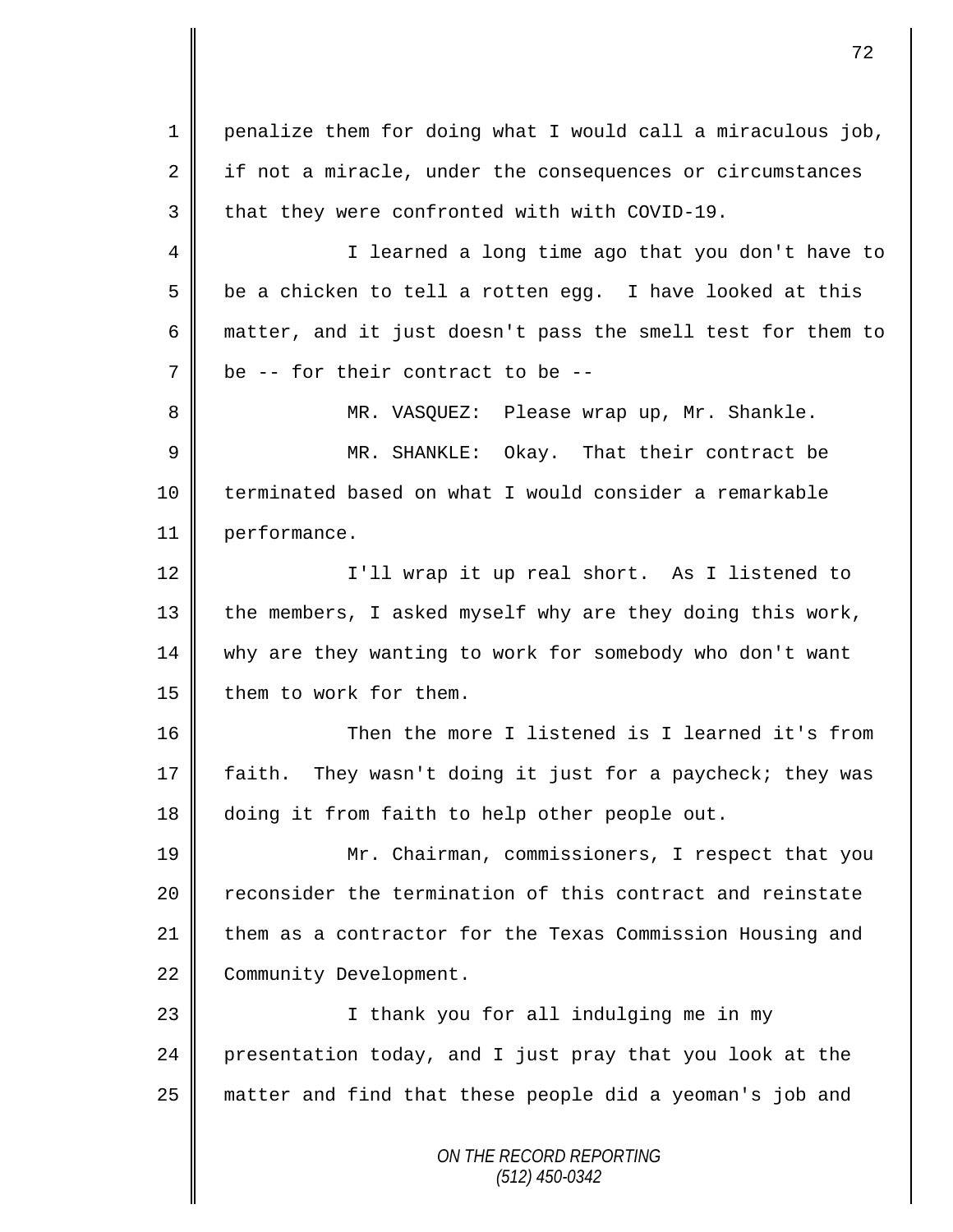penalize them for doing what I would call a miraculous job, if not a miracle, under the consequences or circumstances that they were confronted with with COVID-19.

I learned a long time ago that you don't have to be a chicken to tell a rotten egg. I have looked at this matter, and it just doesn't pass the smell test for them to be -- for their contract to be --

MR. VASQUEZ: Please wrap up, Mr. Shankle.

MR. SHANKLE: Okay. That their contract be terminated based on what I would consider a remarkable performance.

I'll wrap it up real short. As I listened to the members, I asked myself why are they doing this work, why are they wanting to work for somebody who don't want them to work for them.

Then the more I listened is I learned it's from faith. They wasn't doing it just for a paycheck; they was doing it from faith to help other people out.

Mr. Chairman, commissioners, I respect that you reconsider the termination of this contract and reinstate them as a contractor for the Texas Commission Housing and Community Development.

I thank you for all indulging me in my presentation today, and I just pray that you look at the matter and find that these people did a yeoman's job and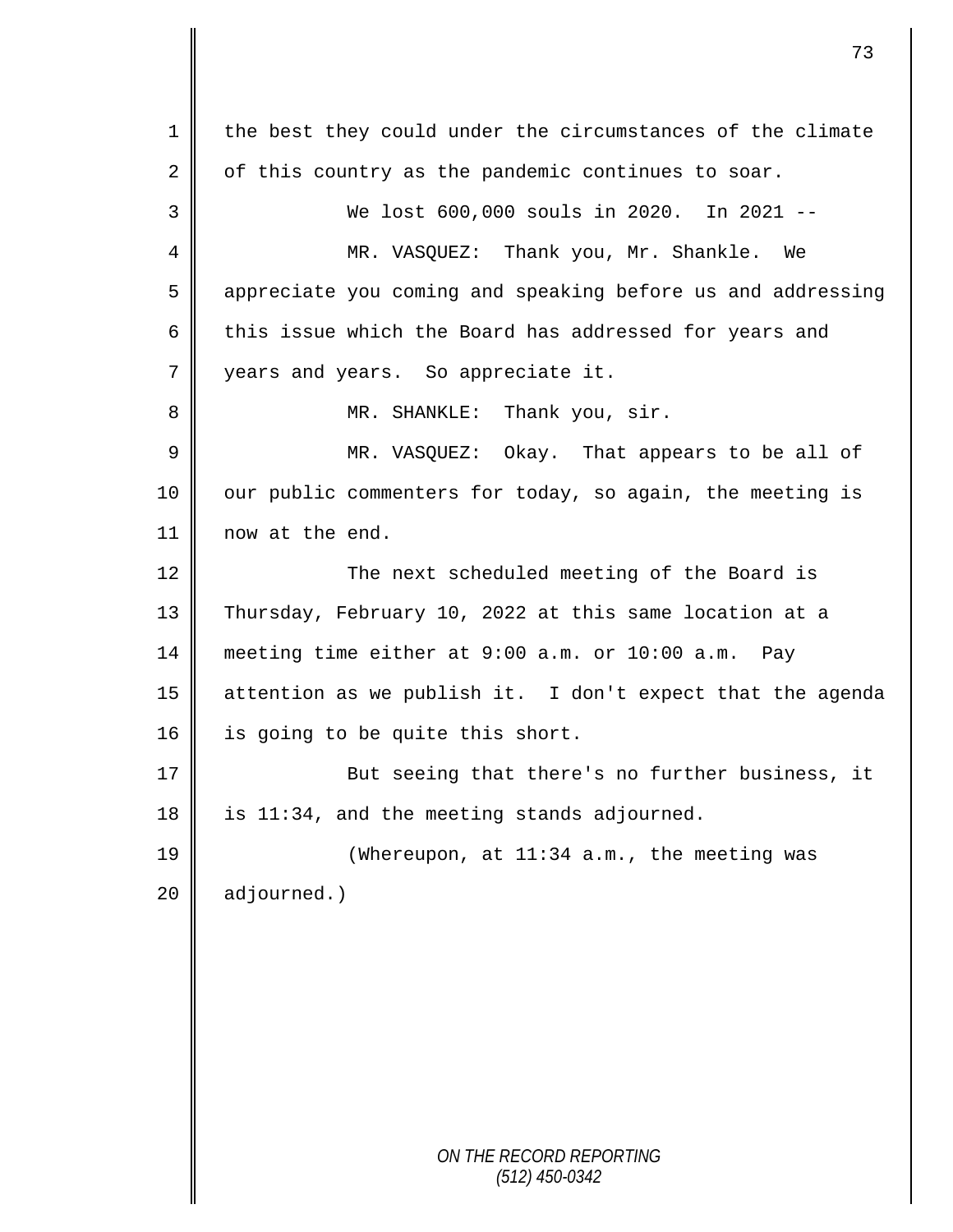the best they could under the circumstances of the climate of this country as the pandemic continues to soar.

We lost 600,000 souls in 2020. In 2021 --

MR. VASQUEZ: Thank you, Mr. Shankle. We appreciate you coming and speaking before us and addressing this issue which the Board has addressed for years and years and years. So appreciate it.

MR. SHANKLE: Thank you, sir.

MR. VASQUEZ: Okay. That appears to be all of our public commenters for today, so again, the meeting is now at the end.

The next scheduled meeting of the Board is Thursday, February 10, 2022 at this same location at a meeting time either at 9:00 a.m. or 10:00 a.m. Pay attention as we publish it. I don't expect that the agenda is going to be quite this short.

But seeing that there's no further business, it is 11:34, and the meeting stands adjourned.

(Whereupon, at 11:34 a.m., the meeting was adjourned.)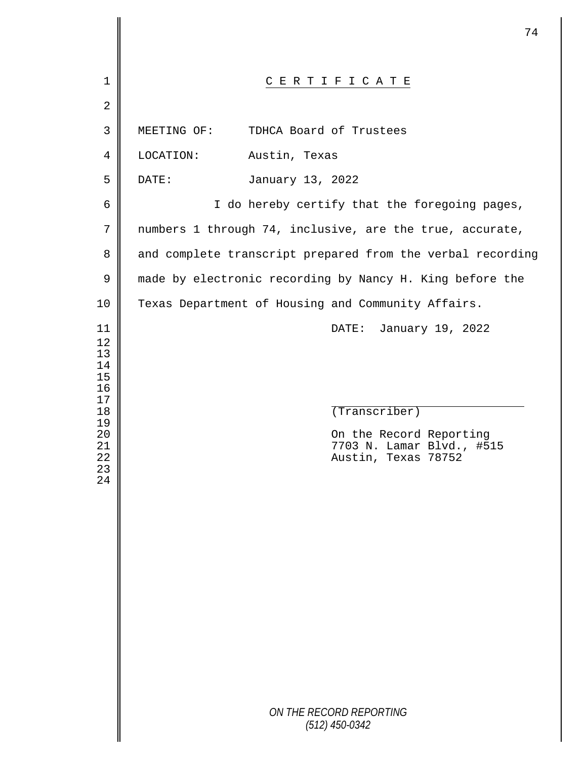# C E R T I F I C A T E

MEETING OF: TDHCA Board of Trustees

LOCATION: Austin, Texas

DATE: January 13, 2022

I do hereby certify that the foregoing pages, numbers 1 through 74, inclusive, are the true, accurate, and complete transcript prepared from the verbal recording made by electronic recording by Nancy H. King before the Texas Department of Housing and Community Affairs.

DATE: January 19, 2022

(Transcriber)

On the Record Reporting
7703 N. Lamar Blvd., #515
Austin, Texas 78752